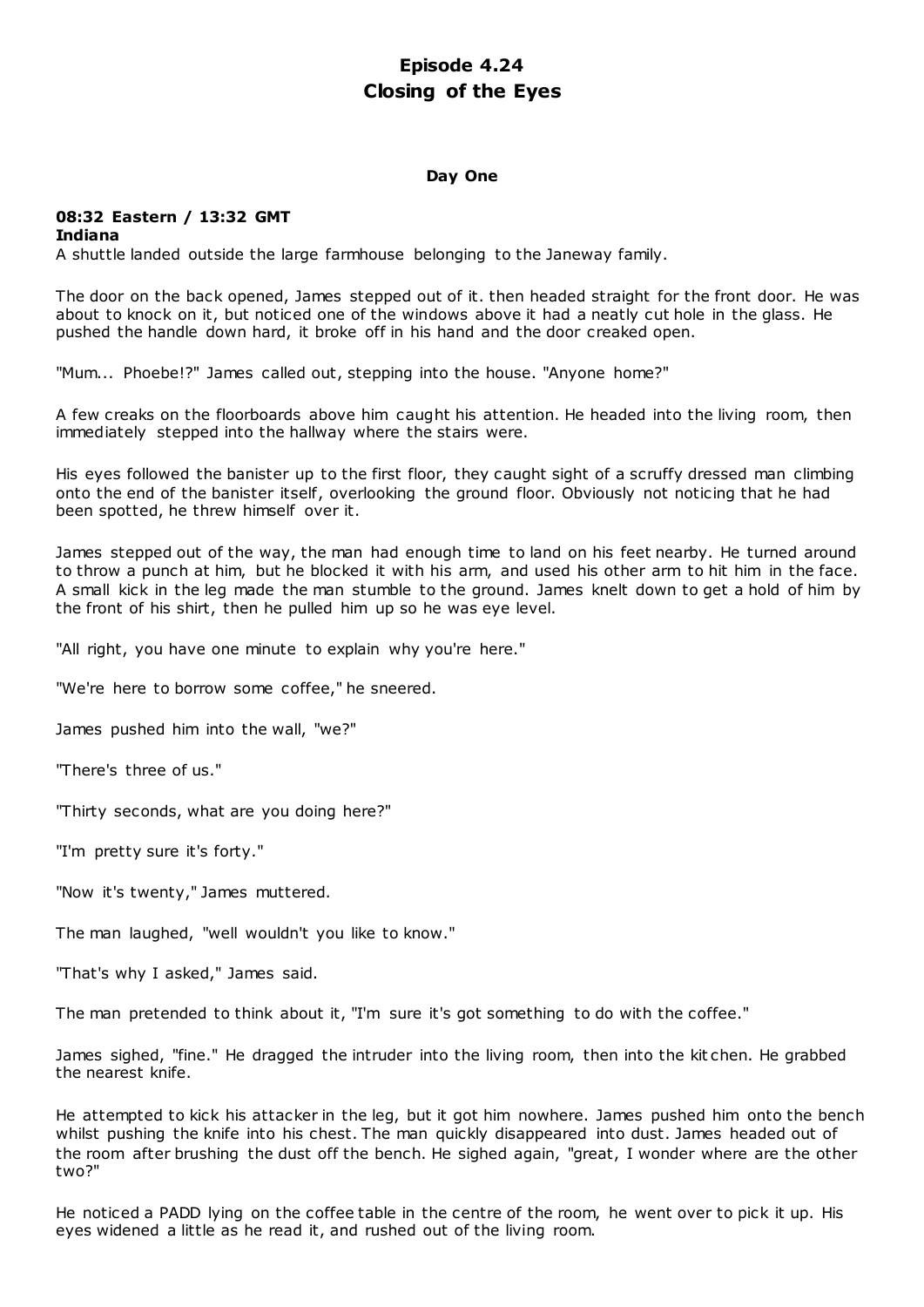# Episode 4.24
# Closing of the Eyes

**Day One**

**08:32 Eastern / 13:32 GMT**
**Indiana**

A shuttle landed outside the large farmhouse belonging to the Janeway family.

The door on the back opened, James stepped out of it. then headed straight for the front door. He was about to knock on it, but noticed one of the windows above it had a neatly cut hole in the glass. He pushed the handle down hard, it broke off in his hand and the door creaked open.

"Mum... Phoebe!?" James called out, stepping into the house. "Anyone home?"

A few creaks on the floorboards above him caught his attention. He headed into the living room, then immediately stepped into the hallway where the stairs were.

His eyes followed the banister up to the first floor, they caught sight of a scruffy dressed man climbing onto the end of the banister itself, overlooking the ground floor. Obviously not noticing that he had been spotted, he threw himself over it.

James stepped out of the way, the man had enough time to land on his feet nearby. He turned around to throw a punch at him, but he blocked it with his arm, and used his other arm to hit him in the face. A small kick in the leg made the man stumble to the ground. James knelt down to get a hold of him by the front of his shirt, then he pulled him up so he was eye level.

"All right, you have one minute to explain why you're here."

"We're here to borrow some coffee," he sneered.

James pushed him into the wall, "we?"

"There's three of us."

"Thirty seconds, what are you doing here?"

"I'm pretty sure it's forty."

"Now it's twenty," James muttered.

The man laughed, "well wouldn't you like to know."

"That's why I asked," James said.

The man pretended to think about it, "I'm sure it's got something to do with the coffee."

James sighed, "fine." He dragged the intruder into the living room, then into the kitchen. He grabbed the nearest knife.

He attempted to kick his attacker in the leg, but it got him nowhere. James pushed him onto the bench whilst pushing the knife into his chest. The man quickly disappeared into dust. James headed out of the room after brushing the dust off the bench. He sighed again, "great, I wonder where are the other two?"

He noticed a PADD lying on the coffee table in the centre of the room, he went over to pick it up. His eyes widened a little as he read it, and rushed out of the living room.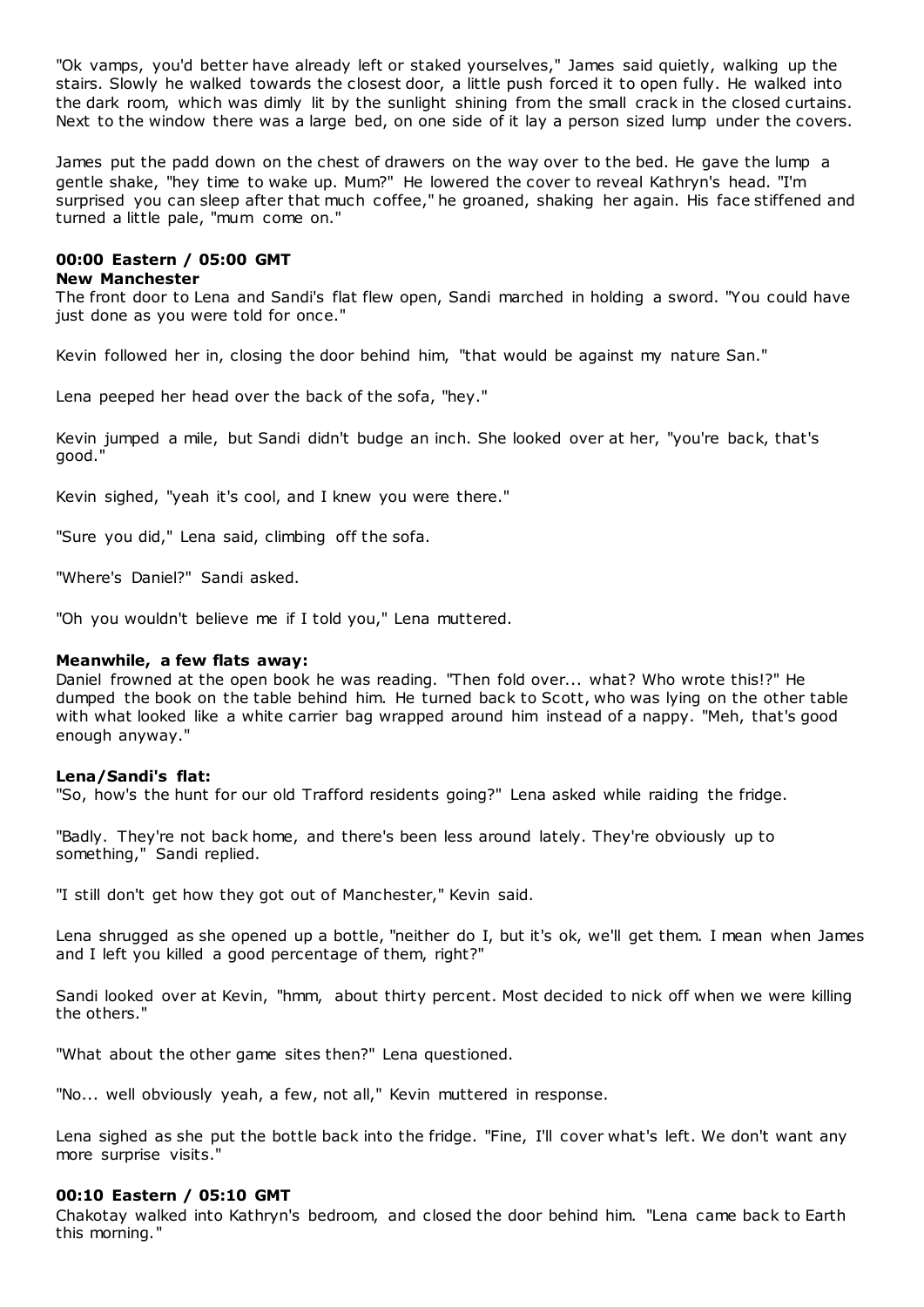"Ok vamps, you'd better have already left or staked yourselves," James said quietly, walking up the stairs. Slowly he walked towards the closest door, a little push forced it to open fully. He walked into the dark room, which was dimly lit by the sunlight shining from the small crack in the closed curtains. Next to the window there was a large bed, on one side of it lay a person sized lump under the covers.

James put the padd down on the chest of drawers on the way over to the bed. He gave the lump a gentle shake, "hey time to wake up. Mum?" He lowered the cover to reveal Kathryn's head. "I'm surprised you can sleep after that much coffee," he groaned, shaking her again. His face stiffened and turned a little pale, "mum come on."

**00:00 Eastern / 05:00 GMT**
**New Manchester**

The front door to Lena and Sandi's flat flew open, Sandi marched in holding a sword. "You could have just done as you were told for once."

Kevin followed her in, closing the door behind him, "that would be against my nature San."

Lena peeped her head over the back of the sofa, "hey."

Kevin jumped a mile, but Sandi didn't budge an inch. She looked over at her, "you're back, that's good."

Kevin sighed, "yeah it's cool, and I knew you were there."

"Sure you did," Lena said, climbing off the sofa.

"Where's Daniel?" Sandi asked.

"Oh you wouldn't believe me if I told you," Lena muttered.

**Meanwhile, a few flats away:**

Daniel frowned at the open book he was reading. "Then fold over... what? Who wrote this!?" He dumped the book on the table behind him. He turned back to Scott, who was lying on the other table with what looked like a white carrier bag wrapped around him instead of a nappy. "Meh, that's good enough anyway."

**Lena/Sandi's flat:**

"So, how's the hunt for our old Trafford residents going?" Lena asked while raiding the fridge.

"Badly. They're not back home, and there's been less around lately. They're obviously up to something," Sandi replied.

"I still don't get how they got out of Manchester," Kevin said.

Lena shrugged as she opened up a bottle, "neither do I, but it's ok, we'll get them. I mean when James and I left you killed a good percentage of them, right?"

Sandi looked over at Kevin, "hmm, about thirty percent. Most decided to nick off when we were killing the others."

"What about the other game sites then?" Lena questioned.

"No... well obviously yeah, a few, not all," Kevin muttered in response.

Lena sighed as she put the bottle back into the fridge. "Fine, I'll cover what's left. We don't want any more surprise visits."

**00:10 Eastern / 05:10 GMT**

Chakotay walked into Kathryn's bedroom, and closed the door behind him. "Lena came back to Earth this morning."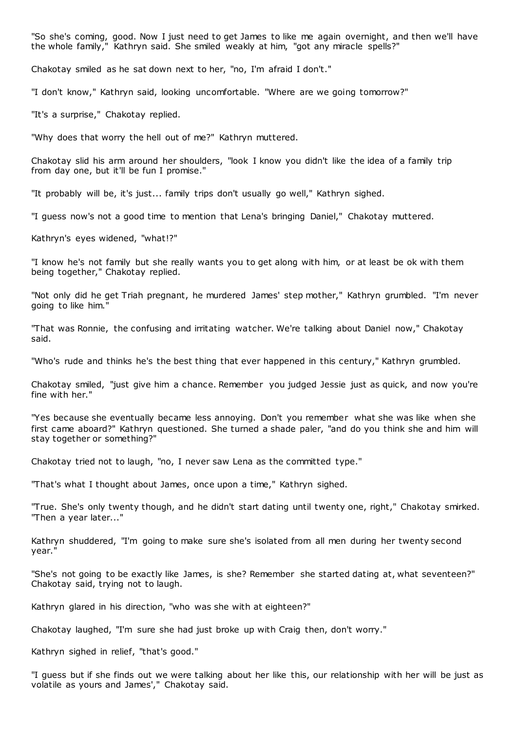"So she's coming, good. Now I just need to get James to like me again overnight, and then we'll have the whole family," Kathryn said. She smiled weakly at him, "got any miracle spells?"

Chakotay smiled as he sat down next to her, "no, I'm afraid I don't."

"I don't know," Kathryn said, looking uncomfortable. "Where are we going tomorrow?"

"It's a surprise," Chakotay replied.

"Why does that worry the hell out of me?" Kathryn muttered.

Chakotay slid his arm around her shoulders, "look I know you didn't like the idea of a family trip from day one, but it'll be fun I promise."

"It probably will be, it's just... family trips don't usually go well," Kathryn sighed.

"I guess now's not a good time to mention that Lena's bringing Daniel," Chakotay muttered.

Kathryn's eyes widened, "what!?"

"I know he's not family but she really wants you to get along with him, or at least be ok with them being together," Chakotay replied.

"Not only did he get Triah pregnant, he murdered James' step mother," Kathryn grumbled. "I'm never going to like him."

"That was Ronnie, the confusing and irritating watcher. We're talking about Daniel now," Chakotay said.

"Who's rude and thinks he's the best thing that ever happened in this century," Kathryn grumbled.

Chakotay smiled, "just give him a chance. Remember you judged Jessie just as quick, and now you're fine with her."

"Yes because she eventually became less annoying. Don't you remember what she was like when she first came aboard?" Kathryn questioned. She turned a shade paler, "and do you think she and him will stay together or something?"

Chakotay tried not to laugh, "no, I never saw Lena as the committed type."

"That's what I thought about James, once upon a time," Kathryn sighed.

"True. She's only twenty though, and he didn't start dating until twenty one, right," Chakotay smirked. "Then a year later..."

Kathryn shuddered, "I'm going to make sure she's isolated from all men during her twenty second year."

"She's not going to be exactly like James, is she? Remember she started dating at, what seventeen?" Chakotay said, trying not to laugh.

Kathryn glared in his direction, "who was she with at eighteen?"

Chakotay laughed, "I'm sure she had just broke up with Craig then, don't worry."

Kathryn sighed in relief, "that's good."

"I guess but if she finds out we were talking about her like this, our relationship with her will be just as volatile as yours and James'," Chakotay said.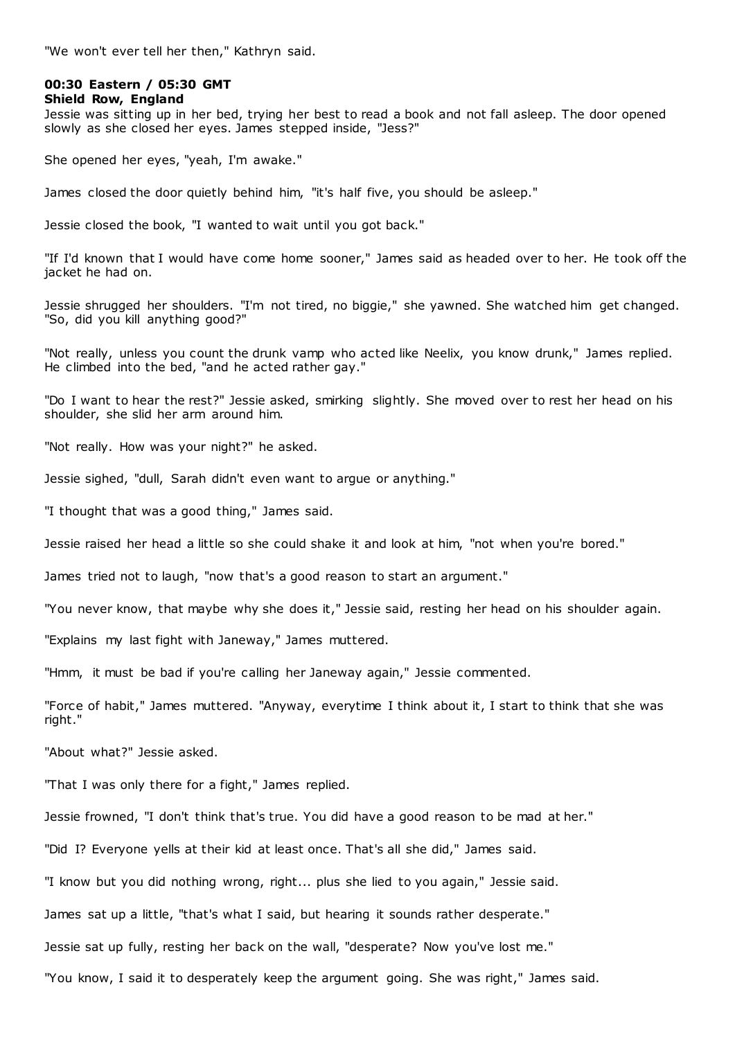"We won't ever tell her then," Kathryn said.

**00:30 Eastern / 05:30 GMT**
**Shield Row, England**

Jessie was sitting up in her bed, trying her best to read a book and not fall asleep. The door opened slowly as she closed her eyes. James stepped inside, "Jess?"

She opened her eyes, "yeah, I'm awake."

James closed the door quietly behind him, "it's half five, you should be asleep."

Jessie closed the book, "I wanted to wait until you got back."

"If I'd known that I would have come home sooner," James said as headed over to her. He took off the jacket he had on.

Jessie shrugged her shoulders. "I'm not tired, no biggie," she yawned. She watched him get changed. "So, did you kill anything good?"

"Not really, unless you count the drunk vamp who acted like Neelix, you know drunk," James replied. He climbed into the bed, "and he acted rather gay."

"Do I want to hear the rest?" Jessie asked, smirking slightly. She moved over to rest her head on his shoulder, she slid her arm around him.

"Not really. How was your night?" he asked.

Jessie sighed, "dull, Sarah didn't even want to argue or anything."

"I thought that was a good thing," James said.

Jessie raised her head a little so she could shake it and look at him, "not when you're bored."

James tried not to laugh, "now that's a good reason to start an argument."

"You never know, that maybe why she does it," Jessie said, resting her head on his shoulder again.

"Explains my last fight with Janeway," James muttered.

"Hmm, it must be bad if you're calling her Janeway again," Jessie commented.

"Force of habit," James muttered. "Anyway, everytime I think about it, I start to think that she was right."

"About what?" Jessie asked.

"That I was only there for a fight," James replied.

Jessie frowned, "I don't think that's true. You did have a good reason to be mad at her."

"Did I? Everyone yells at their kid at least once. That's all she did," James said.

"I know but you did nothing wrong, right... plus she lied to you again," Jessie said.

James sat up a little, "that's what I said, but hearing it sounds rather desperate."

Jessie sat up fully, resting her back on the wall, "desperate? Now you've lost me."

"You know, I said it to desperately keep the argument going. She was right," James said.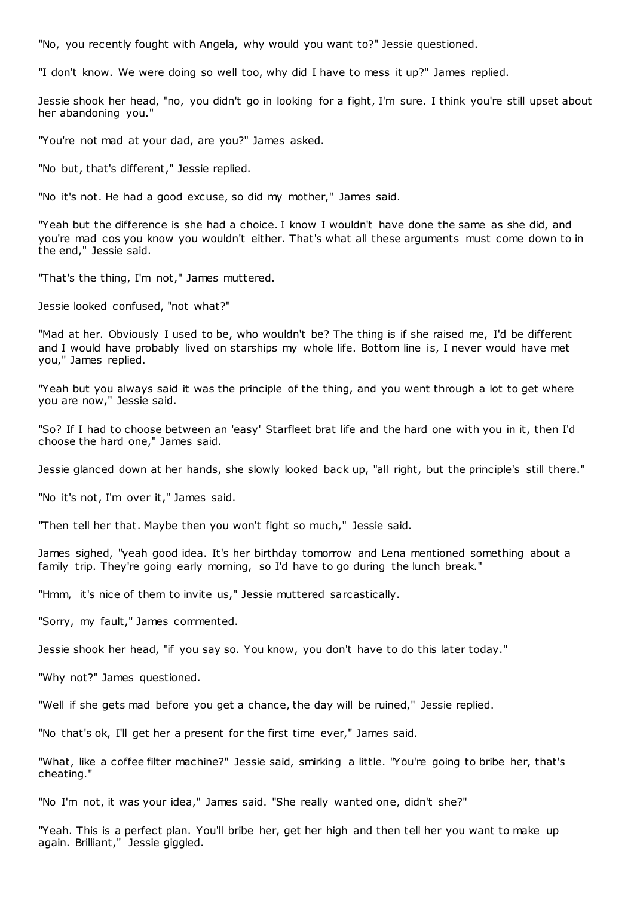"No, you recently fought with Angela, why would you want to?" Jessie questioned.

"I don't know. We were doing so well too, why did I have to mess it up?" James replied.

Jessie shook her head, "no, you didn't go in looking for a fight, I'm sure. I think you're still upset about her abandoning you."

"You're not mad at your dad, are you?" James asked.

"No but, that's different," Jessie replied.

"No it's not. He had a good excuse, so did my mother," James said.

"Yeah but the difference is she had a choice. I know I wouldn't have done the same as she did, and you're mad cos you know you wouldn't either. That's what all these arguments must come down to in the end," Jessie said.

"That's the thing, I'm not," James muttered.

Jessie looked confused, "not what?"

"Mad at her. Obviously I used to be, who wouldn't be? The thing is if she raised me, I'd be different and I would have probably lived on starships my whole life. Bottom line is, I never would have met you," James replied.

"Yeah but you always said it was the principle of the thing, and you went through a lot to get where you are now," Jessie said.

"So? If I had to choose between an 'easy' Starfleet brat life and the hard one with you in it, then I'd choose the hard one," James said.

Jessie glanced down at her hands, she slowly looked back up, "all right, but the principle's still there."

"No it's not, I'm over it," James said.

"Then tell her that. Maybe then you won't fight so much," Jessie said.

James sighed, "yeah good idea. It's her birthday tomorrow and Lena mentioned something about a family trip. They're going early morning, so I'd have to go during the lunch break."

"Hmm, it's nice of them to invite us," Jessie muttered sarcastically.

"Sorry, my fault," James commented.

Jessie shook her head, "if you say so. You know, you don't have to do this later today."

"Why not?" James questioned.

"Well if she gets mad before you get a chance, the day will be ruined," Jessie replied.

"No that's ok, I'll get her a present for the first time ever," James said.

"What, like a coffee filter machine?" Jessie said, smirking a little. "You're going to bribe her, that's cheating."

"No I'm not, it was your idea," James said. "She really wanted one, didn't she?"

"Yeah. This is a perfect plan. You'll bribe her, get her high and then tell her you want to make up again. Brilliant," Jessie giggled.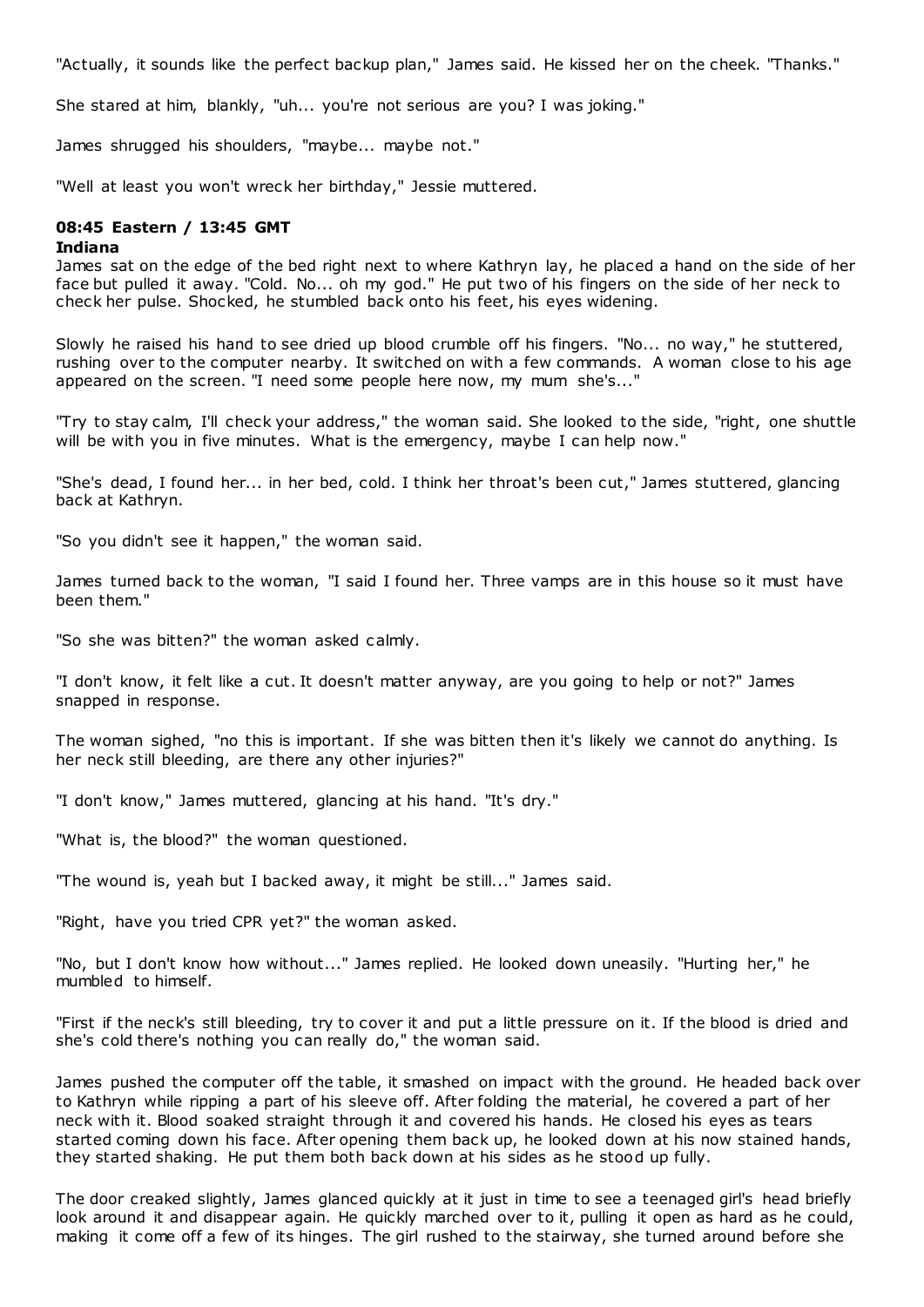"Actually, it sounds like the perfect backup plan," James said. He kissed her on the cheek. "Thanks."

She stared at him, blankly, "uh... you're not serious are you? I was joking."

James shrugged his shoulders, "maybe... maybe not."

"Well at least you won't wreck her birthday," Jessie muttered.

**08:45 Eastern / 13:45 GMT**
**Indiana**

James sat on the edge of the bed right next to where Kathryn lay, he placed a hand on the side of her face but pulled it away. "Cold. No... oh my god." He put two of his fingers on the side of her neck to check her pulse. Shocked, he stumbled back onto his feet, his eyes widening.

Slowly he raised his hand to see dried up blood crumble off his fingers. "No... no way," he stuttered, rushing over to the computer nearby. It switched on with a few commands. A woman close to his age appeared on the screen. "I need some people here now, my mum she's..."

"Try to stay calm, I'll check your address," the woman said. She looked to the side, "right, one shuttle will be with you in five minutes. What is the emergency, maybe I can help now."

"She's dead, I found her... in her bed, cold. I think her throat's been cut," James stuttered, glancing back at Kathryn.

"So you didn't see it happen," the woman said.

James turned back to the woman, "I said I found her. Three vamps are in this house so it must have been them."

"So she was bitten?" the woman asked calmly.

"I don't know, it felt like a cut. It doesn't matter anyway, are you going to help or not?" James snapped in response.

The woman sighed, "no this is important. If she was bitten then it's likely we cannot do anything. Is her neck still bleeding, are there any other injuries?"

"I don't know," James muttered, glancing at his hand. "It's dry."

"What is, the blood?" the woman questioned.

"The wound is, yeah but I backed away, it might be still..." James said.

"Right, have you tried CPR yet?" the woman asked.

"No, but I don't know how without..." James replied. He looked down uneasily. "Hurting her," he mumbled to himself.

"First if the neck's still bleeding, try to cover it and put a little pressure on it. If the blood is dried and she's cold there's nothing you can really do," the woman said.

James pushed the computer off the table, it smashed on impact with the ground. He headed back over to Kathryn while ripping a part of his sleeve off. After folding the material, he covered a part of her neck with it. Blood soaked straight through it and covered his hands. He closed his eyes as tears started coming down his face. After opening them back up, he looked down at his now stained hands, they started shaking. He put them both back down at his sides as he stood up fully.

The door creaked slightly, James glanced quickly at it just in time to see a teenaged girl's head briefly look around it and disappear again. He quickly marched over to it, pulling it open as hard as he could, making it come off a few of its hinges. The girl rushed to the stairway, she turned around before she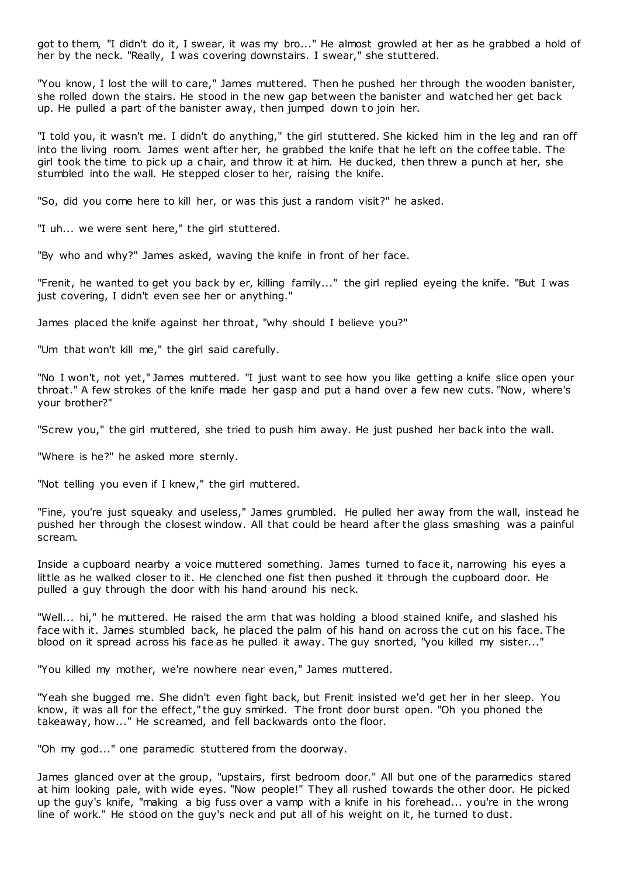got to them, "I didn't do it, I swear, it was my bro..." He almost growled at her as he grabbed a hold of her by the neck. "Really, I was covering downstairs. I swear," she stuttered.

"You know, I lost the will to care," James muttered. Then he pushed her through the wooden banister, she rolled down the stairs. He stood in the new gap between the banister and watched her get back up. He pulled a part of the banister away, then jumped down to join her.

"I told you, it wasn't me. I didn't do anything," the girl stuttered. She kicked him in the leg and ran off into the living room. James went after her, he grabbed the knife that he left on the coffee table. The girl took the time to pick up a chair, and throw it at him. He ducked, then threw a punch at her, she stumbled into the wall. He stepped closer to her, raising the knife.

"So, did you come here to kill her, or was this just a random visit?" he asked.

"I uh... we were sent here," the girl stuttered.

"By who and why?" James asked, waving the knife in front of her face.

"Frenit, he wanted to get you back by er, killing family..." the girl replied eyeing the knife. "But I was just covering, I didn't even see her or anything."

James placed the knife against her throat, "why should I believe you?"

"Um that won't kill me," the girl said carefully.

"No I won't, not yet," James muttered. "I just want to see how you like getting a knife slice open your throat." A few strokes of the knife made her gasp and put a hand over a few new cuts. "Now, where's your brother?"

"Screw you," the girl muttered, she tried to push him away. He just pushed her back into the wall.

"Where is he?" he asked more sternly.

"Not telling you even if I knew," the girl muttered.

"Fine, you're just squeaky and useless," James grumbled. He pulled her away from the wall, instead he pushed her through the closest window. All that could be heard after the glass smashing was a painful scream.

Inside a cupboard nearby a voice muttered something. James turned to face it, narrowing his eyes a little as he walked closer to it. He clenched one fist then pushed it through the cupboard door. He pulled a guy through the door with his hand around his neck.

"Well... hi," he muttered. He raised the arm that was holding a blood stained knife, and slashed his face with it. James stumbled back, he placed the palm of his hand on across the cut on his face. The blood on it spread across his face as he pulled it away. The guy snorted, "you killed my sister..."

"You killed my mother, we're nowhere near even," James muttered.

"Yeah she bugged me. She didn't even fight back, but Frenit insisted we'd get her in her sleep. You know, it was all for the effect," the guy smirked. The front door burst open. "Oh you phoned the takeaway, how..." He screamed, and fell backwards onto the floor.

"Oh my god..." one paramedic stuttered from the doorway.

James glanced over at the group, "upstairs, first bedroom door." All but one of the paramedics stared at him looking pale, with wide eyes. "Now people!" They all rushed towards the other door. He picked up the guy's knife, "making a big fuss over a vamp with a knife in his forehead... you're in the wrong line of work." He stood on the guy's neck and put all of his weight on it, he turned to dust.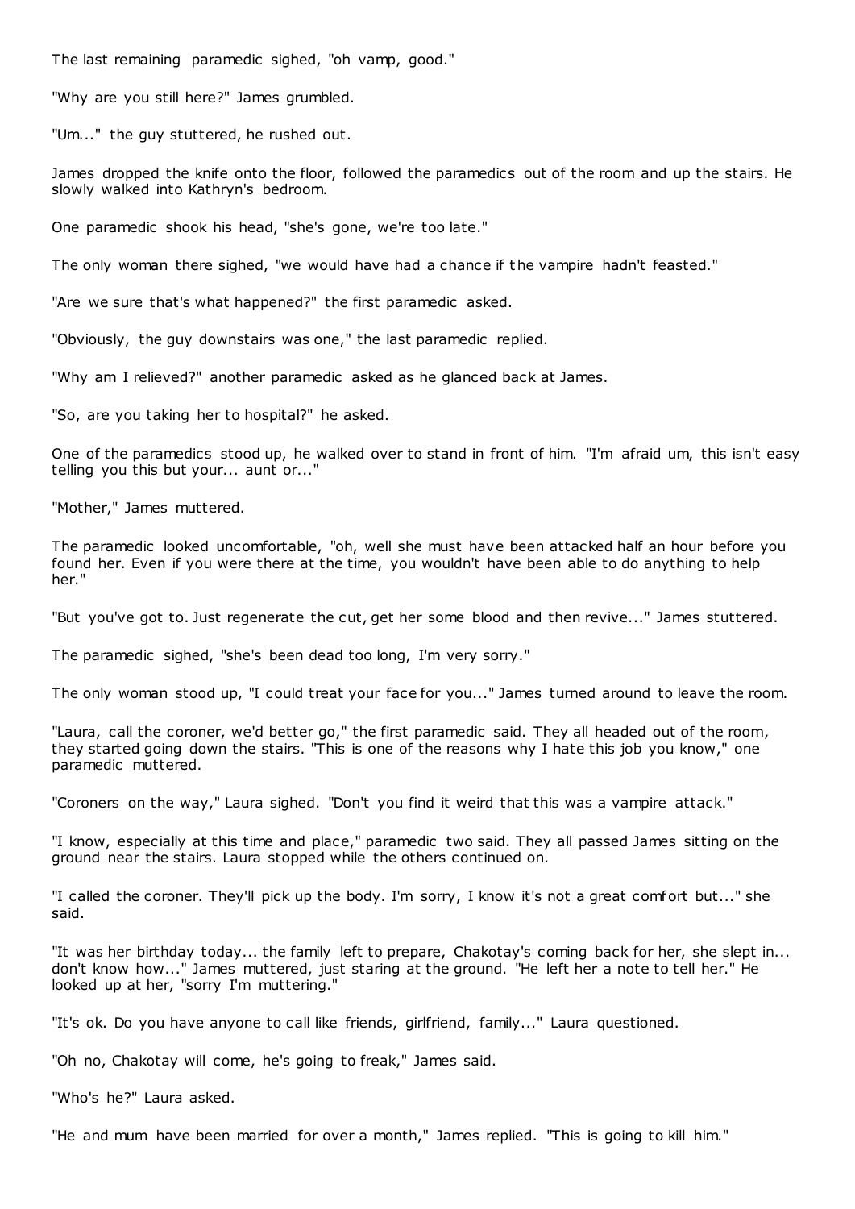The last remaining paramedic sighed, "oh vamp, good."

"Why are you still here?" James grumbled.

"Um..." the guy stuttered, he rushed out.

James dropped the knife onto the floor, followed the paramedics out of the room and up the stairs. He slowly walked into Kathryn's bedroom.

One paramedic shook his head, "she's gone, we're too late."

The only woman there sighed, "we would have had a chance if the vampire hadn't feasted."

"Are we sure that's what happened?" the first paramedic asked.

"Obviously, the guy downstairs was one," the last paramedic replied.

"Why am I relieved?" another paramedic asked as he glanced back at James.

"So, are you taking her to hospital?" he asked.

One of the paramedics stood up, he walked over to stand in front of him. "I'm afraid um, this isn't easy telling you this but your... aunt or..."

"Mother," James muttered.

The paramedic looked uncomfortable, "oh, well she must have been attacked half an hour before you found her. Even if you were there at the time, you wouldn't have been able to do anything to help her."

"But you've got to. Just regenerate the cut, get her some blood and then revive..." James stuttered.

The paramedic sighed, "she's been dead too long, I'm very sorry."

The only woman stood up, "I could treat your face for you..." James turned around to leave the room.

"Laura, call the coroner, we'd better go," the first paramedic said. They all headed out of the room, they started going down the stairs. "This is one of the reasons why I hate this job you know," one paramedic muttered.

"Coroners on the way," Laura sighed. "Don't you find it weird that this was a vampire attack."

"I know, especially at this time and place," paramedic two said. They all passed James sitting on the ground near the stairs. Laura stopped while the others continued on.

"I called the coroner. They'll pick up the body. I'm sorry, I know it's not a great comfort but..." she said.

"It was her birthday today... the family left to prepare, Chakotay's coming back for her, she slept in... don't know how..." James muttered, just staring at the ground. "He left her a note to tell her." He looked up at her, "sorry I'm muttering."

"It's ok. Do you have anyone to call like friends, girlfriend, family..." Laura questioned.

"Oh no, Chakotay will come, he's going to freak," James said.

"Who's he?" Laura asked.

"He and mum have been married for over a month," James replied. "This is going to kill him."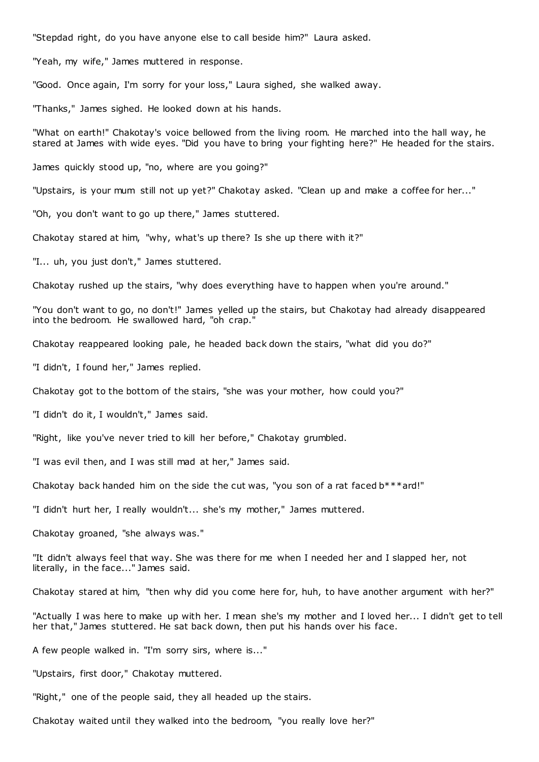"Stepdad right, do you have anyone else to call beside him?" Laura asked.

"Yeah, my wife," James muttered in response.

"Good. Once again, I'm sorry for your loss," Laura sighed, she walked away.

"Thanks," James sighed. He looked down at his hands.

"What on earth!" Chakotay's voice bellowed from the living room. He marched into the hall way, he stared at James with wide eyes. "Did you have to bring your fighting here?" He headed for the stairs.

James quickly stood up, "no, where are you going?"

"Upstairs, is your mum still not up yet?" Chakotay asked. "Clean up and make a coffee for her..."

"Oh, you don't want to go up there," James stuttered.

Chakotay stared at him, "why, what's up there? Is she up there with it?"

"I... uh, you just don't," James stuttered.

Chakotay rushed up the stairs, "why does everything have to happen when you're around."

"You don't want to go, no don't!" James yelled up the stairs, but Chakotay had already disappeared into the bedroom. He swallowed hard, "oh crap."

Chakotay reappeared looking pale, he headed back down the stairs, "what did you do?"

"I didn't, I found her," James replied.

Chakotay got to the bottom of the stairs, "she was your mother, how could you?"

"I didn't do it, I wouldn't," James said.

"Right, like you've never tried to kill her before," Chakotay grumbled.

"I was evil then, and I was still mad at her," James said.

Chakotay back handed him on the side the cut was, "you son of a rat faced b***ard!"

"I didn't hurt her, I really wouldn't... she's my mother," James muttered.

Chakotay groaned, "she always was."

"It didn't always feel that way. She was there for me when I needed her and I slapped her, not literally, in the face..." James said.

Chakotay stared at him, "then why did you come here for, huh, to have another argument with her?"

"Actually I was here to make up with her. I mean she's my mother and I loved her... I didn't get to tell her that," James stuttered. He sat back down, then put his hands over his face.

A few people walked in. "I'm sorry sirs, where is..."

"Upstairs, first door," Chakotay muttered.

"Right," one of the people said, they all headed up the stairs.

Chakotay waited until they walked into the bedroom, "you really love her?"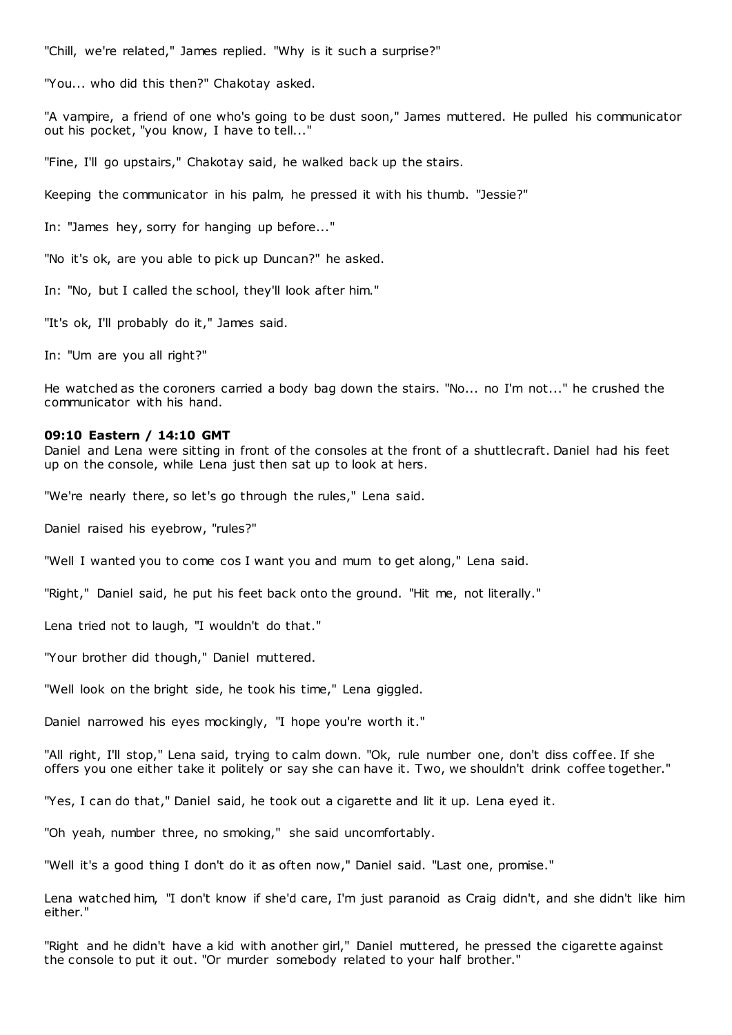"Chill, we're related," James replied. "Why is it such a surprise?"

"You... who did this then?" Chakotay asked.

"A vampire, a friend of one who's going to be dust soon," James muttered. He pulled his communicator out his pocket, "you know, I have to tell..."

"Fine, I'll go upstairs," Chakotay said, he walked back up the stairs.

Keeping the communicator in his palm, he pressed it with his thumb. "Jessie?"

In: "James hey, sorry for hanging up before..."

"No it's ok, are you able to pick up Duncan?" he asked.

In: "No, but I called the school, they'll look after him."

"It's ok, I'll probably do it," James said.

In: "Um are you all right?"

He watched as the coroners carried a body bag down the stairs. "No... no I'm not..." he crushed the communicator with his hand.

**09:10 Eastern / 14:10 GMT**

Daniel and Lena were sitting in front of the consoles at the front of a shuttlecraft. Daniel had his feet up on the console, while Lena just then sat up to look at hers.

"We're nearly there, so let's go through the rules," Lena said.

Daniel raised his eyebrow, "rules?"

"Well I wanted you to come cos I want you and mum to get along," Lena said.

"Right," Daniel said, he put his feet back onto the ground. "Hit me, not literally."

Lena tried not to laugh, "I wouldn't do that."

"Your brother did though," Daniel muttered.

"Well look on the bright side, he took his time," Lena giggled.

Daniel narrowed his eyes mockingly, "I hope you're worth it."

"All right, I'll stop," Lena said, trying to calm down. "Ok, rule number one, don't diss coffee. If she offers you one either take it politely or say she can have it. Two, we shouldn't drink coffee together."

"Yes, I can do that," Daniel said, he took out a cigarette and lit it up. Lena eyed it.

"Oh yeah, number three, no smoking," she said uncomfortably.

"Well it's a good thing I don't do it as often now," Daniel said. "Last one, promise."

Lena watched him, "I don't know if she'd care, I'm just paranoid as Craig didn't, and she didn't like him either."

"Right and he didn't have a kid with another girl," Daniel muttered, he pressed the cigarette against the console to put it out. "Or murder somebody related to your half brother."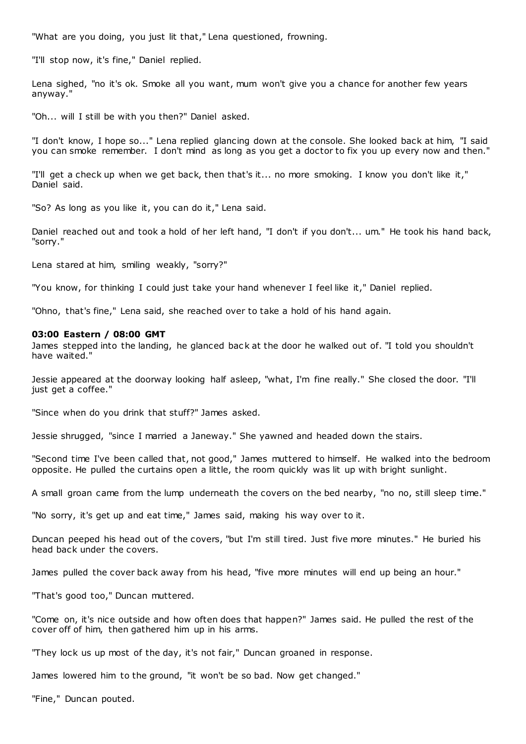"What are you doing, you just lit that," Lena questioned, frowning.

"I'll stop now, it's fine," Daniel replied.

Lena sighed, "no it's ok. Smoke all you want, mum won't give you a chance for another few years anyway."

"Oh... will I still be with you then?" Daniel asked.

"I don't know, I hope so..." Lena replied glancing down at the console. She looked back at him, "I said you can smoke remember. I don't mind as long as you get a doctor to fix you up every now and then."

"I'll get a check up when we get back, then that's it... no more smoking. I know you don't like it," Daniel said.

"So? As long as you like it, you can do it," Lena said.

Daniel reached out and took a hold of her left hand, "I don't if you don't... um." He took his hand back, "sorry."

Lena stared at him, smiling weakly, "sorry?"

"You know, for thinking I could just take your hand whenever I feel like it," Daniel replied.

"Ohno, that's fine," Lena said, she reached over to take a hold of his hand again.

**03:00 Eastern / 08:00 GMT**

James stepped into the landing, he glanced back at the door he walked out of. "I told you shouldn't have waited."

Jessie appeared at the doorway looking half asleep, "what, I'm fine really." She closed the door. "I'll just get a coffee."

"Since when do you drink that stuff?" James asked.

Jessie shrugged, "since I married a Janeway." She yawned and headed down the stairs.

"Second time I've been called that, not good," James muttered to himself. He walked into the bedroom opposite. He pulled the curtains open a little, the room quickly was lit up with bright sunlight.

A small groan came from the lump underneath the covers on the bed nearby, "no no, still sleep time."

"No sorry, it's get up and eat time," James said, making his way over to it.

Duncan peeped his head out of the covers, "but I'm still tired. Just five more minutes." He buried his head back under the covers.

James pulled the cover back away from his head, "five more minutes will end up being an hour."

"That's good too," Duncan muttered.

"Come on, it's nice outside and how often does that happen?" James said. He pulled the rest of the cover off of him, then gathered him up in his arms.

"They lock us up most of the day, it's not fair," Duncan groaned in response.

James lowered him to the ground, "it won't be so bad. Now get changed."

"Fine," Duncan pouted.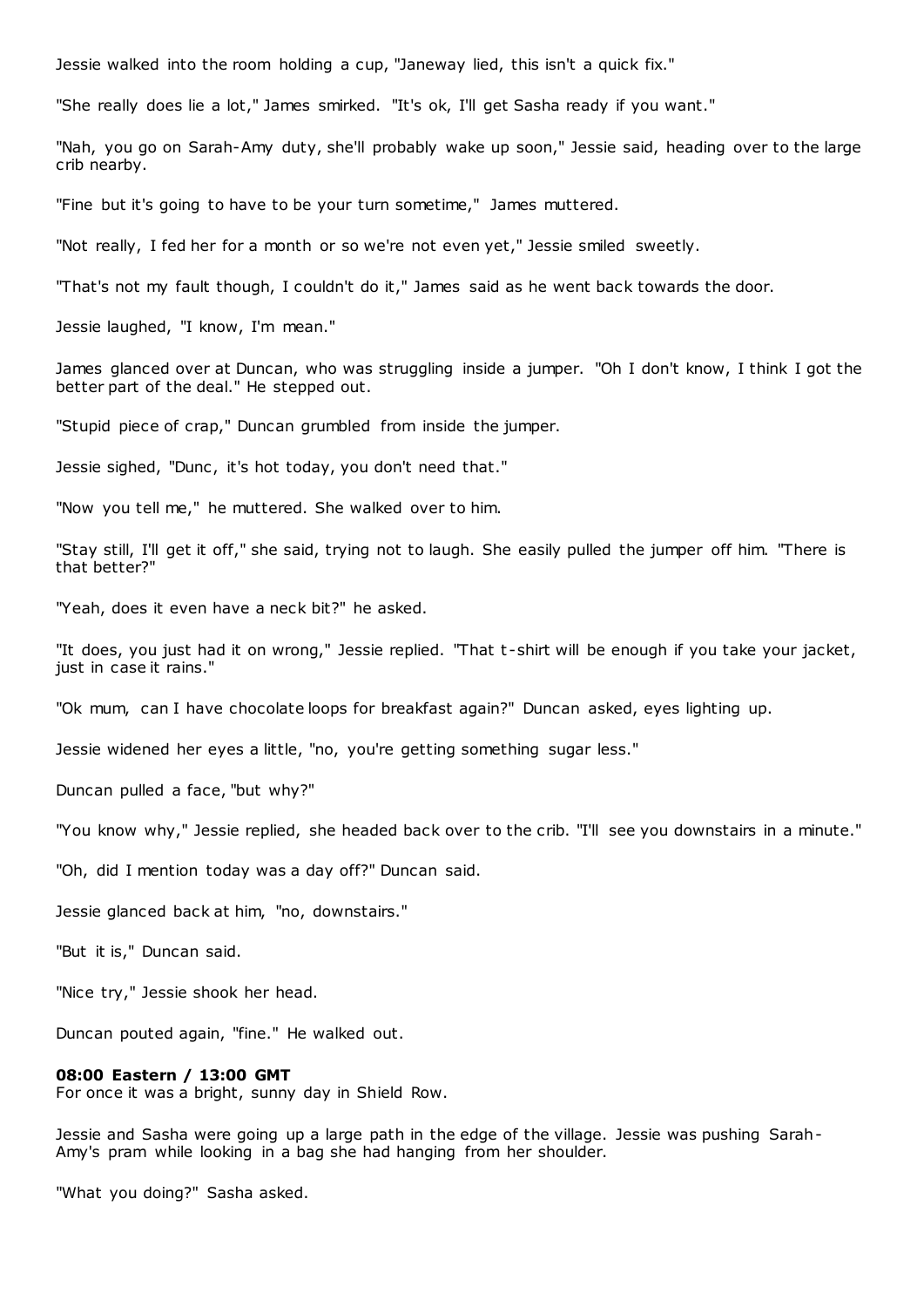Jessie walked into the room holding a cup, "Janeway lied, this isn't a quick fix."

"She really does lie a lot," James smirked. "It's ok, I'll get Sasha ready if you want."

"Nah, you go on Sarah-Amy duty, she'll probably wake up soon," Jessie said, heading over to the large crib nearby.

"Fine but it's going to have to be your turn sometime," James muttered.

"Not really, I fed her for a month or so we're not even yet," Jessie smiled sweetly.

"That's not my fault though, I couldn't do it," James said as he went back towards the door.

Jessie laughed, "I know, I'm mean."

James glanced over at Duncan, who was struggling inside a jumper. "Oh I don't know, I think I got the better part of the deal." He stepped out.

"Stupid piece of crap," Duncan grumbled from inside the jumper.

Jessie sighed, "Dunc, it's hot today, you don't need that."

"Now you tell me," he muttered. She walked over to him.

"Stay still, I'll get it off," she said, trying not to laugh. She easily pulled the jumper off him. "There is that better?"

"Yeah, does it even have a neck bit?" he asked.

"It does, you just had it on wrong," Jessie replied. "That t-shirt will be enough if you take your jacket, just in case it rains."

"Ok mum, can I have chocolate loops for breakfast again?" Duncan asked, eyes lighting up.

Jessie widened her eyes a little, "no, you're getting something sugar less."

Duncan pulled a face, "but why?"

"You know why," Jessie replied, she headed back over to the crib. "I'll see you downstairs in a minute."

"Oh, did I mention today was a day off?" Duncan said.

Jessie glanced back at him, "no, downstairs."

"But it is," Duncan said.

"Nice try," Jessie shook her head.

Duncan pouted again, "fine." He walked out.

**08:00 Eastern / 13:00 GMT**
For once it was a bright, sunny day in Shield Row.

Jessie and Sasha were going up a large path in the edge of the village. Jessie was pushing Sarah-Amy's pram while looking in a bag she had hanging from her shoulder.

"What you doing?" Sasha asked.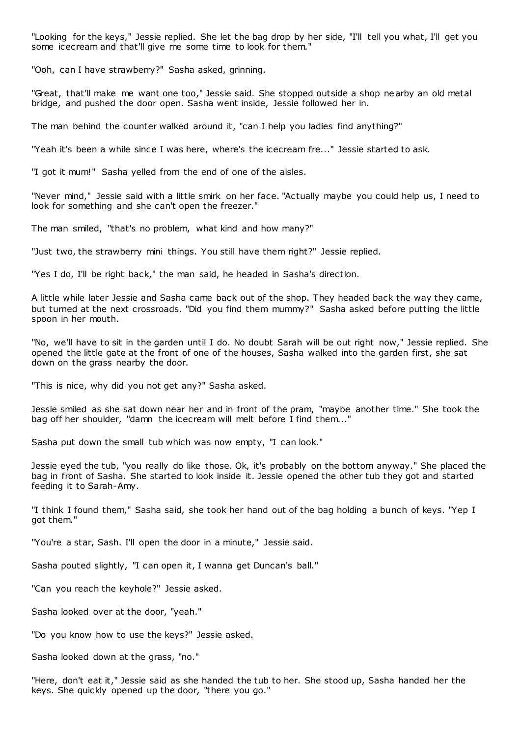"Looking for the keys," Jessie replied. She let the bag drop by her side, "I'll tell you what, I'll get you some icecream and that'll give me some time to look for them."

"Ooh, can I have strawberry?" Sasha asked, grinning.

"Great, that'll make me want one too," Jessie said. She stopped outside a shop nearby an old metal bridge, and pushed the door open. Sasha went inside, Jessie followed her in.

The man behind the counter walked around it, "can I help you ladies find anything?"

"Yeah it's been a while since I was here, where's the icecream fre..." Jessie started to ask.

"I got it mum!" Sasha yelled from the end of one of the aisles.

"Never mind," Jessie said with a little smirk on her face. "Actually maybe you could help us, I need to look for something and she can't open the freezer."

The man smiled, "that's no problem, what kind and how many?"

"Just two, the strawberry mini things. You still have them right?" Jessie replied.

"Yes I do, I'll be right back," the man said, he headed in Sasha's direction.

A little while later Jessie and Sasha came back out of the shop. They headed back the way they came, but turned at the next crossroads. "Did you find them mummy?" Sasha asked before putting the little spoon in her mouth.

"No, we'll have to sit in the garden until I do. No doubt Sarah will be out right now," Jessie replied. She opened the little gate at the front of one of the houses, Sasha walked into the garden first, she sat down on the grass nearby the door.

"This is nice, why did you not get any?" Sasha asked.

Jessie smiled as she sat down near her and in front of the pram, "maybe another time." She took the bag off her shoulder, "damn the icecream will melt before I find them..."

Sasha put down the small tub which was now empty, "I can look."

Jessie eyed the tub, "you really do like those. Ok, it's probably on the bottom anyway." She placed the bag in front of Sasha. She started to look inside it. Jessie opened the other tub they got and started feeding it to Sarah-Amy.

"I think I found them," Sasha said, she took her hand out of the bag holding a bunch of keys. "Yep I got them."

"You're a star, Sash. I'll open the door in a minute," Jessie said.

Sasha pouted slightly, "I can open it, I wanna get Duncan's ball."

"Can you reach the keyhole?" Jessie asked.

Sasha looked over at the door, "yeah."

"Do you know how to use the keys?" Jessie asked.

Sasha looked down at the grass, "no."

"Here, don't eat it," Jessie said as she handed the tub to her. She stood up, Sasha handed her the keys. She quickly opened up the door, "there you go."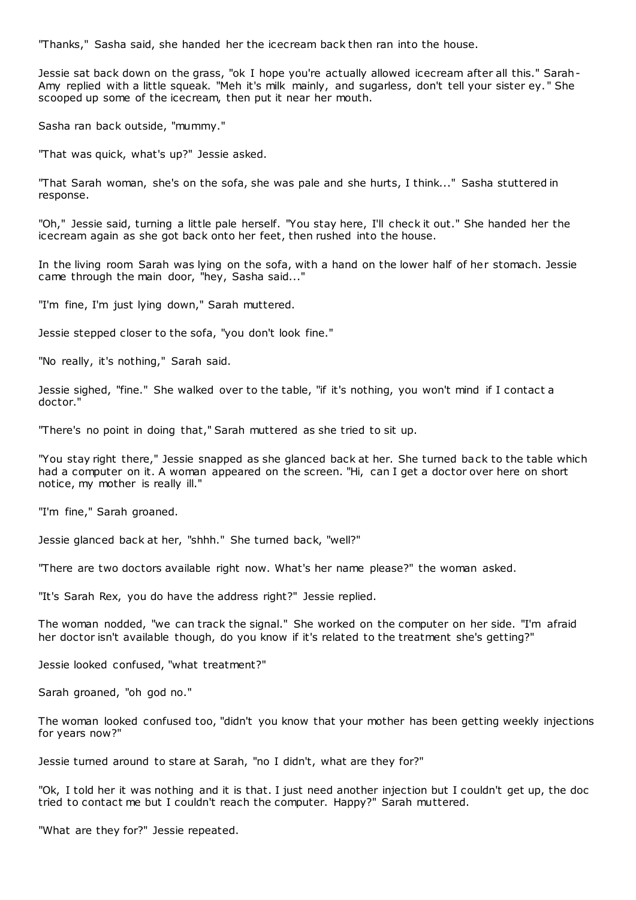"Thanks," Sasha said, she handed her the icecream back then ran into the house.

Jessie sat back down on the grass, "ok I hope you're actually allowed icecream after all this." Sarah-Amy replied with a little squeak. "Meh it's milk mainly, and sugarless, don't tell your sister ey." She scooped up some of the icecream, then put it near her mouth.

Sasha ran back outside, "mummy."

"That was quick, what's up?" Jessie asked.

"That Sarah woman, she's on the sofa, she was pale and she hurts, I think..." Sasha stuttered in response.

"Oh," Jessie said, turning a little pale herself. "You stay here, I'll check it out." She handed her the icecream again as she got back onto her feet, then rushed into the house.

In the living room Sarah was lying on the sofa, with a hand on the lower half of her stomach. Jessie came through the main door, "hey, Sasha said..."

"I'm fine, I'm just lying down," Sarah muttered.

Jessie stepped closer to the sofa, "you don't look fine."

"No really, it's nothing," Sarah said.

Jessie sighed, "fine." She walked over to the table, "if it's nothing, you won't mind if I contact a doctor."

"There's no point in doing that," Sarah muttered as she tried to sit up.

"You stay right there," Jessie snapped as she glanced back at her. She turned back to the table which had a computer on it. A woman appeared on the screen. "Hi, can I get a doctor over here on short notice, my mother is really ill."

"I'm fine," Sarah groaned.

Jessie glanced back at her, "shhh." She turned back, "well?"

"There are two doctors available right now. What's her name please?" the woman asked.

"It's Sarah Rex, you do have the address right?" Jessie replied.

The woman nodded, "we can track the signal." She worked on the computer on her side. "I'm afraid her doctor isn't available though, do you know if it's related to the treatment she's getting?"

Jessie looked confused, "what treatment?"

Sarah groaned, "oh god no."

The woman looked confused too, "didn't you know that your mother has been getting weekly injections for years now?"

Jessie turned around to stare at Sarah, "no I didn't, what are they for?"

"Ok, I told her it was nothing and it is that. I just need another injection but I couldn't get up, the doc tried to contact me but I couldn't reach the computer. Happy?" Sarah muttered.

"What are they for?" Jessie repeated.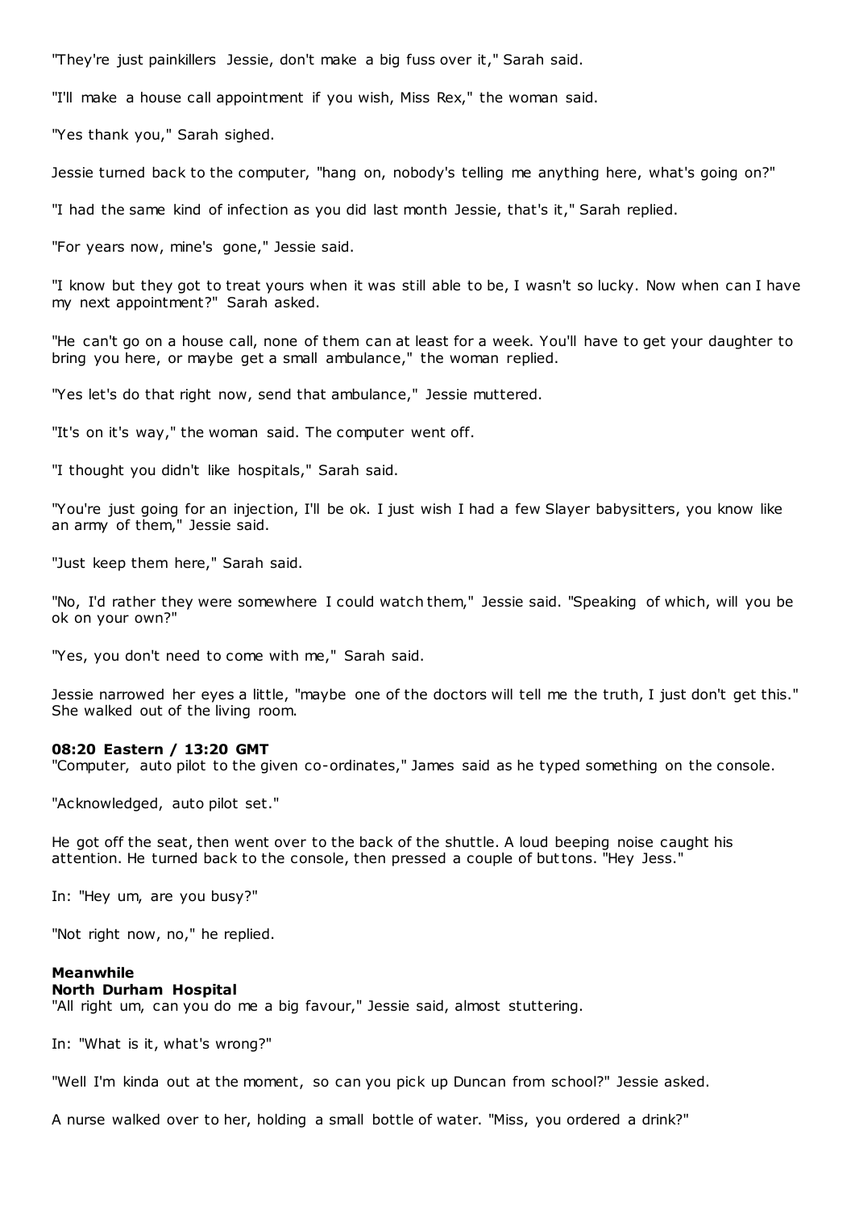"They're just painkillers Jessie, don't make a big fuss over it," Sarah said.

"I'll make a house call appointment if you wish, Miss Rex," the woman said.

"Yes thank you," Sarah sighed.

Jessie turned back to the computer, "hang on, nobody's telling me anything here, what's going on?"

"I had the same kind of infection as you did last month Jessie, that's it," Sarah replied.

"For years now, mine's gone," Jessie said.

"I know but they got to treat yours when it was still able to be, I wasn't so lucky. Now when can I have my next appointment?" Sarah asked.

"He can't go on a house call, none of them can at least for a week. You'll have to get your daughter to bring you here, or maybe get a small ambulance," the woman replied.

"Yes let's do that right now, send that ambulance," Jessie muttered.

"It's on it's way," the woman said. The computer went off.

"I thought you didn't like hospitals," Sarah said.

"You're just going for an injection, I'll be ok. I just wish I had a few Slayer babysitters, you know like an army of them," Jessie said.

"Just keep them here," Sarah said.

"No, I'd rather they were somewhere I could watch them," Jessie said. "Speaking of which, will you be ok on your own?"

"Yes, you don't need to come with me," Sarah said.

Jessie narrowed her eyes a little, "maybe one of the doctors will tell me the truth, I just don't get this." She walked out of the living room.

**08:20 Eastern / 13:20 GMT**
"Computer, auto pilot to the given co-ordinates," James said as he typed something on the console.

"Acknowledged, auto pilot set."

He got off the seat, then went over to the back of the shuttle. A loud beeping noise caught his attention. He turned back to the console, then pressed a couple of buttons. "Hey Jess."

In: "Hey um, are you busy?"

"Not right now, no," he replied.

**Meanwhile**
**North Durham Hospital**
"All right um, can you do me a big favour," Jessie said, almost stuttering.

In: "What is it, what's wrong?"

"Well I'm kinda out at the moment, so can you pick up Duncan from school?" Jessie asked.

A nurse walked over to her, holding a small bottle of water. "Miss, you ordered a drink?"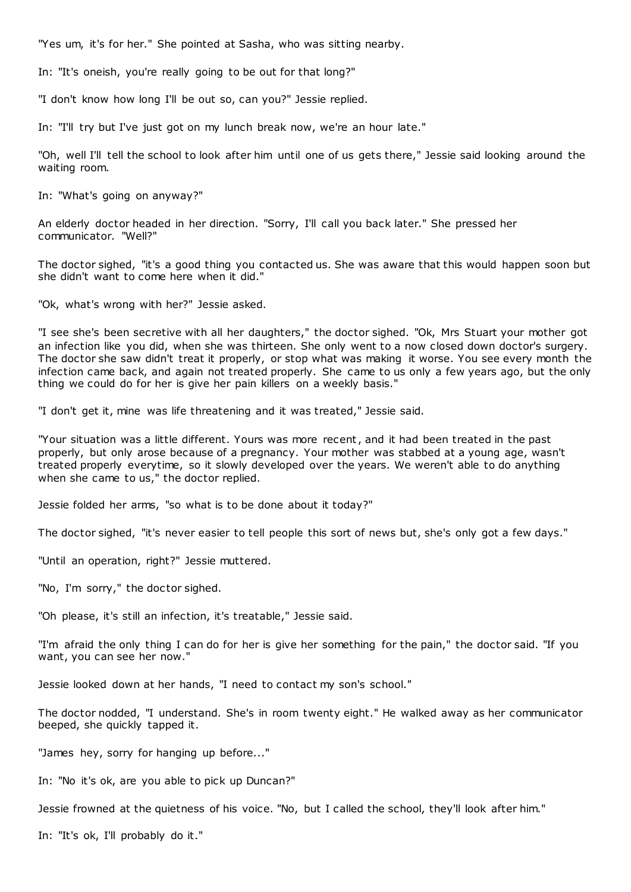"Yes um, it's for her." She pointed at Sasha, who was sitting nearby.

In: "It's oneish, you're really going to be out for that long?"

"I don't know how long I'll be out so, can you?" Jessie replied.

In: "I'll try but I've just got on my lunch break now, we're an hour late."

"Oh, well I'll tell the school to look after him until one of us gets there," Jessie said looking around the waiting room.

In: "What's going on anyway?"

An elderly doctor headed in her direction. "Sorry, I'll call you back later." She pressed her communicator. "Well?"

The doctor sighed, "it's a good thing you contacted us. She was aware that this would happen soon but she didn't want to come here when it did."

"Ok, what's wrong with her?" Jessie asked.

"I see she's been secretive with all her daughters," the doctor sighed. "Ok, Mrs Stuart your mother got an infection like you did, when she was thirteen. She only went to a now closed down doctor's surgery. The doctor she saw didn't treat it properly, or stop what was making it worse. You see every month the infection came back, and again not treated properly. She came to us only a few years ago, but the only thing we could do for her is give her pain killers on a weekly basis."

"I don't get it, mine was life threatening and it was treated," Jessie said.

"Your situation was a little different. Yours was more recent, and it had been treated in the past properly, but only arose because of a pregnancy. Your mother was stabbed at a young age, wasn't treated properly everytime, so it slowly developed over the years. We weren't able to do anything when she came to us," the doctor replied.

Jessie folded her arms, "so what is to be done about it today?"

The doctor sighed, "it's never easier to tell people this sort of news but, she's only got a few days."

"Until an operation, right?" Jessie muttered.

"No, I'm sorry," the doctor sighed.

"Oh please, it's still an infection, it's treatable," Jessie said.

"I'm afraid the only thing I can do for her is give her something for the pain," the doctor said. "If you want, you can see her now."

Jessie looked down at her hands, "I need to contact my son's school."

The doctor nodded, "I understand. She's in room twenty eight." He walked away as her communicator beeped, she quickly tapped it.

"James hey, sorry for hanging up before..."

In: "No it's ok, are you able to pick up Duncan?"

Jessie frowned at the quietness of his voice. "No, but I called the school, they'll look after him."

In: "It's ok, I'll probably do it."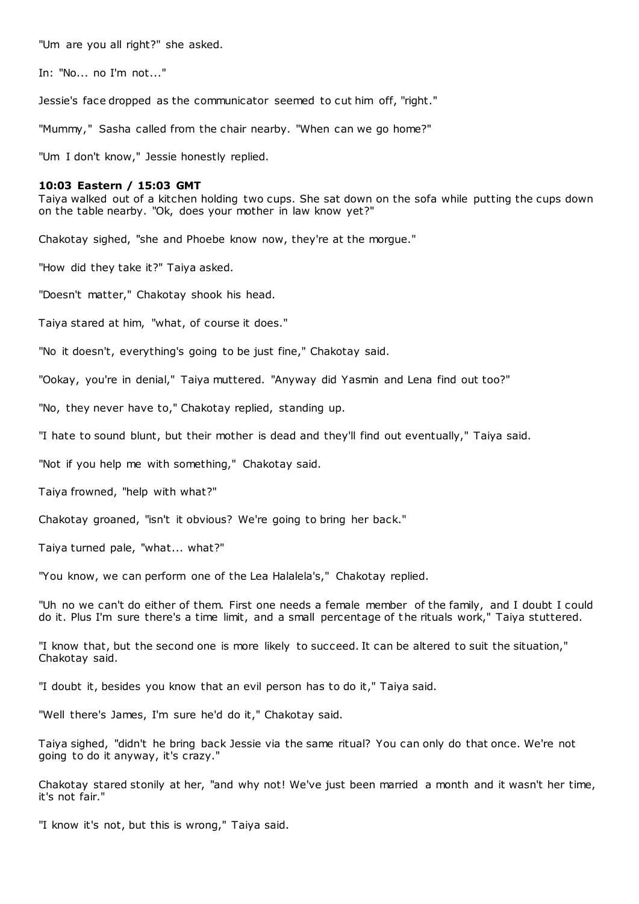"Um are you all right?" she asked.

In: "No... no I'm not..."

Jessie's face dropped as the communicator seemed to cut him off, "right."

"Mummy," Sasha called from the chair nearby. "When can we go home?"

"Um I don't know," Jessie honestly replied.

**10:03 Eastern / 15:03 GMT**

Taiya walked out of a kitchen holding two cups. She sat down on the sofa while putting the cups down on the table nearby. "Ok, does your mother in law know yet?"

Chakotay sighed, "she and Phoebe know now, they're at the morgue."

"How did they take it?" Taiya asked.

"Doesn't matter," Chakotay shook his head.

Taiya stared at him, "what, of course it does."

"No it doesn't, everything's going to be just fine," Chakotay said.

"Ookay, you're in denial," Taiya muttered. "Anyway did Yasmin and Lena find out too?"

"No, they never have to," Chakotay replied, standing up.

"I hate to sound blunt, but their mother is dead and they'll find out eventually," Taiya said.

"Not if you help me with something," Chakotay said.

Taiya frowned, "help with what?"

Chakotay groaned, "isn't it obvious? We're going to bring her back."

Taiya turned pale, "what... what?"

"You know, we can perform one of the Lea Halalela's," Chakotay replied.

"Uh no we can't do either of them. First one needs a female member of the family, and I doubt I could do it. Plus I'm sure there's a time limit, and a small percentage of the rituals work," Taiya stuttered.

"I know that, but the second one is more likely to succeed. It can be altered to suit the situation," Chakotay said.

"I doubt it, besides you know that an evil person has to do it," Taiya said.

"Well there's James, I'm sure he'd do it," Chakotay said.

Taiya sighed, "didn't he bring back Jessie via the same ritual? You can only do that once. We're not going to do it anyway, it's crazy."

Chakotay stared stonily at her, "and why not! We've just been married a month and it wasn't her time, it's not fair."

"I know it's not, but this is wrong," Taiya said.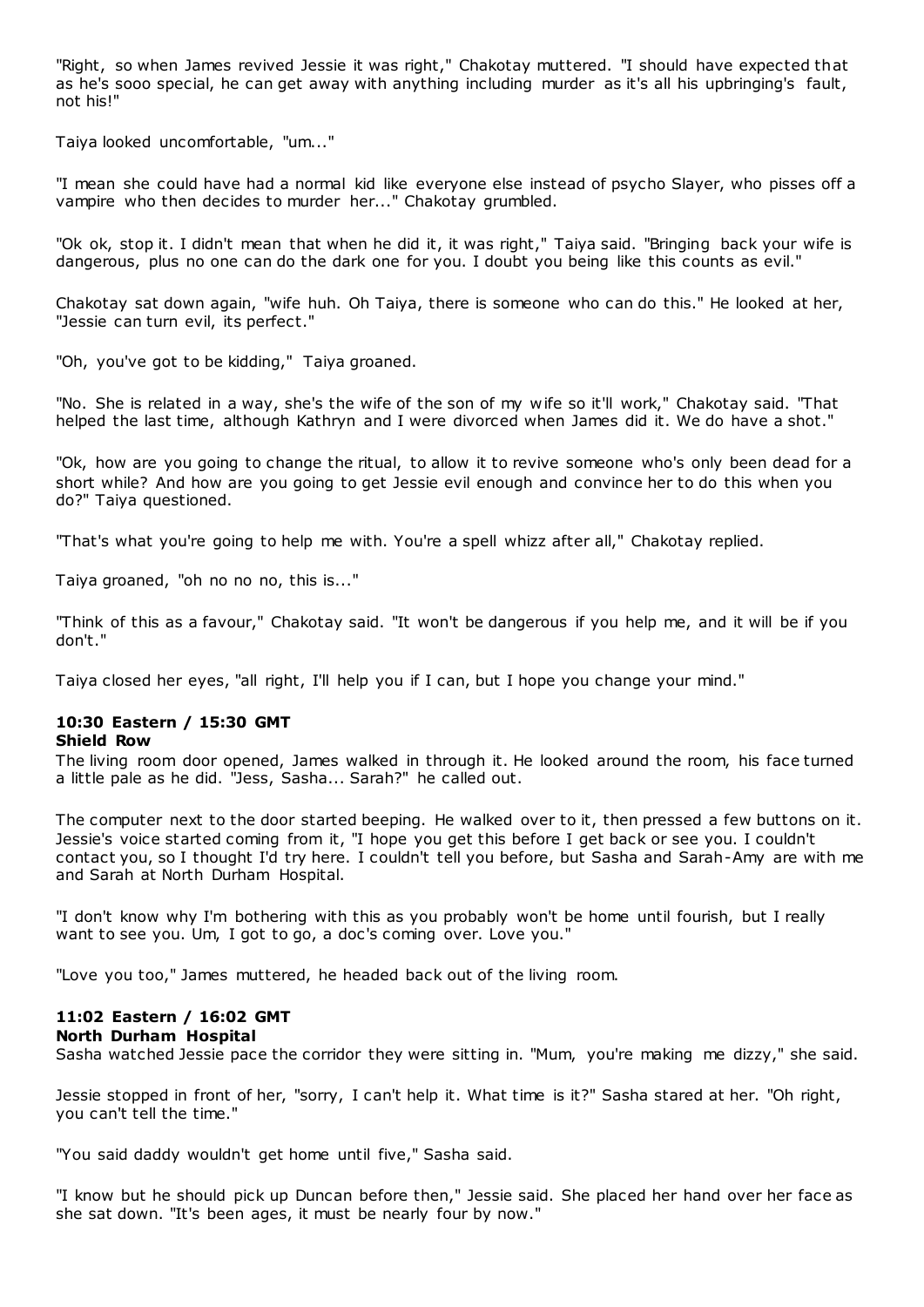"Right, so when James revived Jessie it was right," Chakotay muttered. "I should have expected that as he's sooo special, he can get away with anything including murder as it's all his upbringing's fault, not his!"

Taiya looked uncomfortable, "um..."

"I mean she could have had a normal kid like everyone else instead of psycho Slayer, who pisses off a vampire who then decides to murder her..." Chakotay grumbled.

"Ok ok, stop it. I didn't mean that when he did it, it was right," Taiya said. "Bringing back your wife is dangerous, plus no one can do the dark one for you. I doubt you being like this counts as evil."

Chakotay sat down again, "wife huh. Oh Taiya, there is someone who can do this." He looked at her, "Jessie can turn evil, its perfect."

"Oh, you've got to be kidding," Taiya groaned.

"No. She is related in a way, she's the wife of the son of my wife so it'll work," Chakotay said. "That helped the last time, although Kathryn and I were divorced when James did it. We do have a shot."

"Ok, how are you going to change the ritual, to allow it to revive someone who's only been dead for a short while? And how are you going to get Jessie evil enough and convince her to do this when you do?" Taiya questioned.

"That's what you're going to help me with. You're a spell whizz after all," Chakotay replied.

Taiya groaned, "oh no no no, this is..."

"Think of this as a favour," Chakotay said. "It won't be dangerous if you help me, and it will be if you don't."

Taiya closed her eyes, "all right, I'll help you if I can, but I hope you change your mind."

**10:30 Eastern / 15:30 GMT**
**Shield Row**

The living room door opened, James walked in through it. He looked around the room, his face turned a little pale as he did. "Jess, Sasha... Sarah?" he called out.

The computer next to the door started beeping. He walked over to it, then pressed a few buttons on it. Jessie's voice started coming from it, "I hope you get this before I get back or see you. I couldn't contact you, so I thought I'd try here. I couldn't tell you before, but Sasha and Sarah-Amy are with me and Sarah at North Durham Hospital.

"I don't know why I'm bothering with this as you probably won't be home until fourish, but I really want to see you. Um, I got to go, a doc's coming over. Love you."

"Love you too," James muttered, he headed back out of the living room.

**11:02 Eastern / 16:02 GMT**
**North Durham Hospital**

Sasha watched Jessie pace the corridor they were sitting in. "Mum, you're making me dizzy," she said.

Jessie stopped in front of her, "sorry, I can't help it. What time is it?" Sasha stared at her. "Oh right, you can't tell the time."

"You said daddy wouldn't get home until five," Sasha said.

"I know but he should pick up Duncan before then," Jessie said. She placed her hand over her face as she sat down. "It's been ages, it must be nearly four by now."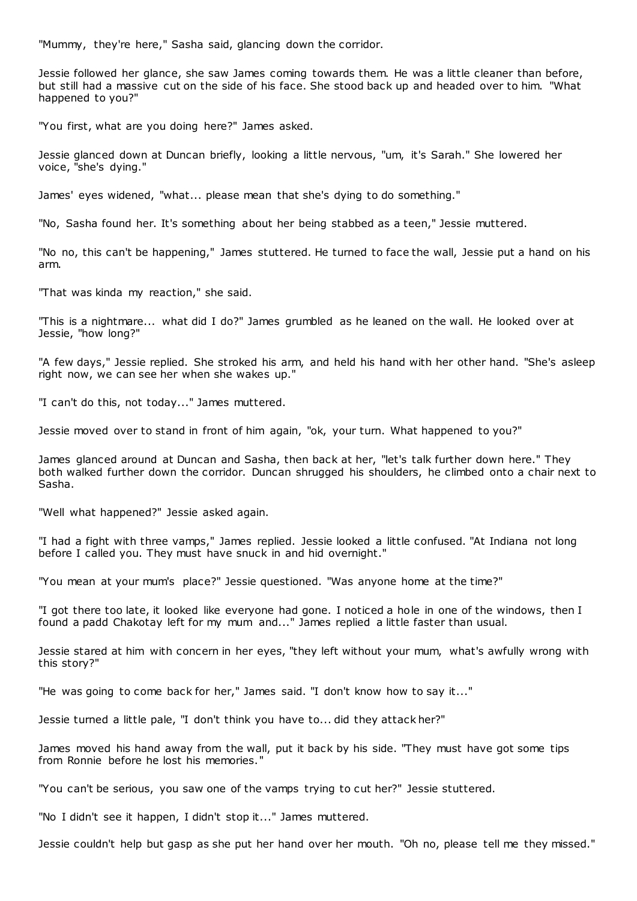"Mummy, they're here," Sasha said, glancing down the corridor.

Jessie followed her glance, she saw James coming towards them. He was a little cleaner than before, but still had a massive cut on the side of his face. She stood back up and headed over to him. "What happened to you?"

"You first, what are you doing here?" James asked.

Jessie glanced down at Duncan briefly, looking a little nervous, "um, it's Sarah." She lowered her voice, "she's dying."

James' eyes widened, "what... please mean that she's dying to do something."

"No, Sasha found her. It's something about her being stabbed as a teen," Jessie muttered.

"No no, this can't be happening," James stuttered. He turned to face the wall, Jessie put a hand on his arm.

"That was kinda my reaction," she said.

"This is a nightmare... what did I do?" James grumbled as he leaned on the wall. He looked over at Jessie, "how long?"

"A few days," Jessie replied. She stroked his arm, and held his hand with her other hand. "She's asleep right now, we can see her when she wakes up."

"I can't do this, not today..." James muttered.

Jessie moved over to stand in front of him again, "ok, your turn. What happened to you?"

James glanced around at Duncan and Sasha, then back at her, "let's talk further down here." They both walked further down the corridor. Duncan shrugged his shoulders, he climbed onto a chair next to Sasha.

"Well what happened?" Jessie asked again.

"I had a fight with three vamps," James replied. Jessie looked a little confused. "At Indiana not long before I called you. They must have snuck in and hid overnight."

"You mean at your mum's place?" Jessie questioned. "Was anyone home at the time?"

"I got there too late, it looked like everyone had gone. I noticed a hole in one of the windows, then I found a padd Chakotay left for my mum and..." James replied a little faster than usual.

Jessie stared at him with concern in her eyes, "they left without your mum, what's awfully wrong with this story?"

"He was going to come back for her," James said. "I don't know how to say it..."

Jessie turned a little pale, "I don't think you have to... did they attack her?"

James moved his hand away from the wall, put it back by his side. "They must have got some tips from Ronnie before he lost his memories."

"You can't be serious, you saw one of the vamps trying to cut her?" Jessie stuttered.

"No I didn't see it happen, I didn't stop it..." James muttered.

Jessie couldn't help but gasp as she put her hand over her mouth. "Oh no, please tell me they missed."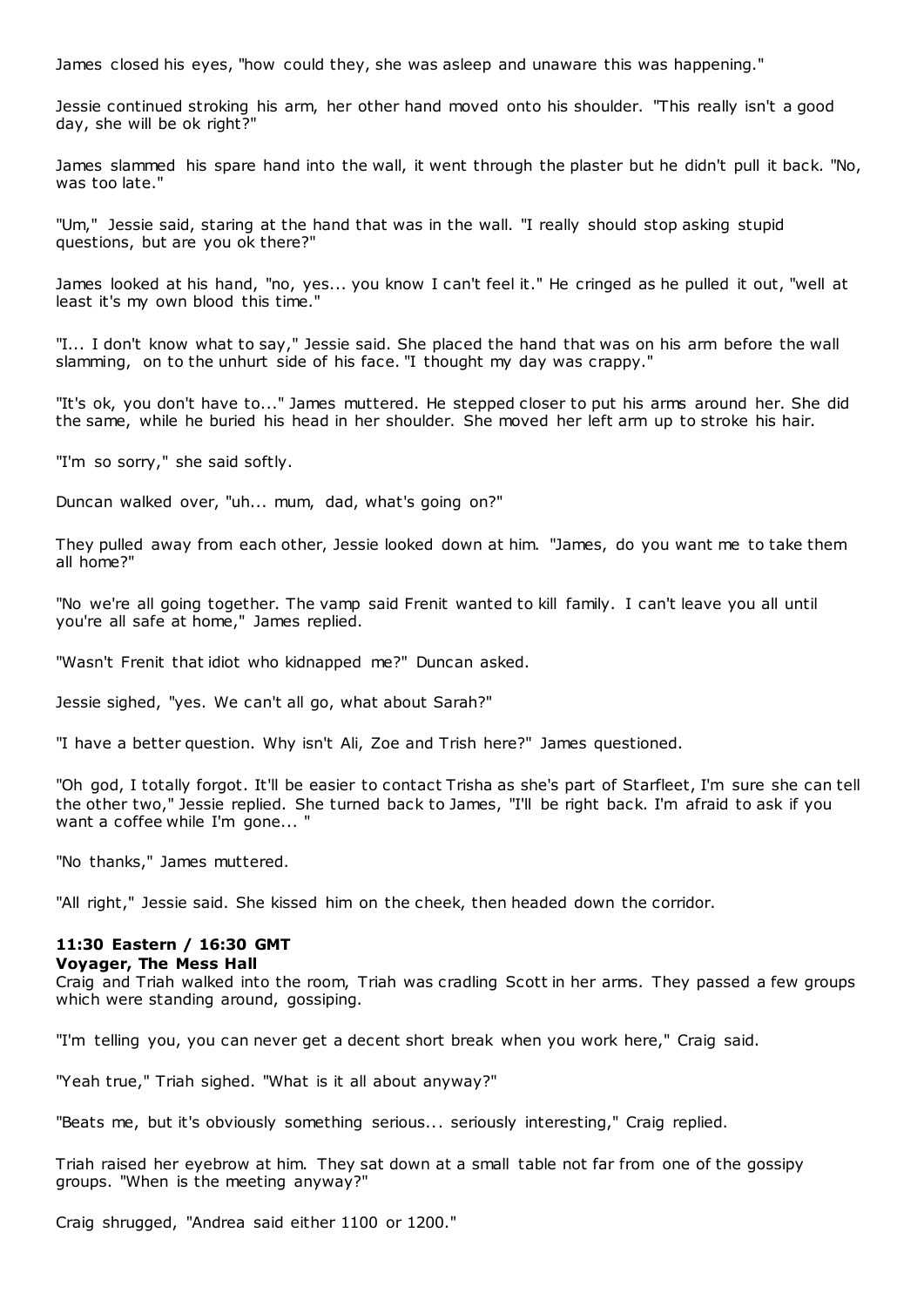James closed his eyes, "how could they, she was asleep and unaware this was happening."

Jessie continued stroking his arm, her other hand moved onto his shoulder. "This really isn't a good day, she will be ok right?"

James slammed his spare hand into the wall, it went through the plaster but he didn't pull it back. "No, was too late."

"Um," Jessie said, staring at the hand that was in the wall. "I really should stop asking stupid questions, but are you ok there?"

James looked at his hand, "no, yes... you know I can't feel it." He cringed as he pulled it out, "well at least it's my own blood this time."

"I... I don't know what to say," Jessie said. She placed the hand that was on his arm before the wall slamming, on to the unhurt side of his face. "I thought my day was crappy."

"It's ok, you don't have to..." James muttered. He stepped closer to put his arms around her. She did the same, while he buried his head in her shoulder. She moved her left arm up to stroke his hair.

"I'm so sorry," she said softly.

Duncan walked over, "uh... mum, dad, what's going on?"

They pulled away from each other, Jessie looked down at him. "James, do you want me to take them all home?"

"No we're all going together. The vamp said Frenit wanted to kill family. I can't leave you all until you're all safe at home," James replied.

"Wasn't Frenit that idiot who kidnapped me?" Duncan asked.

Jessie sighed, "yes. We can't all go, what about Sarah?"

"I have a better question. Why isn't Ali, Zoe and Trish here?" James questioned.

"Oh god, I totally forgot. It'll be easier to contact Trisha as she's part of Starfleet, I'm sure she can tell the other two," Jessie replied. She turned back to James, "I'll be right back. I'm afraid to ask if you want a coffee while I'm gone... "

"No thanks," James muttered.

"All right," Jessie said. She kissed him on the cheek, then headed down the corridor.

**11:30 Eastern / 16:30 GMT**
**Voyager, The Mess Hall**

Craig and Triah walked into the room, Triah was cradling Scott in her arms. They passed a few groups which were standing around, gossiping.

"I'm telling you, you can never get a decent short break when you work here," Craig said.

"Yeah true," Triah sighed. "What is it all about anyway?"

"Beats me, but it's obviously something serious... seriously interesting," Craig replied.

Triah raised her eyebrow at him. They sat down at a small table not far from one of the gossipy groups. "When is the meeting anyway?"

Craig shrugged, "Andrea said either 1100 or 1200."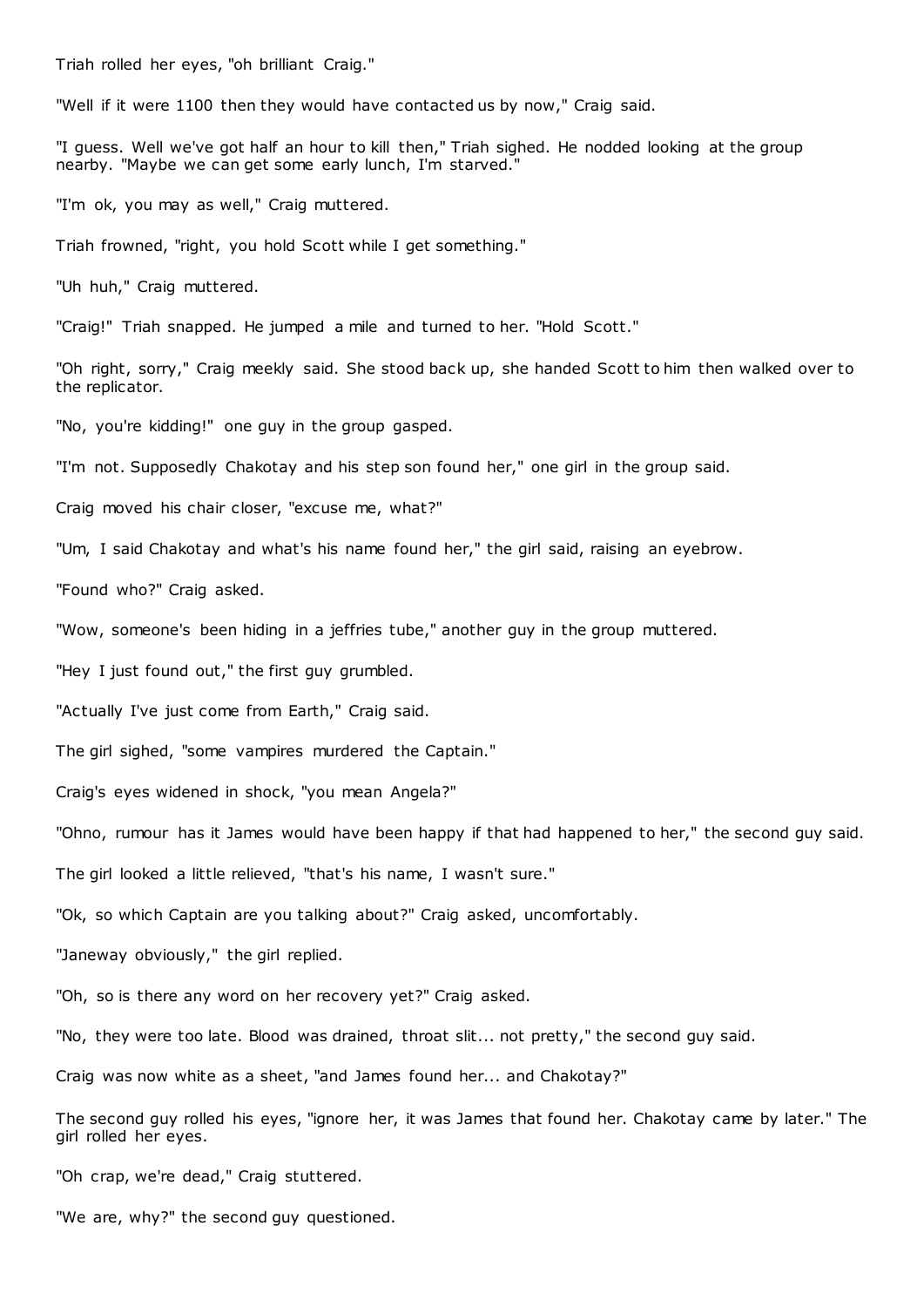Triah rolled her eyes, "oh brilliant Craig."

"Well if it were 1100 then they would have contacted us by now," Craig said.

"I guess. Well we've got half an hour to kill then," Triah sighed. He nodded looking at the group nearby. "Maybe we can get some early lunch, I'm starved."

"I'm ok, you may as well," Craig muttered.

Triah frowned, "right, you hold Scott while I get something."

"Uh huh," Craig muttered.

"Craig!" Triah snapped. He jumped a mile and turned to her. "Hold Scott."

"Oh right, sorry," Craig meekly said. She stood back up, she handed Scott to him then walked over to the replicator.

"No, you're kidding!" one guy in the group gasped.

"I'm not. Supposedly Chakotay and his step son found her," one girl in the group said.

Craig moved his chair closer, "excuse me, what?"

"Um, I said Chakotay and what's his name found her," the girl said, raising an eyebrow.

"Found who?" Craig asked.

"Wow, someone's been hiding in a jeffries tube," another guy in the group muttered.

"Hey I just found out," the first guy grumbled.

"Actually I've just come from Earth," Craig said.

The girl sighed, "some vampires murdered the Captain."

Craig's eyes widened in shock, "you mean Angela?"

"Ohno, rumour has it James would have been happy if that had happened to her," the second guy said.

The girl looked a little relieved, "that's his name, I wasn't sure."

"Ok, so which Captain are you talking about?" Craig asked, uncomfortably.

"Janeway obviously," the girl replied.

"Oh, so is there any word on her recovery yet?" Craig asked.

"No, they were too late. Blood was drained, throat slit... not pretty," the second guy said.

Craig was now white as a sheet, "and James found her... and Chakotay?"

The second guy rolled his eyes, "ignore her, it was James that found her. Chakotay came by later." The girl rolled her eyes.

"Oh crap, we're dead," Craig stuttered.

"We are, why?" the second guy questioned.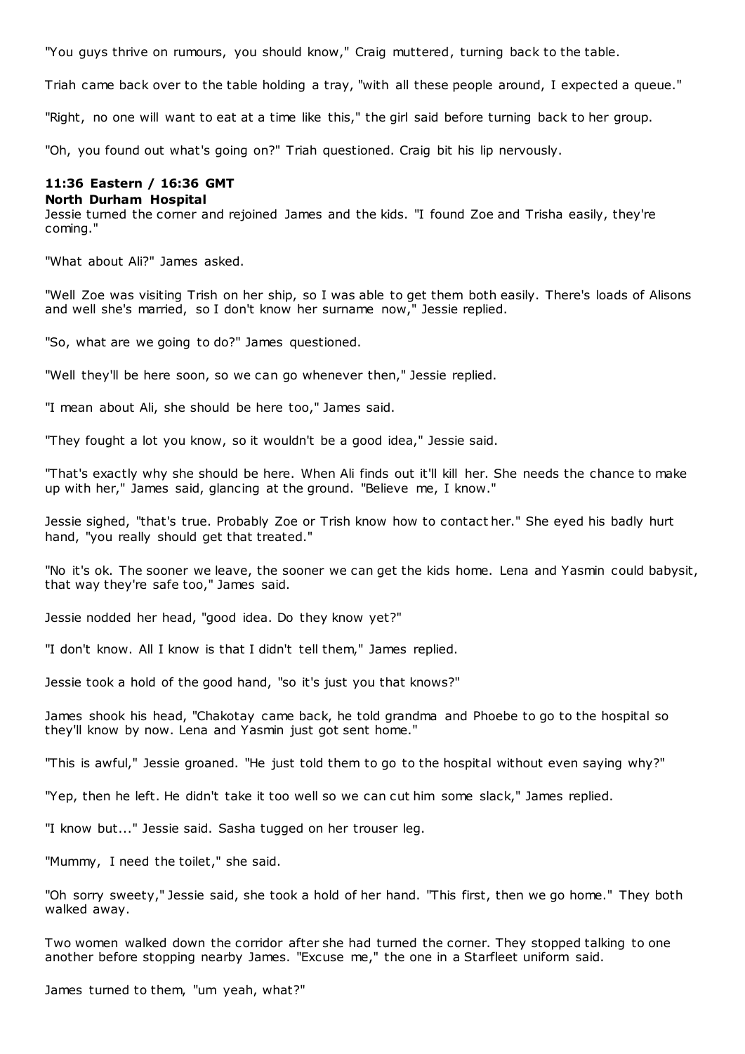"You guys thrive on rumours, you should know," Craig muttered, turning back to the table.

Triah came back over to the table holding a tray, "with all these people around, I expected a queue."

"Right, no one will want to eat at a time like this," the girl said before turning back to her group.

"Oh, you found out what's going on?" Triah questioned. Craig bit his lip nervously.

**11:36 Eastern / 16:36 GMT**
**North Durham Hospital**

Jessie turned the corner and rejoined James and the kids. "I found Zoe and Trisha easily, they're coming."

"What about Ali?" James asked.

"Well Zoe was visiting Trish on her ship, so I was able to get them both easily. There's loads of Alisons and well she's married, so I don't know her surname now," Jessie replied.

"So, what are we going to do?" James questioned.

"Well they'll be here soon, so we can go whenever then," Jessie replied.

"I mean about Ali, she should be here too," James said.

"They fought a lot you know, so it wouldn't be a good idea," Jessie said.

"That's exactly why she should be here. When Ali finds out it'll kill her. She needs the chance to make up with her," James said, glancing at the ground. "Believe me, I know."

Jessie sighed, "that's true. Probably Zoe or Trish know how to contact her." She eyed his badly hurt hand, "you really should get that treated."

"No it's ok. The sooner we leave, the sooner we can get the kids home. Lena and Yasmin could babysit, that way they're safe too," James said.

Jessie nodded her head, "good idea. Do they know yet?"

"I don't know. All I know is that I didn't tell them," James replied.

Jessie took a hold of the good hand, "so it's just you that knows?"

James shook his head, "Chakotay came back, he told grandma and Phoebe to go to the hospital so they'll know by now. Lena and Yasmin just got sent home."

"This is awful," Jessie groaned. "He just told them to go to the hospital without even saying why?"

"Yep, then he left. He didn't take it too well so we can cut him some slack," James replied.

"I know but..." Jessie said. Sasha tugged on her trouser leg.

"Mummy, I need the toilet," she said.

"Oh sorry sweety," Jessie said, she took a hold of her hand. "This first, then we go home." They both walked away.

Two women walked down the corridor after she had turned the corner. They stopped talking to one another before stopping nearby James. "Excuse me," the one in a Starfleet uniform said.

James turned to them, "um yeah, what?"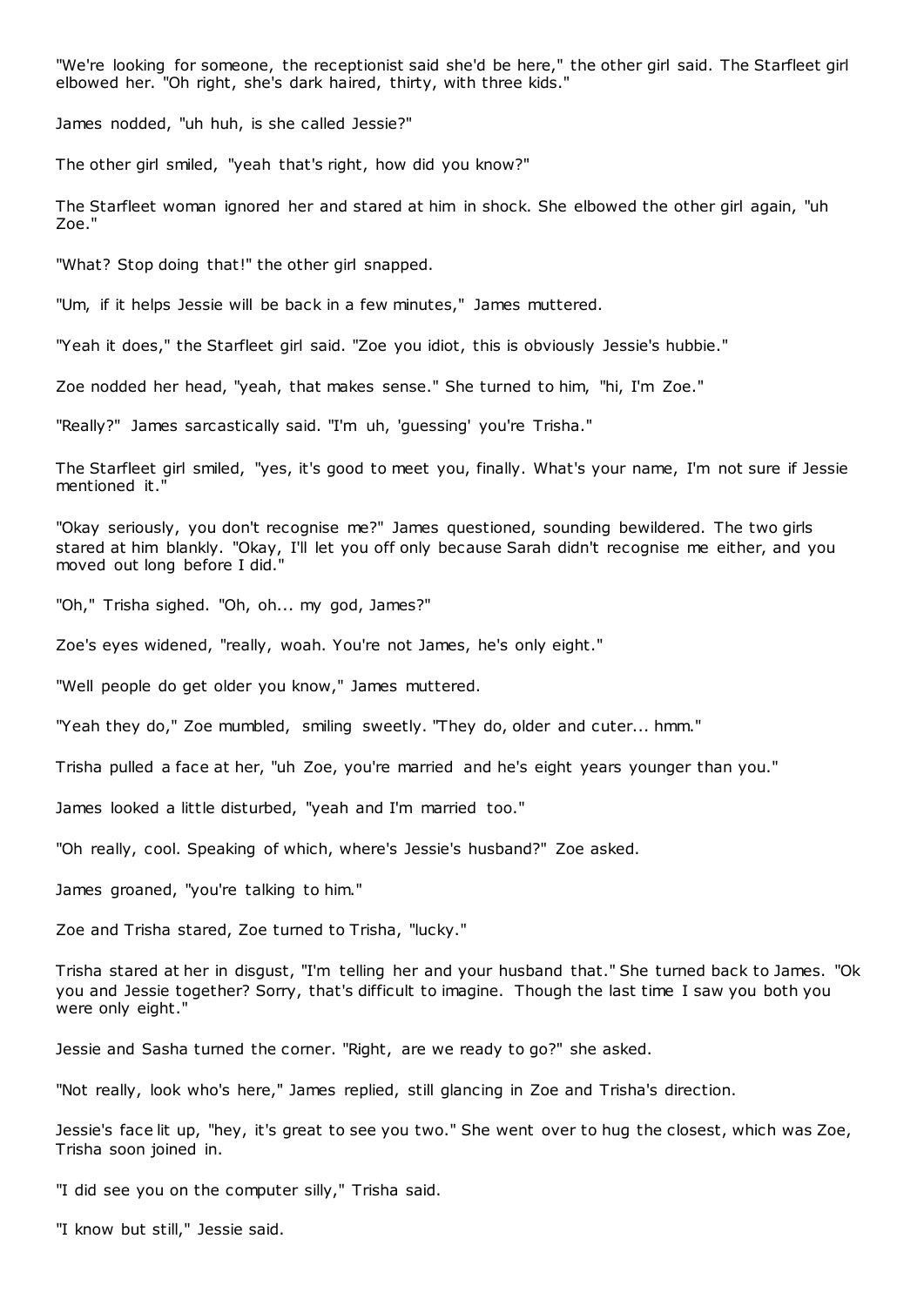"We're looking for someone, the receptionist said she'd be here," the other girl said. The Starfleet girl elbowed her. "Oh right, she's dark haired, thirty, with three kids."

James nodded, "uh huh, is she called Jessie?"

The other girl smiled, "yeah that's right, how did you know?"

The Starfleet woman ignored her and stared at him in shock. She elbowed the other girl again, "uh Zoe."

"What? Stop doing that!" the other girl snapped.

"Um, if it helps Jessie will be back in a few minutes," James muttered.

"Yeah it does," the Starfleet girl said. "Zoe you idiot, this is obviously Jessie's hubbie."

Zoe nodded her head, "yeah, that makes sense." She turned to him, "hi, I'm Zoe."

"Really?" James sarcastically said. "I'm uh, 'guessing' you're Trisha."

The Starfleet girl smiled, "yes, it's good to meet you, finally. What's your name, I'm not sure if Jessie mentioned it."

"Okay seriously, you don't recognise me?" James questioned, sounding bewildered. The two girls stared at him blankly. "Okay, I'll let you off only because Sarah didn't recognise me either, and you moved out long before I did."

"Oh," Trisha sighed. "Oh, oh... my god, James?"

Zoe's eyes widened, "really, woah. You're not James, he's only eight."

"Well people do get older you know," James muttered.

"Yeah they do," Zoe mumbled, smiling sweetly. "They do, older and cuter... hmm."

Trisha pulled a face at her, "uh Zoe, you're married and he's eight years younger than you."

James looked a little disturbed, "yeah and I'm married too."

"Oh really, cool. Speaking of which, where's Jessie's husband?" Zoe asked.

James groaned, "you're talking to him."

Zoe and Trisha stared, Zoe turned to Trisha, "lucky."

Trisha stared at her in disgust, "I'm telling her and your husband that." She turned back to James. "Ok you and Jessie together? Sorry, that's difficult to imagine. Though the last time I saw you both you were only eight."

Jessie and Sasha turned the corner. "Right, are we ready to go?" she asked.

"Not really, look who's here," James replied, still glancing in Zoe and Trisha's direction.

Jessie's face lit up, "hey, it's great to see you two." She went over to hug the closest, which was Zoe, Trisha soon joined in.

"I did see you on the computer silly," Trisha said.

"I know but still," Jessie said.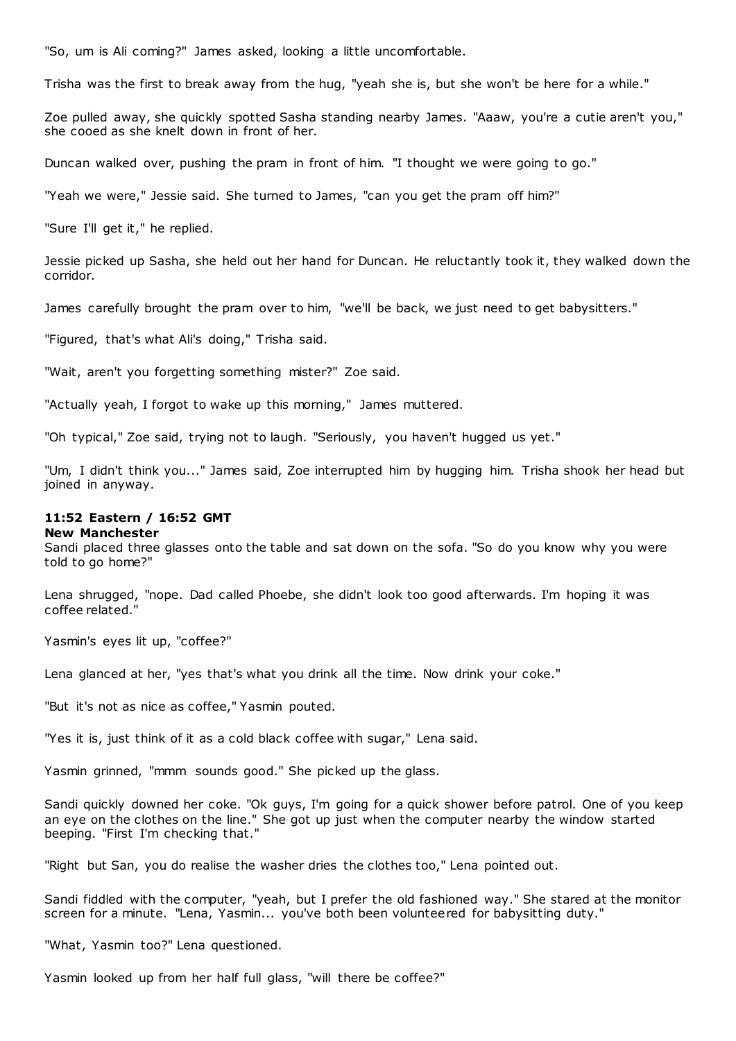"So, um is Ali coming?" James asked, looking a little uncomfortable.

Trisha was the first to break away from the hug, "yeah she is, but she won't be here for a while."

Zoe pulled away, she quickly spotted Sasha standing nearby James. "Aaaw, you're a cutie aren't you," she cooed as she knelt down in front of her.

Duncan walked over, pushing the pram in front of him. "I thought we were going to go."

"Yeah we were," Jessie said. She turned to James, "can you get the pram off him?"

"Sure I'll get it," he replied.

Jessie picked up Sasha, she held out her hand for Duncan. He reluctantly took it, they walked down the corridor.

James carefully brought the pram over to him, "we'll be back, we just need to get babysitters."

"Figured, that's what Ali's doing," Trisha said.

"Wait, aren't you forgetting something mister?" Zoe said.

"Actually yeah, I forgot to wake up this morning," James muttered.

"Oh typical," Zoe said, trying not to laugh. "Seriously, you haven't hugged us yet."

"Um, I didn't think you..." James said, Zoe interrupted him by hugging him. Trisha shook her head but joined in anyway.

**11:52 Eastern / 16:52 GMT**
**New Manchester**

Sandi placed three glasses onto the table and sat down on the sofa. "So do you know why you were told to go home?"

Lena shrugged, "nope. Dad called Phoebe, she didn't look too good afterwards. I'm hoping it was coffee related."

Yasmin's eyes lit up, "coffee?"

Lena glanced at her, "yes that's what you drink all the time. Now drink your coke."

"But it's not as nice as coffee," Yasmin pouted.

"Yes it is, just think of it as a cold black coffee with sugar," Lena said.

Yasmin grinned, "mmm sounds good." She picked up the glass.

Sandi quickly downed her coke. "Ok guys, I'm going for a quick shower before patrol. One of you keep an eye on the clothes on the line." She got up just when the computer nearby the window started beeping. "First I'm checking that."

"Right but San, you do realise the washer dries the clothes too," Lena pointed out.

Sandi fiddled with the computer, "yeah, but I prefer the old fashioned way." She stared at the monitor screen for a minute. "Lena, Yasmin... you've both been volunteered for babysitting duty."

"What, Yasmin too?" Lena questioned.

Yasmin looked up from her half full glass, "will there be coffee?"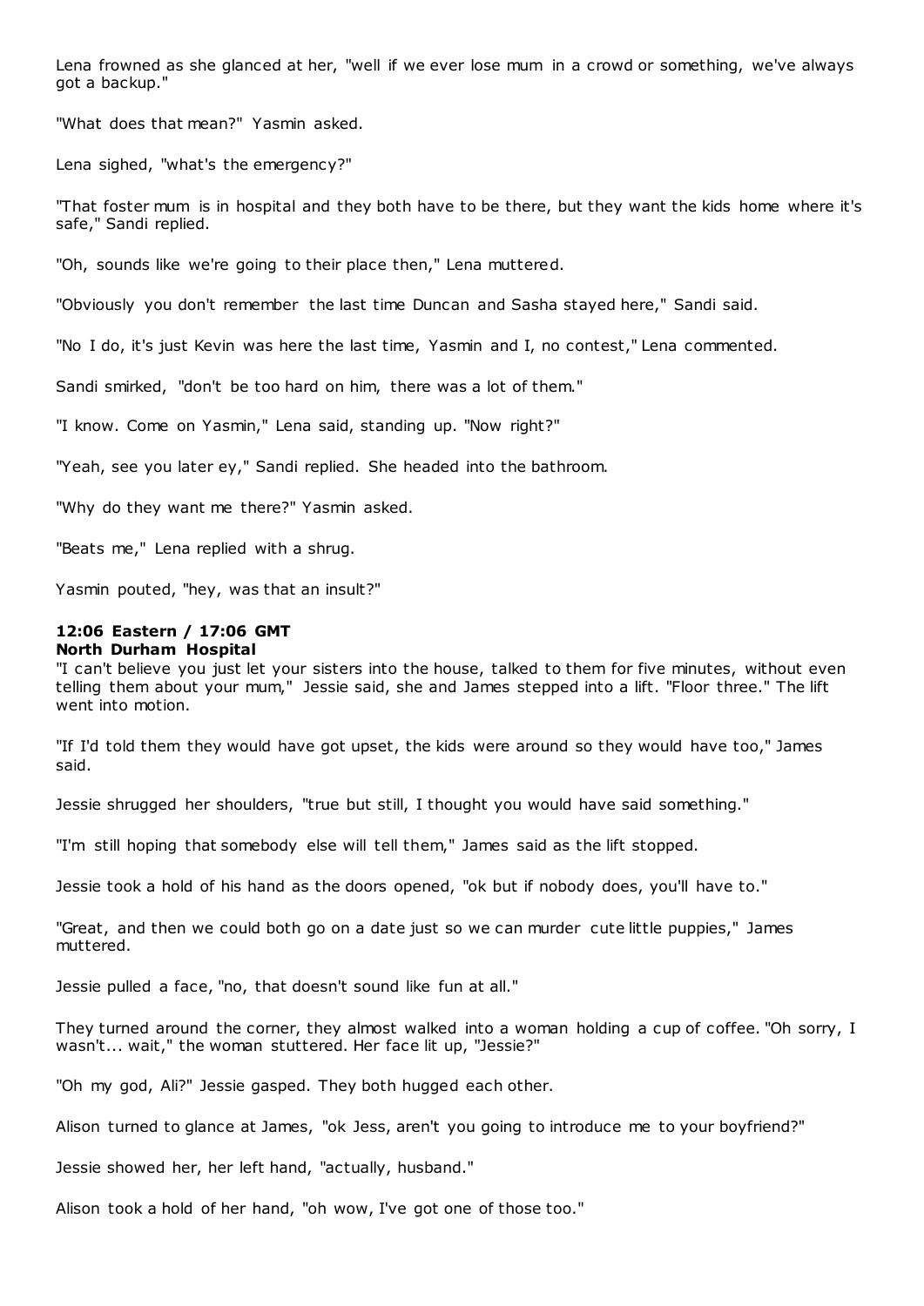Lena frowned as she glanced at her, "well if we ever lose mum in a crowd or something, we've always got a backup."

"What does that mean?" Yasmin asked.

Lena sighed, "what's the emergency?"

"That foster mum is in hospital and they both have to be there, but they want the kids home where it's safe," Sandi replied.

"Oh, sounds like we're going to their place then," Lena muttered.

"Obviously you don't remember the last time Duncan and Sasha stayed here," Sandi said.

"No I do, it's just Kevin was here the last time, Yasmin and I, no contest," Lena commented.

Sandi smirked, "don't be too hard on him, there was a lot of them."

"I know. Come on Yasmin," Lena said, standing up. "Now right?"

"Yeah, see you later ey," Sandi replied. She headed into the bathroom.

"Why do they want me there?" Yasmin asked.

"Beats me," Lena replied with a shrug.

Yasmin pouted, "hey, was that an insult?"

**12:06 Eastern / 17:06 GMT**
**North Durham Hospital**

"I can't believe you just let your sisters into the house, talked to them for five minutes, without even telling them about your mum," Jessie said, she and James stepped into a lift. "Floor three." The lift went into motion.

"If I'd told them they would have got upset, the kids were around so they would have too," James said.

Jessie shrugged her shoulders, "true but still, I thought you would have said something."

"I'm still hoping that somebody else will tell them," James said as the lift stopped.

Jessie took a hold of his hand as the doors opened, "ok but if nobody does, you'll have to."

"Great, and then we could both go on a date just so we can murder cute little puppies," James muttered.

Jessie pulled a face, "no, that doesn't sound like fun at all."

They turned around the corner, they almost walked into a woman holding a cup of coffee. "Oh sorry, I wasn't... wait," the woman stuttered. Her face lit up, "Jessie?"

"Oh my god, Ali?" Jessie gasped. They both hugged each other.

Alison turned to glance at James, "ok Jess, aren't you going to introduce me to your boyfriend?"

Jessie showed her, her left hand, "actually, husband."

Alison took a hold of her hand, "oh wow, I've got one of those too."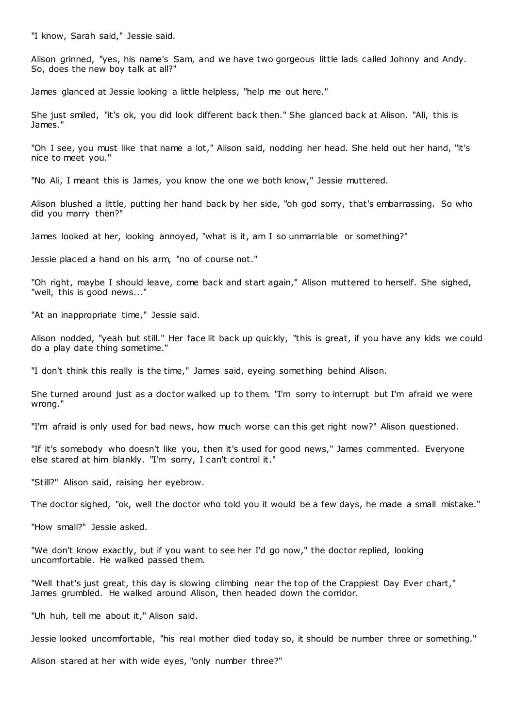"I know, Sarah said," Jessie said.

Alison grinned, "yes, his name's Sam, and we have two gorgeous little lads called Johnny and Andy. So, does the new boy talk at all?"

James glanced at Jessie looking a little helpless, "help me out here."

She just smiled, "it's ok, you did look different back then." She glanced back at Alison. "Ali, this is James."

"Oh I see, you must like that name a lot," Alison said, nodding her head. She held out her hand, "it's nice to meet you."

"No Ali, I meant this is James, you know the one we both know," Jessie muttered.

Alison blushed a little, putting her hand back by her side, "oh god sorry, that's embarrassing. So who did you marry then?"

James looked at her, looking annoyed, "what is it, am I so unmarriable or something?"

Jessie placed a hand on his arm, "no of course not."

"Oh right, maybe I should leave, come back and start again," Alison muttered to herself. She sighed, "well, this is good news..."

"At an inappropriate time," Jessie said.

Alison nodded, "yeah but still." Her face lit back up quickly, "this is great, if you have any kids we could do a play date thing sometime."

"I don't think this really is the time," James said, eyeing something behind Alison.

She turned around just as a doctor walked up to them. "I'm sorry to interrupt but I'm afraid we were wrong."

"I'm afraid is only used for bad news, how much worse can this get right now?" Alison questioned.

"If it's somebody who doesn't like you, then it's used for good news," James commented. Everyone else stared at him blankly. "I'm sorry, I can't control it."

"Still?" Alison said, raising her eyebrow.

The doctor sighed, "ok, well the doctor who told you it would be a few days, he made a small mistake."

"How small?" Jessie asked.

"We don't know exactly, but if you want to see her I'd go now," the doctor replied, looking uncomfortable. He walked passed them.

"Well that's just great, this day is slowing climbing near the top of the Crappiest Day Ever chart," James grumbled. He walked around Alison, then headed down the corridor.

"Uh huh, tell me about it," Alison said.

Jessie looked uncomfortable, "his real mother died today so, it should be number three or something."

Alison stared at her with wide eyes, "only number three?"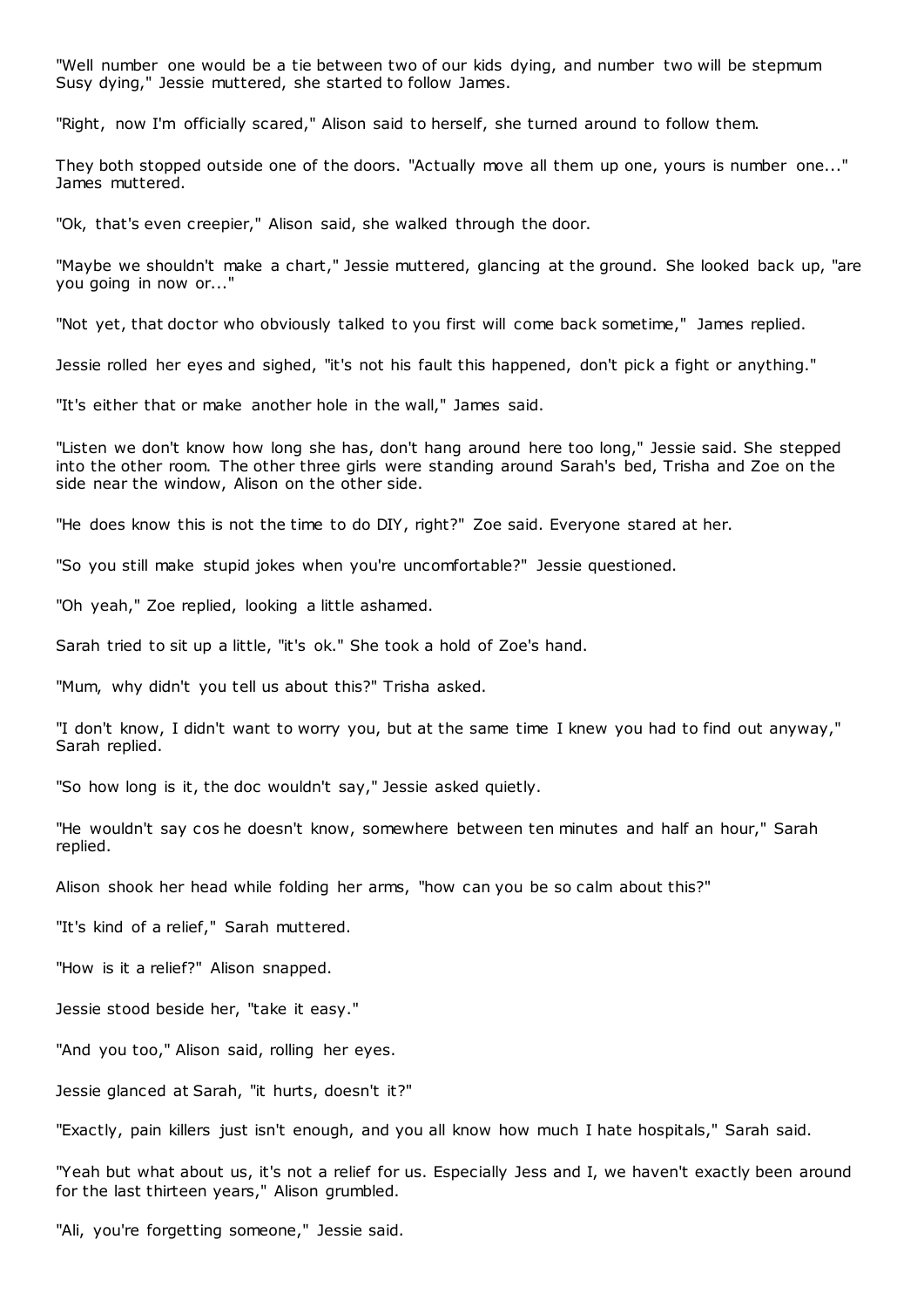"Well number one would be a tie between two of our kids dying, and number two will be stepmum Susy dying," Jessie muttered, she started to follow James.

"Right, now I'm officially scared," Alison said to herself, she turned around to follow them.

They both stopped outside one of the doors. "Actually move all them up one, yours is number one..." James muttered.

"Ok, that's even creepier," Alison said, she walked through the door.

"Maybe we shouldn't make a chart," Jessie muttered, glancing at the ground. She looked back up, "are you going in now or..."

"Not yet, that doctor who obviously talked to you first will come back sometime," James replied.

Jessie rolled her eyes and sighed, "it's not his fault this happened, don't pick a fight or anything."

"It's either that or make another hole in the wall," James said.

"Listen we don't know how long she has, don't hang around here too long," Jessie said. She stepped into the other room. The other three girls were standing around Sarah's bed, Trisha and Zoe on the side near the window, Alison on the other side.

"He does know this is not the time to do DIY, right?" Zoe said. Everyone stared at her.

"So you still make stupid jokes when you're uncomfortable?" Jessie questioned.

"Oh yeah," Zoe replied, looking a little ashamed.

Sarah tried to sit up a little, "it's ok." She took a hold of Zoe's hand.

"Mum, why didn't you tell us about this?" Trisha asked.

"I don't know, I didn't want to worry you, but at the same time I knew you had to find out anyway," Sarah replied.

"So how long is it, the doc wouldn't say," Jessie asked quietly.

"He wouldn't say cos he doesn't know, somewhere between ten minutes and half an hour," Sarah replied.

Alison shook her head while folding her arms, "how can you be so calm about this?"

"It's kind of a relief," Sarah muttered.

"How is it a relief?" Alison snapped.

Jessie stood beside her, "take it easy."

"And you too," Alison said, rolling her eyes.

Jessie glanced at Sarah, "it hurts, doesn't it?"

"Exactly, pain killers just isn't enough, and you all know how much I hate hospitals," Sarah said.

"Yeah but what about us, it's not a relief for us. Especially Jess and I, we haven't exactly been around for the last thirteen years," Alison grumbled.

"Ali, you're forgetting someone," Jessie said.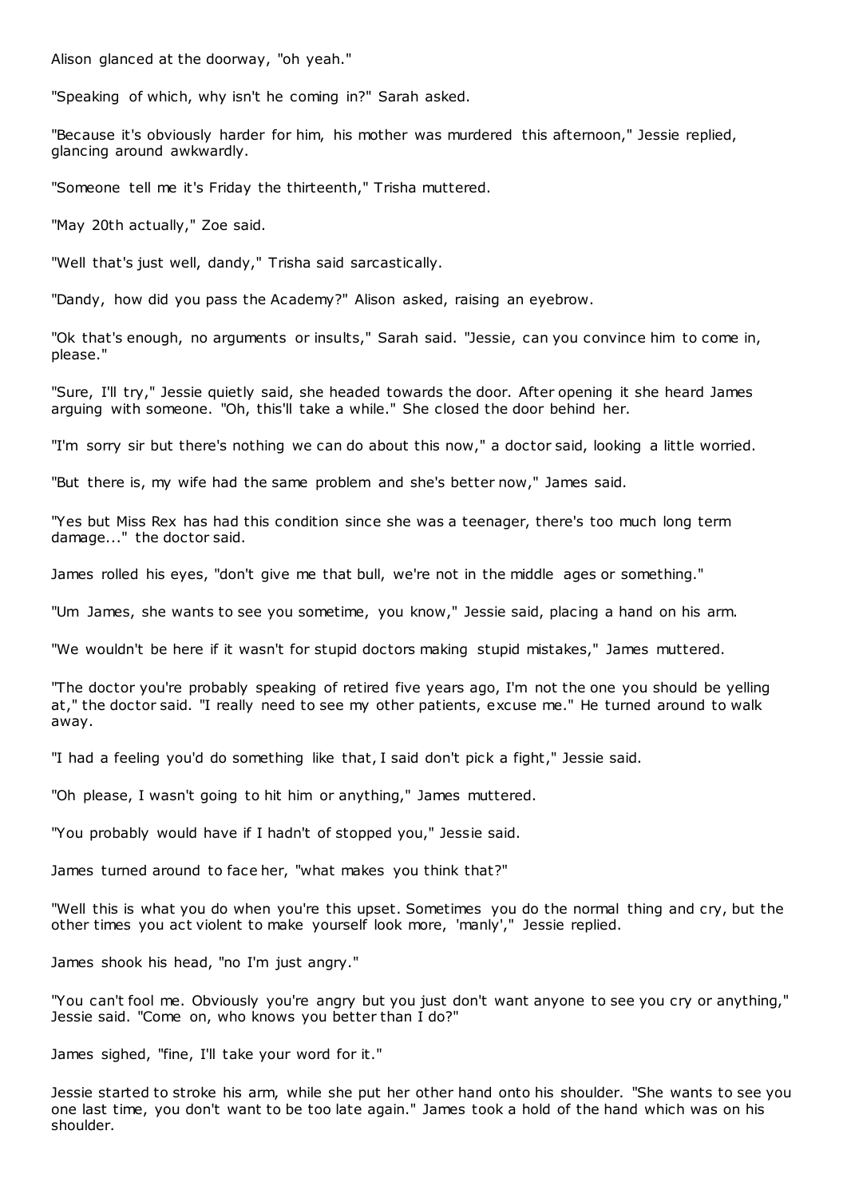Alison glanced at the doorway, "oh yeah."

"Speaking of which, why isn't he coming in?" Sarah asked.

"Because it's obviously harder for him, his mother was murdered this afternoon," Jessie replied, glancing around awkwardly.

"Someone tell me it's Friday the thirteenth," Trisha muttered.

"May 20th actually," Zoe said.

"Well that's just well, dandy," Trisha said sarcastically.

"Dandy, how did you pass the Academy?" Alison asked, raising an eyebrow.

"Ok that's enough, no arguments or insults," Sarah said. "Jessie, can you convince him to come in, please."

"Sure, I'll try," Jessie quietly said, she headed towards the door. After opening it she heard James arguing with someone. "Oh, this'll take a while." She closed the door behind her.

"I'm sorry sir but there's nothing we can do about this now," a doctor said, looking a little worried.

"But there is, my wife had the same problem and she's better now," James said.

"Yes but Miss Rex has had this condition since she was a teenager, there's too much long term damage..." the doctor said.

James rolled his eyes, "don't give me that bull, we're not in the middle ages or something."

"Um James, she wants to see you sometime, you know," Jessie said, placing a hand on his arm.

"We wouldn't be here if it wasn't for stupid doctors making stupid mistakes," James muttered.

"The doctor you're probably speaking of retired five years ago, I'm not the one you should be yelling at," the doctor said. "I really need to see my other patients, excuse me." He turned around to walk away.

"I had a feeling you'd do something like that, I said don't pick a fight," Jessie said.

"Oh please, I wasn't going to hit him or anything," James muttered.

"You probably would have if I hadn't of stopped you," Jessie said.

James turned around to face her, "what makes you think that?"

"Well this is what you do when you're this upset. Sometimes you do the normal thing and cry, but the other times you act violent to make yourself look more, 'manly'," Jessie replied.

James shook his head, "no I'm just angry."

"You can't fool me. Obviously you're angry but you just don't want anyone to see you cry or anything," Jessie said. "Come on, who knows you better than I do?"

James sighed, "fine, I'll take your word for it."

Jessie started to stroke his arm, while she put her other hand onto his shoulder. "She wants to see you one last time, you don't want to be too late again." James took a hold of the hand which was on his shoulder.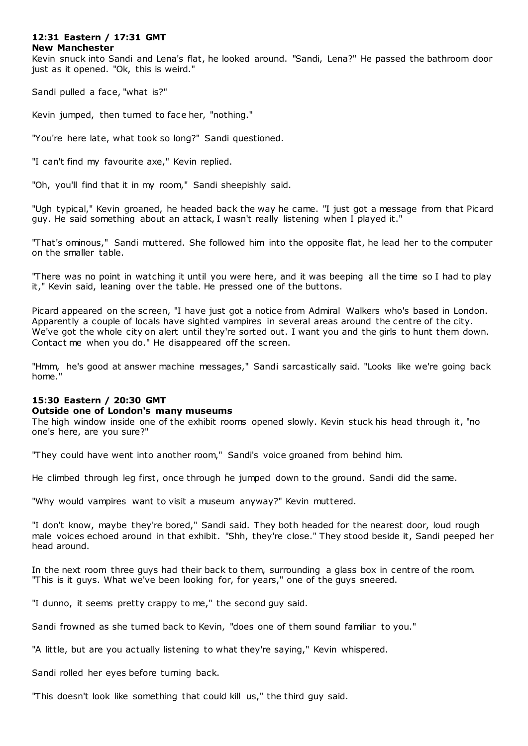**12:31 Eastern / 17:31 GMT**
**New Manchester**

Kevin snuck into Sandi and Lena's flat, he looked around. "Sandi, Lena?" He passed the bathroom door just as it opened. "Ok, this is weird."

Sandi pulled a face, "what is?"

Kevin jumped, then turned to face her, "nothing."

"You're here late, what took so long?" Sandi questioned.

"I can't find my favourite axe," Kevin replied.

"Oh, you'll find that it in my room," Sandi sheepishly said.

"Ugh typical," Kevin groaned, he headed back the way he came. "I just got a message from that Picard guy. He said something about an attack, I wasn't really listening when I played it."

"That's ominous," Sandi muttered. She followed him into the opposite flat, he lead her to the computer on the smaller table.

"There was no point in watching it until you were here, and it was beeping all the time so I had to play it," Kevin said, leaning over the table. He pressed one of the buttons.

Picard appeared on the screen, "I have just got a notice from Admiral Walkers who's based in London. Apparently a couple of locals have sighted vampires in several areas around the centre of the city. We've got the whole city on alert until they're sorted out. I want you and the girls to hunt them down. Contact me when you do." He disappeared off the screen.

"Hmm, he's good at answer machine messages," Sandi sarcastically said. "Looks like we're going back home."

**15:30 Eastern / 20:30 GMT**
**Outside one of London's many museums**

The high window inside one of the exhibit rooms opened slowly. Kevin stuck his head through it, "no one's here, are you sure?"

"They could have went into another room," Sandi's voice groaned from behind him.

He climbed through leg first, once through he jumped down to the ground. Sandi did the same.

"Why would vampires want to visit a museum anyway?" Kevin muttered.

"I don't know, maybe they're bored," Sandi said. They both headed for the nearest door, loud rough male voices echoed around in that exhibit. "Shh, they're close." They stood beside it, Sandi peeped her head around.

In the next room three guys had their back to them, surrounding a glass box in centre of the room. "This is it guys. What we've been looking for, for years," one of the guys sneered.

"I dunno, it seems pretty crappy to me," the second guy said.

Sandi frowned as she turned back to Kevin, "does one of them sound familiar to you."

"A little, but are you actually listening to what they're saying," Kevin whispered.

Sandi rolled her eyes before turning back.

"This doesn't look like something that could kill us," the third guy said.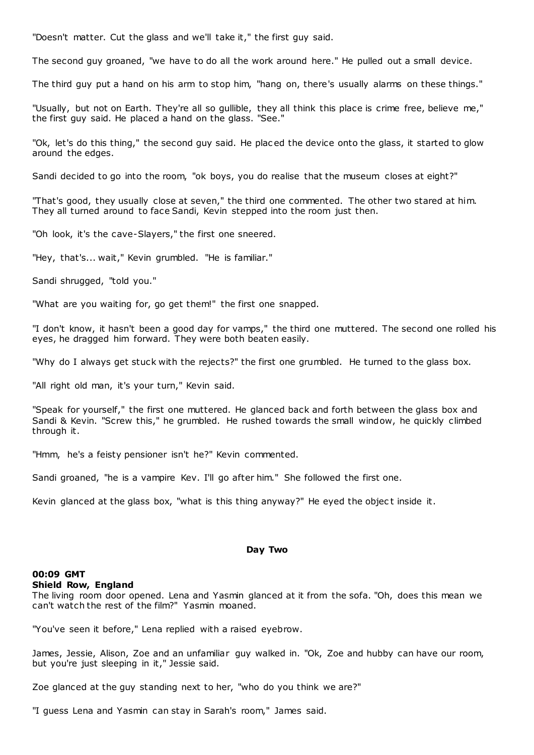"Doesn't matter. Cut the glass and we'll take it," the first guy said.

The second guy groaned, "we have to do all the work around here." He pulled out a small device.

The third guy put a hand on his arm to stop him, "hang on, there's usually alarms on these things."

"Usually, but not on Earth. They're all so gullible, they all think this place is crime free, believe me," the first guy said. He placed a hand on the glass. "See."

"Ok, let's do this thing," the second guy said. He placed the device onto the glass, it started to glow around the edges.

Sandi decided to go into the room, "ok boys, you do realise that the museum closes at eight?"

"That's good, they usually close at seven," the third one commented. The other two stared at him. They all turned around to face Sandi, Kevin stepped into the room just then.

"Oh look, it's the cave-Slayers," the first one sneered.

"Hey, that's... wait," Kevin grumbled. "He is familiar."

Sandi shrugged, "told you."

"What are you waiting for, go get them!" the first one snapped.

"I don't know, it hasn't been a good day for vamps," the third one muttered. The second one rolled his eyes, he dragged him forward. They were both beaten easily.

"Why do I always get stuck with the rejects?" the first one grumbled. He turned to the glass box.

"All right old man, it's your turn," Kevin said.

"Speak for yourself," the first one muttered. He glanced back and forth between the glass box and Sandi & Kevin. "Screw this," he grumbled. He rushed towards the small window, he quickly climbed through it.

"Hmm, he's a feisty pensioner isn't he?" Kevin commented.

Sandi groaned, "he is a vampire Kev. I'll go after him." She followed the first one.

Kevin glanced at the glass box, "what is this thing anyway?" He eyed the object inside it.

**Day Two**

**00:09 GMT**
**Shield Row, England**

The living room door opened. Lena and Yasmin glanced at it from the sofa. "Oh, does this mean we can't watch the rest of the film?" Yasmin moaned.

"You've seen it before," Lena replied with a raised eyebrow.

James, Jessie, Alison, Zoe and an unfamiliar guy walked in. "Ok, Zoe and hubby can have our room, but you're just sleeping in it," Jessie said.

Zoe glanced at the guy standing next to her, "who do you think we are?"

"I guess Lena and Yasmin can stay in Sarah's room," James said.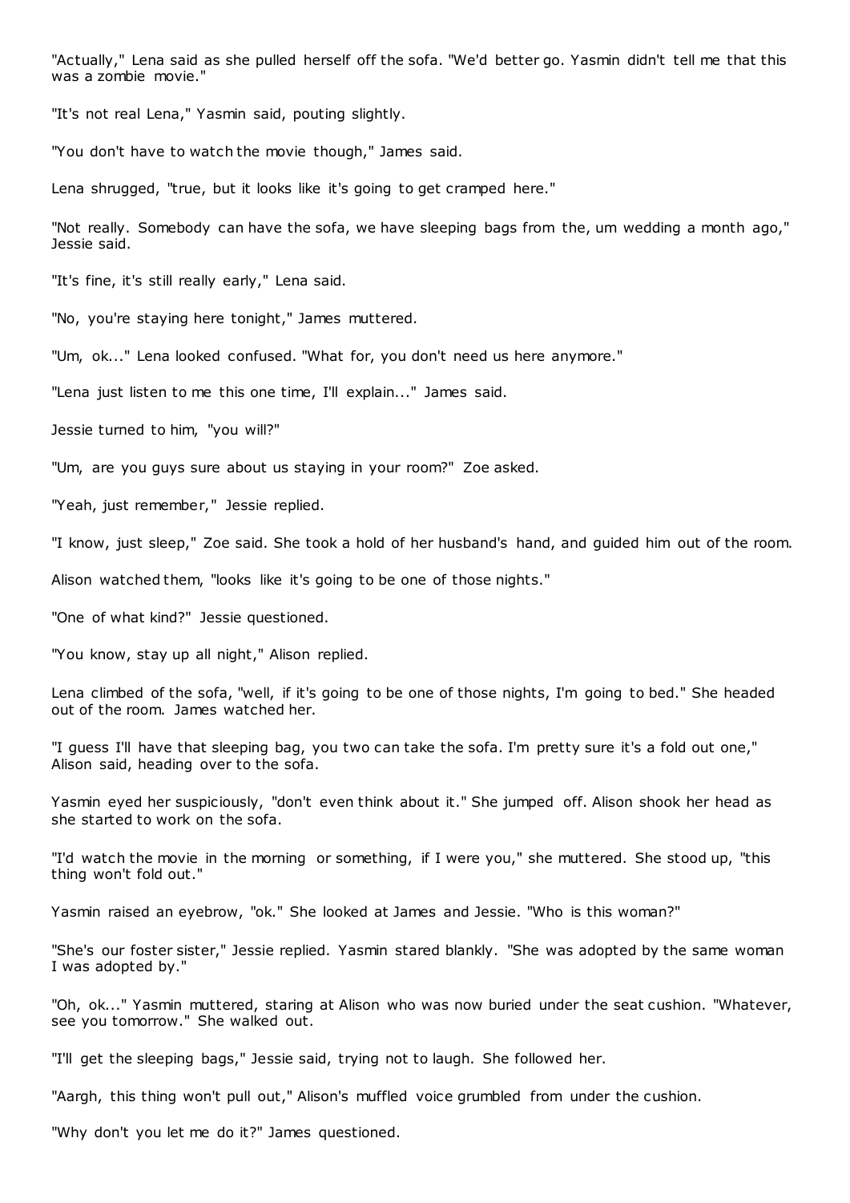"Actually," Lena said as she pulled herself off the sofa. "We'd better go. Yasmin didn't tell me that this was a zombie movie."

"It's not real Lena," Yasmin said, pouting slightly.

"You don't have to watch the movie though," James said.

Lena shrugged, "true, but it looks like it's going to get cramped here."

"Not really. Somebody can have the sofa, we have sleeping bags from the, um wedding a month ago," Jessie said.

"It's fine, it's still really early," Lena said.

"No, you're staying here tonight," James muttered.

"Um, ok..." Lena looked confused. "What for, you don't need us here anymore."

"Lena just listen to me this one time, I'll explain..." James said.

Jessie turned to him, "you will?"

"Um, are you guys sure about us staying in your room?" Zoe asked.

"Yeah, just remember," Jessie replied.

"I know, just sleep," Zoe said. She took a hold of her husband's hand, and guided him out of the room.

Alison watched them, "looks like it's going to be one of those nights."

"One of what kind?" Jessie questioned.

"You know, stay up all night," Alison replied.

Lena climbed of the sofa, "well, if it's going to be one of those nights, I'm going to bed." She headed out of the room. James watched her.

"I guess I'll have that sleeping bag, you two can take the sofa. I'm pretty sure it's a fold out one," Alison said, heading over to the sofa.

Yasmin eyed her suspiciously, "don't even think about it." She jumped off. Alison shook her head as she started to work on the sofa.

"I'd watch the movie in the morning or something, if I were you," she muttered. She stood up, "this thing won't fold out."

Yasmin raised an eyebrow, "ok." She looked at James and Jessie. "Who is this woman?"

"She's our foster sister," Jessie replied. Yasmin stared blankly. "She was adopted by the same woman I was adopted by."

"Oh, ok..." Yasmin muttered, staring at Alison who was now buried under the seat cushion. "Whatever, see you tomorrow." She walked out.

"I'll get the sleeping bags," Jessie said, trying not to laugh. She followed her.

"Aargh, this thing won't pull out," Alison's muffled voice grumbled from under the cushion.

"Why don't you let me do it?" James questioned.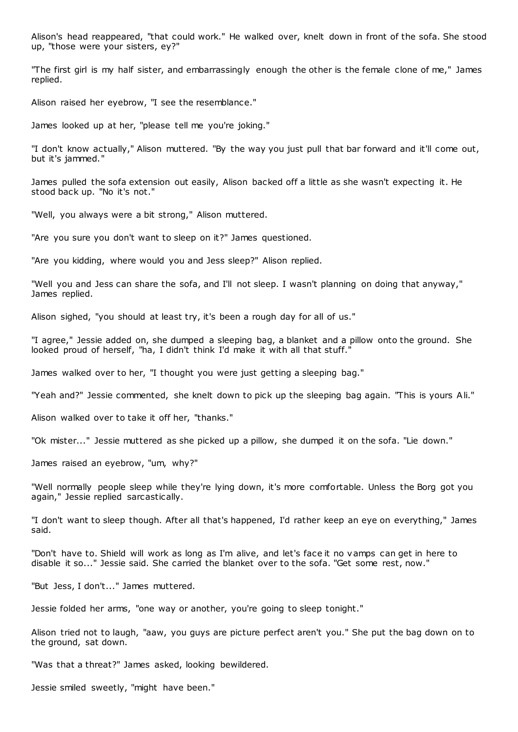Alison's head reappeared, "that could work." He walked over, knelt down in front of the sofa. She stood up, "those were your sisters, ey?"

"The first girl is my half sister, and embarrassingly enough the other is the female clone of me," James replied.

Alison raised her eyebrow, "I see the resemblance."

James looked up at her, "please tell me you're joking."

"I don't know actually," Alison muttered. "By the way you just pull that bar forward and it'll come out, but it's jammed."

James pulled the sofa extension out easily, Alison backed off a little as she wasn't expecting it. He stood back up. "No it's not."

"Well, you always were a bit strong," Alison muttered.

"Are you sure you don't want to sleep on it?" James questioned.

"Are you kidding, where would you and Jess sleep?" Alison replied.

"Well you and Jess can share the sofa, and I'll not sleep. I wasn't planning on doing that anyway," James replied.

Alison sighed, "you should at least try, it's been a rough day for all of us."

"I agree," Jessie added on, she dumped a sleeping bag, a blanket and a pillow onto the ground. She looked proud of herself, "ha, I didn't think I'd make it with all that stuff."

James walked over to her, "I thought you were just getting a sleeping bag."

"Yeah and?" Jessie commented, she knelt down to pick up the sleeping bag again. "This is yours Ali."

Alison walked over to take it off her, "thanks."

"Ok mister..." Jessie muttered as she picked up a pillow, she dumped it on the sofa. "Lie down."

James raised an eyebrow, "um, why?"

"Well normally people sleep while they're lying down, it's more comfortable. Unless the Borg got you again," Jessie replied sarcastically.

"I don't want to sleep though. After all that's happened, I'd rather keep an eye on everything," James said.

"Don't have to. Shield will work as long as I'm alive, and let's face it no vamps can get in here to disable it so..." Jessie said. She carried the blanket over to the sofa. "Get some rest, now."

"But Jess, I don't..." James muttered.

Jessie folded her arms, "one way or another, you're going to sleep tonight."

Alison tried not to laugh, "aaw, you guys are picture perfect aren't you." She put the bag down on to the ground, sat down.

"Was that a threat?" James asked, looking bewildered.

Jessie smiled sweetly, "might have been."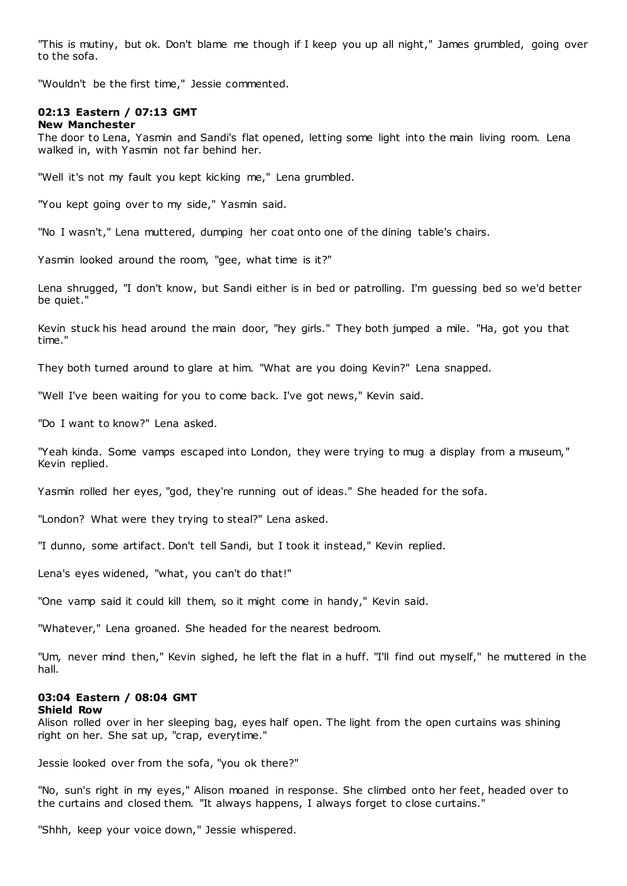"This is mutiny, but ok. Don't blame me though if I keep you up all night," James grumbled, going over to the sofa.

"Wouldn't be the first time," Jessie commented.

**02:13 Eastern / 07:13 GMT**
**New Manchester**

The door to Lena, Yasmin and Sandi's flat opened, letting some light into the main living room. Lena walked in, with Yasmin not far behind her.

"Well it's not my fault you kept kicking me," Lena grumbled.

"You kept going over to my side," Yasmin said.

"No I wasn't," Lena muttered, dumping her coat onto one of the dining table's chairs.

Yasmin looked around the room, "gee, what time is it?"

Lena shrugged, "I don't know, but Sandi either is in bed or patrolling. I'm guessing bed so we'd better be quiet."

Kevin stuck his head around the main door, "hey girls." They both jumped a mile. "Ha, got you that time."

They both turned around to glare at him. "What are you doing Kevin?" Lena snapped.

"Well I've been waiting for you to come back. I've got news," Kevin said.

"Do I want to know?" Lena asked.

"Yeah kinda. Some vamps escaped into London, they were trying to mug a display from a museum," Kevin replied.

Yasmin rolled her eyes, "god, they're running out of ideas." She headed for the sofa.

"London? What were they trying to steal?" Lena asked.

"I dunno, some artifact. Don't tell Sandi, but I took it instead," Kevin replied.

Lena's eyes widened, "what, you can't do that!"

"One vamp said it could kill them, so it might come in handy," Kevin said.

"Whatever," Lena groaned. She headed for the nearest bedroom.

"Um, never mind then," Kevin sighed, he left the flat in a huff. "I'll find out myself," he muttered in the hall.

**03:04 Eastern / 08:04 GMT**
**Shield Row**

Alison rolled over in her sleeping bag, eyes half open. The light from the open curtains was shining right on her. She sat up, "crap, everytime."

Jessie looked over from the sofa, "you ok there?"

"No, sun's right in my eyes," Alison moaned in response. She climbed onto her feet, headed over to the curtains and closed them. "It always happens, I always forget to close curtains."

"Shhh, keep your voice down," Jessie whispered.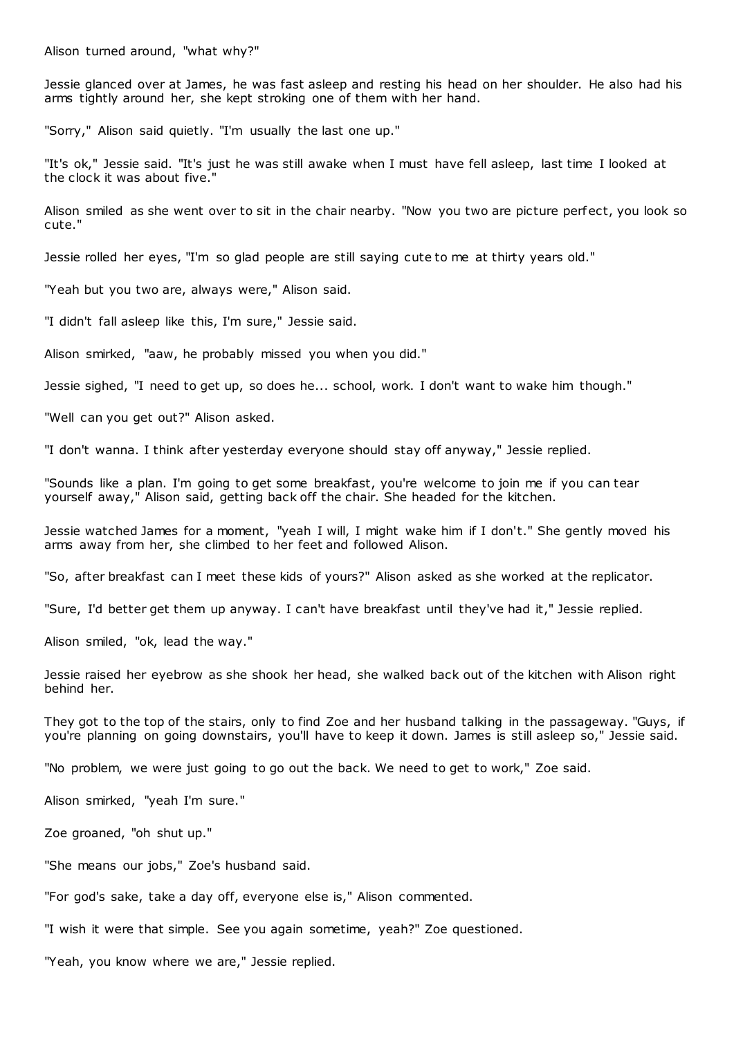Alison turned around, "what why?"

Jessie glanced over at James, he was fast asleep and resting his head on her shoulder. He also had his arms tightly around her, she kept stroking one of them with her hand.

"Sorry," Alison said quietly. "I'm usually the last one up."

"It's ok," Jessie said. "It's just he was still awake when I must have fell asleep, last time I looked at the clock it was about five."

Alison smiled as she went over to sit in the chair nearby. "Now you two are picture perfect, you look so cute."

Jessie rolled her eyes, "I'm so glad people are still saying cute to me at thirty years old."

"Yeah but you two are, always were," Alison said.

"I didn't fall asleep like this, I'm sure," Jessie said.

Alison smirked, "aaw, he probably missed you when you did."

Jessie sighed, "I need to get up, so does he... school, work. I don't want to wake him though."

"Well can you get out?" Alison asked.

"I don't wanna. I think after yesterday everyone should stay off anyway," Jessie replied.

"Sounds like a plan. I'm going to get some breakfast, you're welcome to join me if you can tear yourself away," Alison said, getting back off the chair. She headed for the kitchen.

Jessie watched James for a moment, "yeah I will, I might wake him if I don't." She gently moved his arms away from her, she climbed to her feet and followed Alison.

"So, after breakfast can I meet these kids of yours?" Alison asked as she worked at the replicator.

"Sure, I'd better get them up anyway. I can't have breakfast until they've had it," Jessie replied.

Alison smiled, "ok, lead the way."

Jessie raised her eyebrow as she shook her head, she walked back out of the kitchen with Alison right behind her.

They got to the top of the stairs, only to find Zoe and her husband talking in the passageway. "Guys, if you're planning on going downstairs, you'll have to keep it down. James is still asleep so," Jessie said.

"No problem, we were just going to go out the back. We need to get to work," Zoe said.

Alison smirked, "yeah I'm sure."

Zoe groaned, "oh shut up."

"She means our jobs," Zoe's husband said.

"For god's sake, take a day off, everyone else is," Alison commented.

"I wish it were that simple. See you again sometime, yeah?" Zoe questioned.

"Yeah, you know where we are," Jessie replied.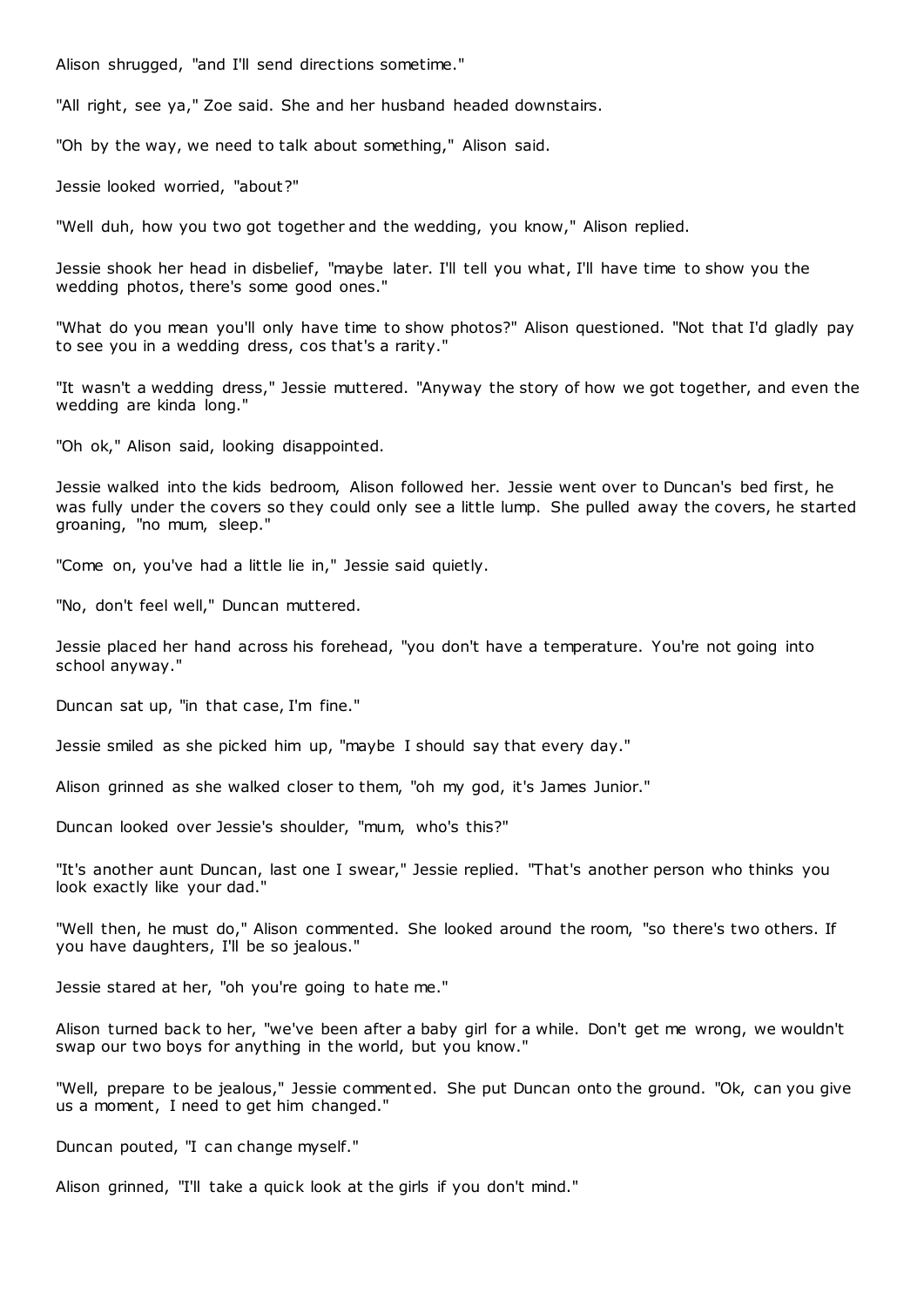Alison shrugged, "and I'll send directions sometime."

"All right, see ya," Zoe said. She and her husband headed downstairs.

"Oh by the way, we need to talk about something," Alison said.

Jessie looked worried, "about?"

"Well duh, how you two got together and the wedding, you know," Alison replied.

Jessie shook her head in disbelief, "maybe later. I'll tell you what, I'll have time to show you the wedding photos, there's some good ones."

"What do you mean you'll only have time to show photos?" Alison questioned. "Not that I'd gladly pay to see you in a wedding dress, cos that's a rarity."

"It wasn't a wedding dress," Jessie muttered. "Anyway the story of how we got together, and even the wedding are kinda long."

"Oh ok," Alison said, looking disappointed.

Jessie walked into the kids bedroom, Alison followed her. Jessie went over to Duncan's bed first, he was fully under the covers so they could only see a little lump. She pulled away the covers, he started groaning, "no mum, sleep."

"Come on, you've had a little lie in," Jessie said quietly.

"No, don't feel well," Duncan muttered.

Jessie placed her hand across his forehead, "you don't have a temperature. You're not going into school anyway."

Duncan sat up, "in that case, I'm fine."

Jessie smiled as she picked him up, "maybe I should say that every day."

Alison grinned as she walked closer to them, "oh my god, it's James Junior."

Duncan looked over Jessie's shoulder, "mum, who's this?"

"It's another aunt Duncan, last one I swear," Jessie replied. "That's another person who thinks you look exactly like your dad."

"Well then, he must do," Alison commented. She looked around the room, "so there's two others. If you have daughters, I'll be so jealous."

Jessie stared at her, "oh you're going to hate me."

Alison turned back to her, "we've been after a baby girl for a while. Don't get me wrong, we wouldn't swap our two boys for anything in the world, but you know."

"Well, prepare to be jealous," Jessie commented. She put Duncan onto the ground. "Ok, can you give us a moment, I need to get him changed."

Duncan pouted, "I can change myself."

Alison grinned, "I'll take a quick look at the girls if you don't mind."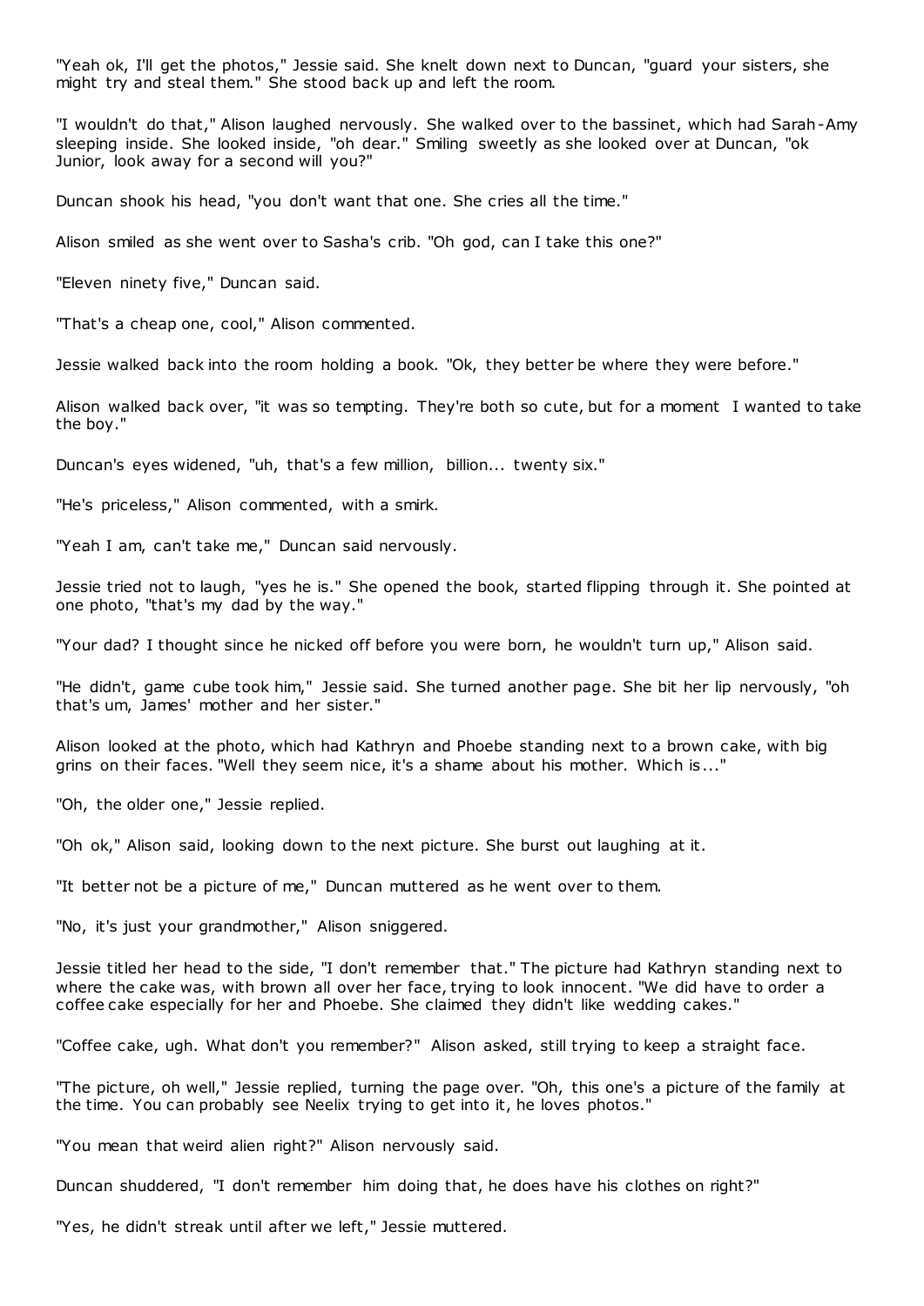"Yeah ok, I'll get the photos," Jessie said. She knelt down next to Duncan, "guard your sisters, she might try and steal them." She stood back up and left the room.

"I wouldn't do that," Alison laughed nervously. She walked over to the bassinet, which had Sarah-Amy sleeping inside. She looked inside, "oh dear." Smiling sweetly as she looked over at Duncan, "ok Junior, look away for a second will you?"

Duncan shook his head, "you don't want that one. She cries all the time."

Alison smiled as she went over to Sasha's crib. "Oh god, can I take this one?"

"Eleven ninety five," Duncan said.

"That's a cheap one, cool," Alison commented.

Jessie walked back into the room holding a book. "Ok, they better be where they were before."

Alison walked back over, "it was so tempting. They're both so cute, but for a moment I wanted to take the boy."

Duncan's eyes widened, "uh, that's a few million, billion... twenty six."

"He's priceless," Alison commented, with a smirk.

"Yeah I am, can't take me," Duncan said nervously.

Jessie tried not to laugh, "yes he is." She opened the book, started flipping through it. She pointed at one photo, "that's my dad by the way."

"Your dad? I thought since he nicked off before you were born, he wouldn't turn up," Alison said.

"He didn't, game cube took him," Jessie said. She turned another page. She bit her lip nervously, "oh that's um, James' mother and her sister."

Alison looked at the photo, which had Kathryn and Phoebe standing next to a brown cake, with big grins on their faces. "Well they seem nice, it's a shame about his mother. Which is..."

"Oh, the older one," Jessie replied.

"Oh ok," Alison said, looking down to the next picture. She burst out laughing at it.

"It better not be a picture of me," Duncan muttered as he went over to them.

"No, it's just your grandmother," Alison sniggered.

Jessie titled her head to the side, "I don't remember that." The picture had Kathryn standing next to where the cake was, with brown all over her face, trying to look innocent. "We did have to order a coffee cake especially for her and Phoebe. She claimed they didn't like wedding cakes."

"Coffee cake, ugh. What don't you remember?" Alison asked, still trying to keep a straight face.

"The picture, oh well," Jessie replied, turning the page over. "Oh, this one's a picture of the family at the time. You can probably see Neelix trying to get into it, he loves photos."

"You mean that weird alien right?" Alison nervously said.

Duncan shuddered, "I don't remember him doing that, he does have his clothes on right?"

"Yes, he didn't streak until after we left," Jessie muttered.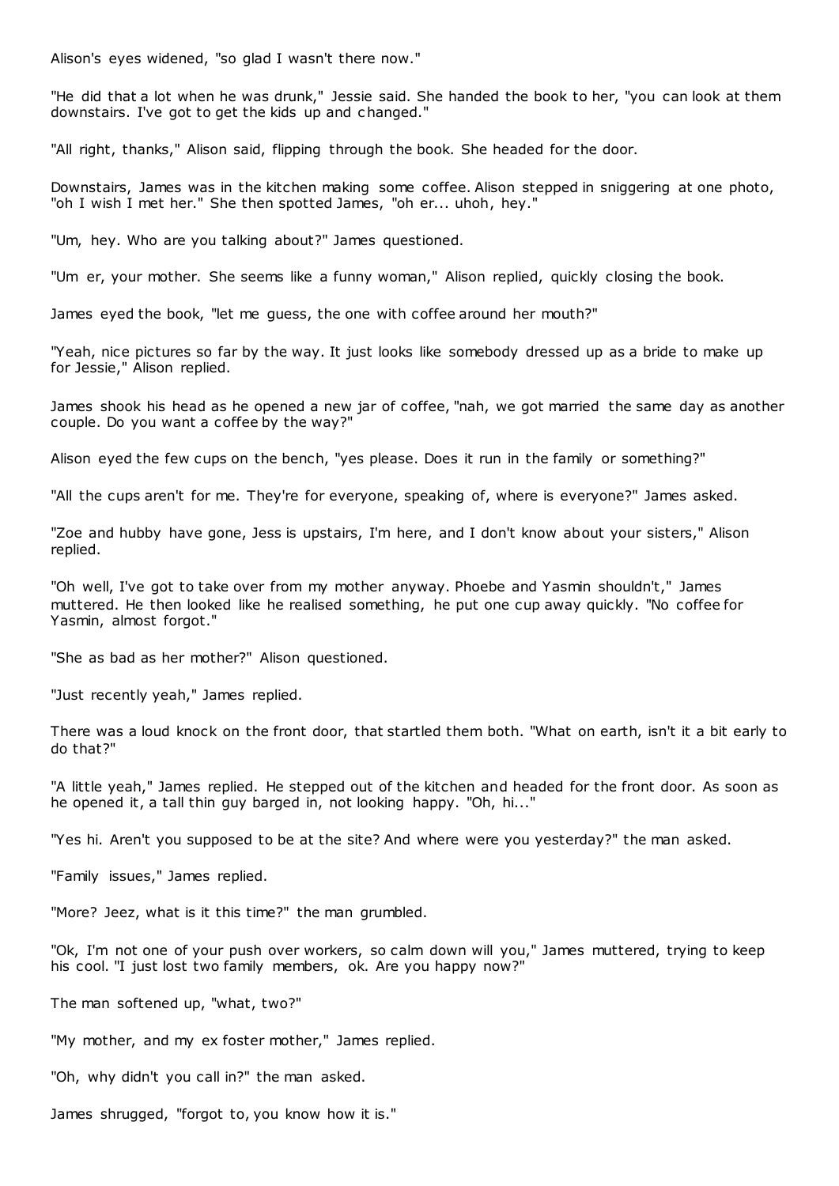Alison's eyes widened, "so glad I wasn't there now."

"He did that a lot when he was drunk," Jessie said. She handed the book to her, "you can look at them downstairs. I've got to get the kids up and changed."

"All right, thanks," Alison said, flipping through the book. She headed for the door.

Downstairs, James was in the kitchen making some coffee. Alison stepped in sniggering at one photo, "oh I wish I met her." She then spotted James, "oh er... uhoh, hey."

"Um, hey. Who are you talking about?" James questioned.

"Um er, your mother. She seems like a funny woman," Alison replied, quickly closing the book.

James eyed the book, "let me guess, the one with coffee around her mouth?"

"Yeah, nice pictures so far by the way. It just looks like somebody dressed up as a bride to make up for Jessie," Alison replied.

James shook his head as he opened a new jar of coffee, "nah, we got married the same day as another couple. Do you want a coffee by the way?"

Alison eyed the few cups on the bench, "yes please. Does it run in the family or something?"

"All the cups aren't for me. They're for everyone, speaking of, where is everyone?" James asked.

"Zoe and hubby have gone, Jess is upstairs, I'm here, and I don't know about your sisters," Alison replied.

"Oh well, I've got to take over from my mother anyway. Phoebe and Yasmin shouldn't," James muttered. He then looked like he realised something, he put one cup away quickly. "No coffee for Yasmin, almost forgot."

"She as bad as her mother?" Alison questioned.

"Just recently yeah," James replied.

There was a loud knock on the front door, that startled them both. "What on earth, isn't it a bit early to do that?"

"A little yeah," James replied. He stepped out of the kitchen and headed for the front door. As soon as he opened it, a tall thin guy barged in, not looking happy. "Oh, hi..."

"Yes hi. Aren't you supposed to be at the site? And where were you yesterday?" the man asked.

"Family issues," James replied.

"More? Jeez, what is it this time?" the man grumbled.

"Ok, I'm not one of your push over workers, so calm down will you," James muttered, trying to keep his cool. "I just lost two family members, ok. Are you happy now?"

The man softened up, "what, two?"

"My mother, and my ex foster mother," James replied.

"Oh, why didn't you call in?" the man asked.

James shrugged, "forgot to, you know how it is."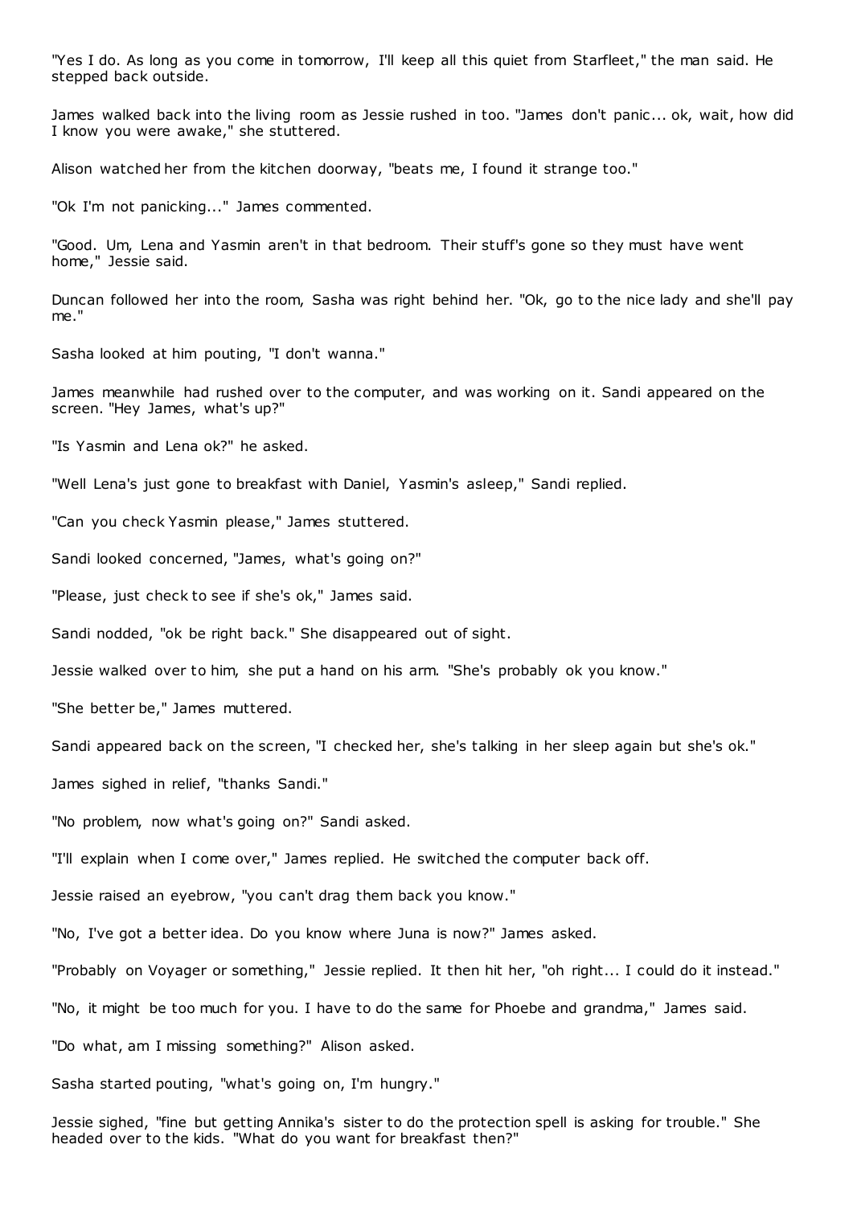"Yes I do. As long as you come in tomorrow, I'll keep all this quiet from Starfleet," the man said. He stepped back outside.

James walked back into the living room as Jessie rushed in too. "James don't panic... ok, wait, how did I know you were awake," she stuttered.

Alison watched her from the kitchen doorway, "beats me, I found it strange too."

"Ok I'm not panicking..." James commented.

"Good. Um, Lena and Yasmin aren't in that bedroom. Their stuff's gone so they must have went home," Jessie said.

Duncan followed her into the room, Sasha was right behind her. "Ok, go to the nice lady and she'll pay me."

Sasha looked at him pouting, "I don't wanna."

James meanwhile had rushed over to the computer, and was working on it. Sandi appeared on the screen. "Hey James, what's up?"

"Is Yasmin and Lena ok?" he asked.

"Well Lena's just gone to breakfast with Daniel, Yasmin's asleep," Sandi replied.

"Can you check Yasmin please," James stuttered.

Sandi looked concerned, "James, what's going on?"

"Please, just check to see if she's ok," James said.

Sandi nodded, "ok be right back." She disappeared out of sight.

Jessie walked over to him, she put a hand on his arm. "She's probably ok you know."

"She better be," James muttered.

Sandi appeared back on the screen, "I checked her, she's talking in her sleep again but she's ok."

James sighed in relief, "thanks Sandi."

"No problem, now what's going on?" Sandi asked.

"I'll explain when I come over," James replied. He switched the computer back off.

Jessie raised an eyebrow, "you can't drag them back you know."

"No, I've got a better idea. Do you know where Juna is now?" James asked.

"Probably on Voyager or something," Jessie replied. It then hit her, "oh right... I could do it instead."

"No, it might be too much for you. I have to do the same for Phoebe and grandma," James said.

"Do what, am I missing something?" Alison asked.

Sasha started pouting, "what's going on, I'm hungry."

Jessie sighed, "fine but getting Annika's sister to do the protection spell is asking for trouble." She headed over to the kids. "What do you want for breakfast then?"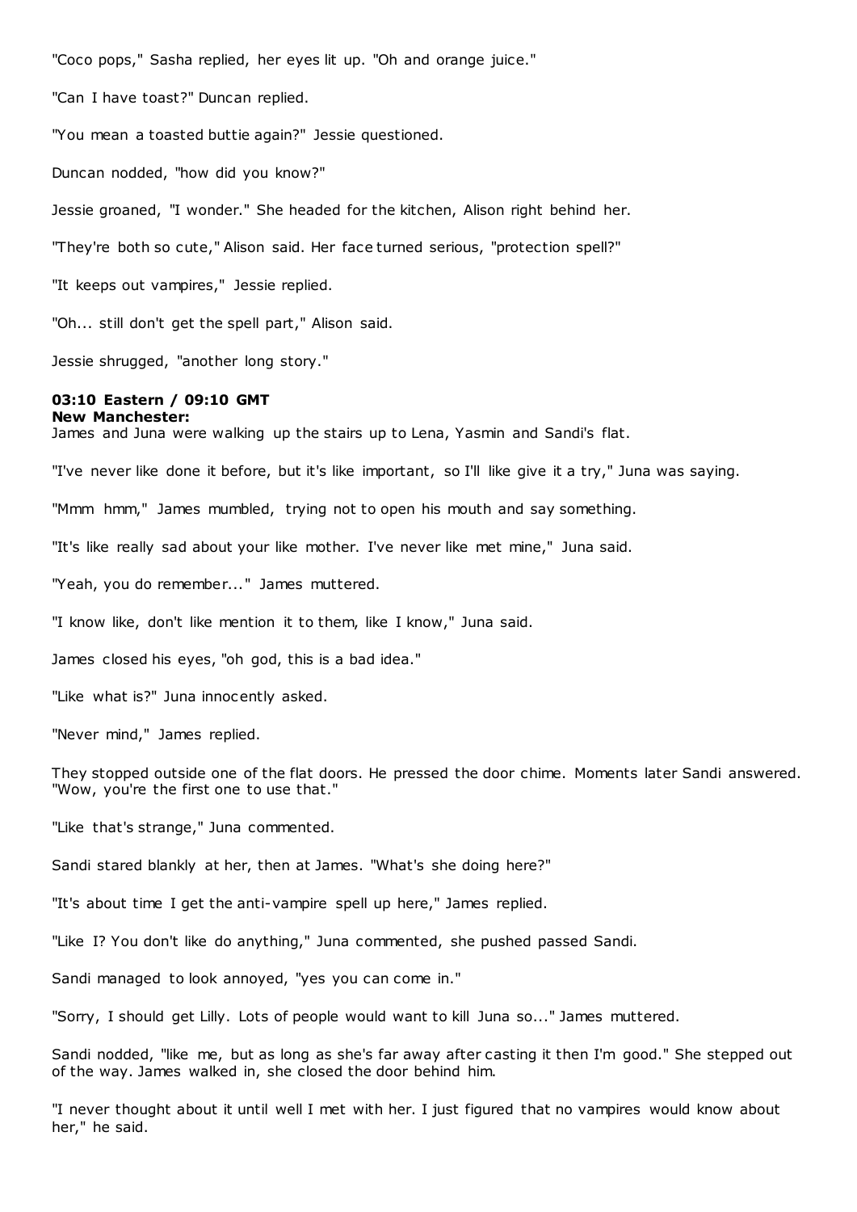"Coco pops," Sasha replied, her eyes lit up. "Oh and orange juice."

"Can I have toast?" Duncan replied.

"You mean a toasted buttie again?" Jessie questioned.

Duncan nodded, "how did you know?"

Jessie groaned, "I wonder." She headed for the kitchen, Alison right behind her.

"They're both so cute," Alison said. Her face turned serious, "protection spell?"

"It keeps out vampires," Jessie replied.

"Oh... still don't get the spell part," Alison said.

Jessie shrugged, "another long story."

**03:10 Eastern / 09:10 GMT**
**New Manchester:**
James and Juna were walking up the stairs up to Lena, Yasmin and Sandi's flat.

"I've never like done it before, but it's like important, so I'll like give it a try," Juna was saying.

"Mmm hmm," James mumbled, trying not to open his mouth and say something.

"It's like really sad about your like mother. I've never like met mine," Juna said.

"Yeah, you do remember..." James muttered.

"I know like, don't like mention it to them, like I know," Juna said.

James closed his eyes, "oh god, this is a bad idea."

"Like what is?" Juna innocently asked.

"Never mind," James replied.

They stopped outside one of the flat doors. He pressed the door chime. Moments later Sandi answered. "Wow, you're the first one to use that."

"Like that's strange," Juna commented.

Sandi stared blankly at her, then at James. "What's she doing here?"

"It's about time I get the anti-vampire spell up here," James replied.

"Like I? You don't like do anything," Juna commented, she pushed passed Sandi.

Sandi managed to look annoyed, "yes you can come in."

"Sorry, I should get Lilly. Lots of people would want to kill Juna so..." James muttered.

Sandi nodded, "like me, but as long as she's far away after casting it then I'm good." She stepped out of the way. James walked in, she closed the door behind him.

"I never thought about it until well I met with her. I just figured that no vampires would know about her," he said.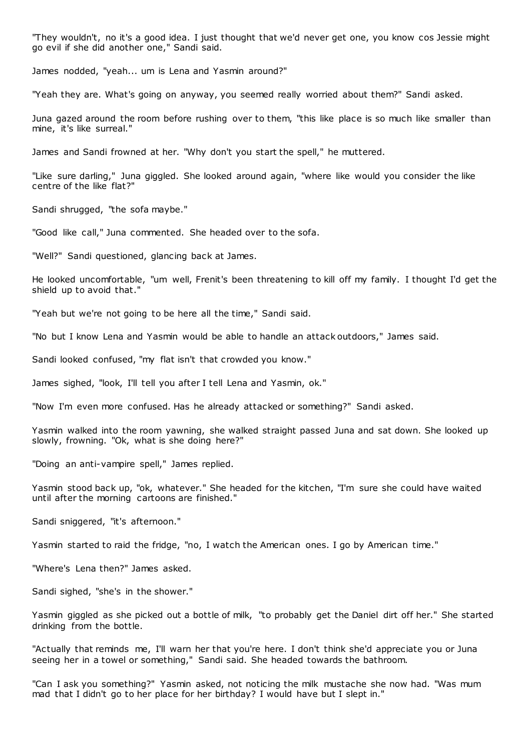"They wouldn't, no it's a good idea. I just thought that we'd never get one, you know cos Jessie might go evil if she did another one," Sandi said.

James nodded, "yeah... um is Lena and Yasmin around?"

"Yeah they are. What's going on anyway, you seemed really worried about them?" Sandi asked.

Juna gazed around the room before rushing over to them, "this like place is so much like smaller than mine, it's like surreal."

James and Sandi frowned at her. "Why don't you start the spell," he muttered.

"Like sure darling," Juna giggled. She looked around again, "where like would you consider the like centre of the like flat?"

Sandi shrugged, "the sofa maybe."

"Good like call," Juna commented. She headed over to the sofa.

"Well?" Sandi questioned, glancing back at James.

He looked uncomfortable, "um well, Frenit's been threatening to kill off my family. I thought I'd get the shield up to avoid that."

"Yeah but we're not going to be here all the time," Sandi said.

"No but I know Lena and Yasmin would be able to handle an attack outdoors," James said.

Sandi looked confused, "my flat isn't that crowded you know."

James sighed, "look, I'll tell you after I tell Lena and Yasmin, ok."

"Now I'm even more confused. Has he already attacked or something?" Sandi asked.

Yasmin walked into the room yawning, she walked straight passed Juna and sat down. She looked up slowly, frowning. "Ok, what is she doing here?"

"Doing an anti-vampire spell," James replied.

Yasmin stood back up, "ok, whatever." She headed for the kitchen, "I'm sure she could have waited until after the morning cartoons are finished."

Sandi sniggered, "it's afternoon."

Yasmin started to raid the fridge, "no, I watch the American ones. I go by American time."

"Where's Lena then?" James asked.

Sandi sighed, "she's in the shower."

Yasmin giggled as she picked out a bottle of milk, "to probably get the Daniel dirt off her." She started drinking from the bottle.

"Actually that reminds me, I'll warn her that you're here. I don't think she'd appreciate you or Juna seeing her in a towel or something," Sandi said. She headed towards the bathroom.

"Can I ask you something?" Yasmin asked, not noticing the milk mustache she now had. "Was mum mad that I didn't go to her place for her birthday? I would have but I slept in."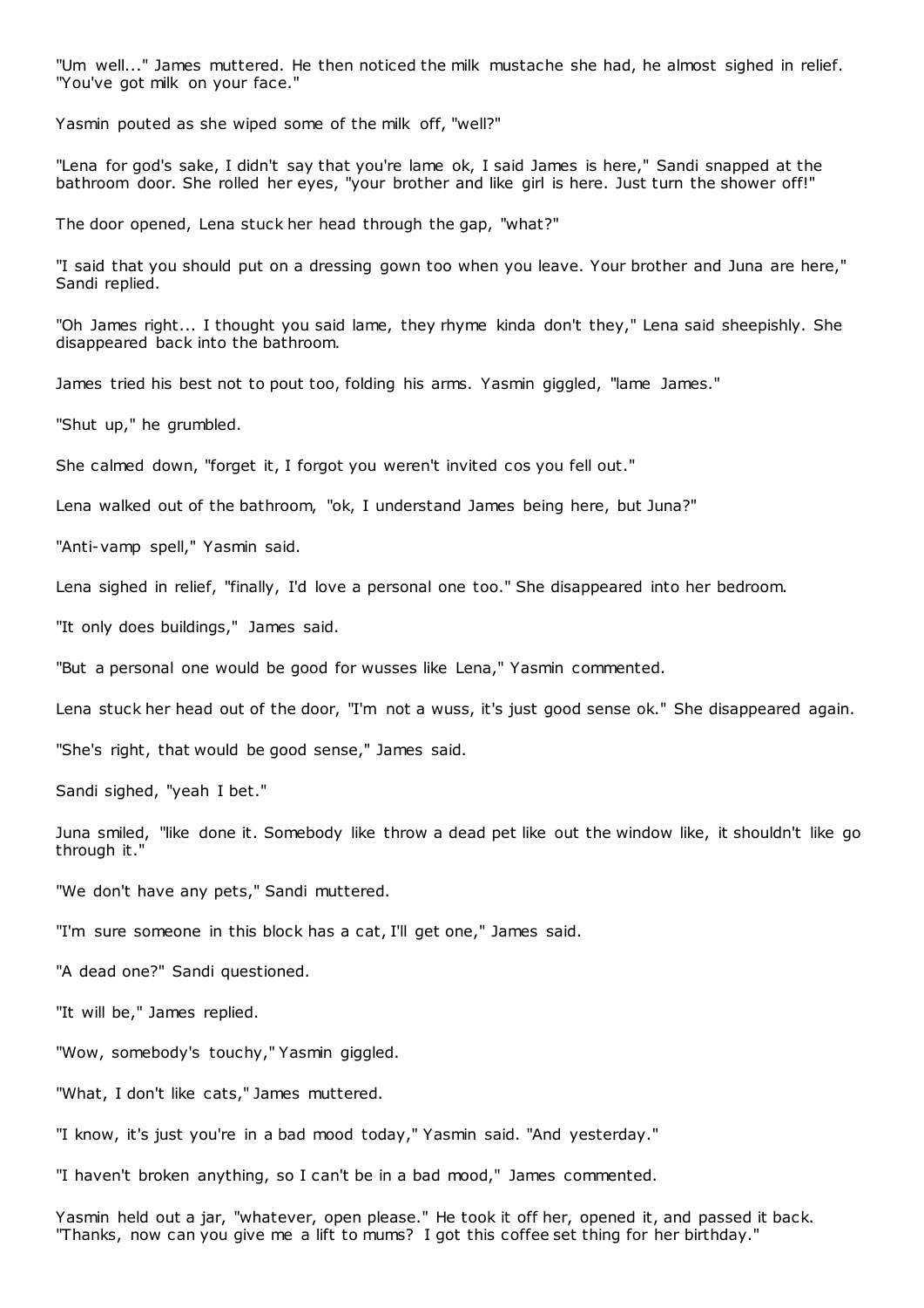"Um well..." James muttered. He then noticed the milk mustache she had, he almost sighed in relief. "You've got milk on your face."

Yasmin pouted as she wiped some of the milk off, "well?"

"Lena for god's sake, I didn't say that you're lame ok, I said James is here," Sandi snapped at the bathroom door. She rolled her eyes, "your brother and like girl is here. Just turn the shower off!"

The door opened, Lena stuck her head through the gap, "what?"

"I said that you should put on a dressing gown too when you leave. Your brother and Juna are here," Sandi replied.

"Oh James right... I thought you said lame, they rhyme kinda don't they," Lena said sheepishly. She disappeared back into the bathroom.

James tried his best not to pout too, folding his arms. Yasmin giggled, "lame James."

"Shut up," he grumbled.

She calmed down, "forget it, I forgot you weren't invited cos you fell out."

Lena walked out of the bathroom, "ok, I understand James being here, but Juna?"

"Anti-vamp spell," Yasmin said.

Lena sighed in relief, "finally, I'd love a personal one too." She disappeared into her bedroom.

"It only does buildings," James said.

"But a personal one would be good for wusses like Lena," Yasmin commented.

Lena stuck her head out of the door, "I'm not a wuss, it's just good sense ok." She disappeared again.

"She's right, that would be good sense," James said.

Sandi sighed, "yeah I bet."

Juna smiled, "like done it. Somebody like throw a dead pet like out the window like, it shouldn't like go through it."

"We don't have any pets," Sandi muttered.

"I'm sure someone in this block has a cat, I'll get one," James said.

"A dead one?" Sandi questioned.

"It will be," James replied.

"Wow, somebody's touchy," Yasmin giggled.

"What, I don't like cats," James muttered.

"I know, it's just you're in a bad mood today," Yasmin said. "And yesterday."

"I haven't broken anything, so I can't be in a bad mood," James commented.

Yasmin held out a jar, "whatever, open please." He took it off her, opened it, and passed it back. "Thanks, now can you give me a lift to mums? I got this coffee set thing for her birthday."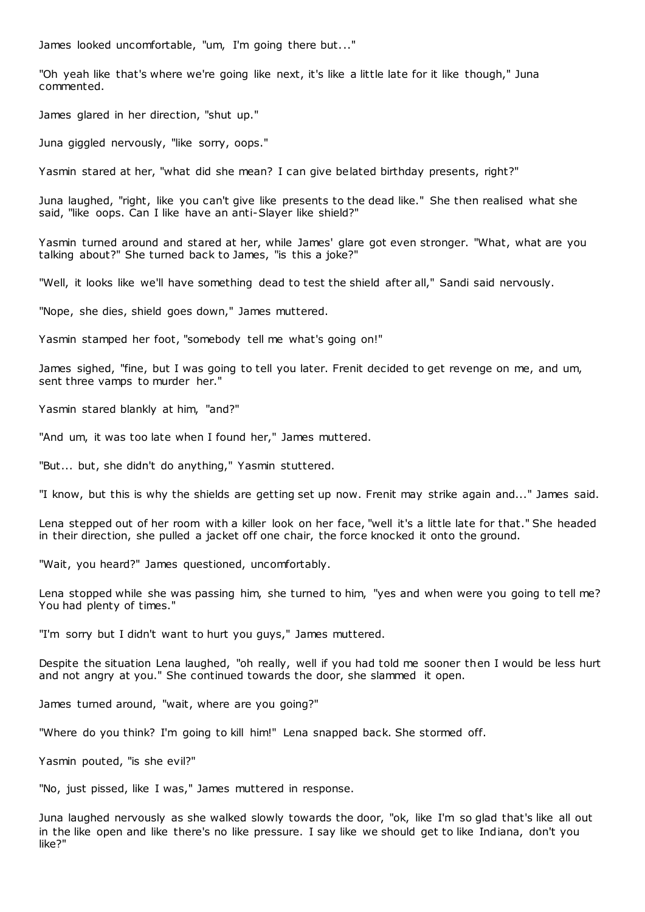James looked uncomfortable, "um, I'm going there but..."

"Oh yeah like that's where we're going like next, it's like a little late for it like though," Juna commented.

James glared in her direction, "shut up."

Juna giggled nervously, "like sorry, oops."

Yasmin stared at her, "what did she mean? I can give belated birthday presents, right?"

Juna laughed, "right, like you can't give like presents to the dead like." She then realised what she said, "like oops. Can I like have an anti-Slayer like shield?"

Yasmin turned around and stared at her, while James' glare got even stronger. "What, what are you talking about?" She turned back to James, "is this a joke?"

"Well, it looks like we'll have something dead to test the shield after all," Sandi said nervously.

"Nope, she dies, shield goes down," James muttered.

Yasmin stamped her foot, "somebody tell me what's going on!"

James sighed, "fine, but I was going to tell you later. Frenit decided to get revenge on me, and um, sent three vamps to murder her."

Yasmin stared blankly at him, "and?"

"And um, it was too late when I found her," James muttered.

"But... but, she didn't do anything," Yasmin stuttered.

"I know, but this is why the shields are getting set up now. Frenit may strike again and..." James said.

Lena stepped out of her room with a killer look on her face, "well it's a little late for that." She headed in their direction, she pulled a jacket off one chair, the force knocked it onto the ground.

"Wait, you heard?" James questioned, uncomfortably.

Lena stopped while she was passing him, she turned to him, "yes and when were you going to tell me? You had plenty of times."

"I'm sorry but I didn't want to hurt you guys," James muttered.

Despite the situation Lena laughed, "oh really, well if you had told me sooner then I would be less hurt and not angry at you." She continued towards the door, she slammed it open.

James turned around, "wait, where are you going?"

"Where do you think? I'm going to kill him!" Lena snapped back. She stormed off.

Yasmin pouted, "is she evil?"

"No, just pissed, like I was," James muttered in response.

Juna laughed nervously as she walked slowly towards the door, "ok, like I'm so glad that's like all out in the like open and like there's no like pressure. I say like we should get to like Indiana, don't you like?"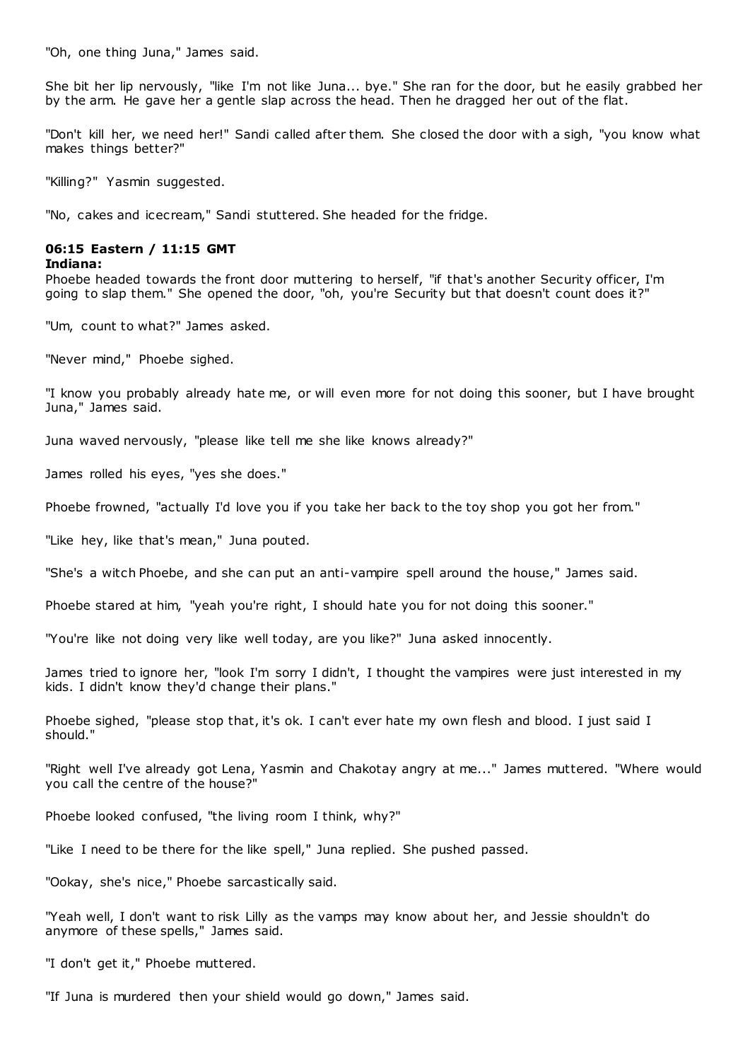"Oh, one thing Juna," James said.

She bit her lip nervously, "like I'm not like Juna... bye." She ran for the door, but he easily grabbed her by the arm. He gave her a gentle slap across the head. Then he dragged her out of the flat.

"Don't kill her, we need her!" Sandi called after them. She closed the door with a sigh, "you know what makes things better?"

"Killing?" Yasmin suggested.

"No, cakes and icecream," Sandi stuttered. She headed for the fridge.

**06:15 Eastern / 11:15 GMT**
**Indiana:**
Phoebe headed towards the front door muttering to herself, "if that's another Security officer, I'm going to slap them." She opened the door, "oh, you're Security but that doesn't count does it?"

"Um, count to what?" James asked.

"Never mind," Phoebe sighed.

"I know you probably already hate me, or will even more for not doing this sooner, but I have brought Juna," James said.

Juna waved nervously, "please like tell me she like knows already?"

James rolled his eyes, "yes she does."

Phoebe frowned, "actually I'd love you if you take her back to the toy shop you got her from."

"Like hey, like that's mean," Juna pouted.

"She's a witch Phoebe, and she can put an anti-vampire spell around the house," James said.

Phoebe stared at him, "yeah you're right, I should hate you for not doing this sooner."

"You're like not doing very like well today, are you like?" Juna asked innocently.

James tried to ignore her, "look I'm sorry I didn't, I thought the vampires were just interested in my kids. I didn't know they'd change their plans."

Phoebe sighed, "please stop that, it's ok. I can't ever hate my own flesh and blood. I just said I should."

"Right well I've already got Lena, Yasmin and Chakotay angry at me..." James muttered. "Where would you call the centre of the house?"

Phoebe looked confused, "the living room I think, why?"

"Like I need to be there for the like spell," Juna replied. She pushed passed.

"Ookay, she's nice," Phoebe sarcastically said.

"Yeah well, I don't want to risk Lilly as the vamps may know about her, and Jessie shouldn't do anymore of these spells," James said.

"I don't get it," Phoebe muttered.

"If Juna is murdered then your shield would go down," James said.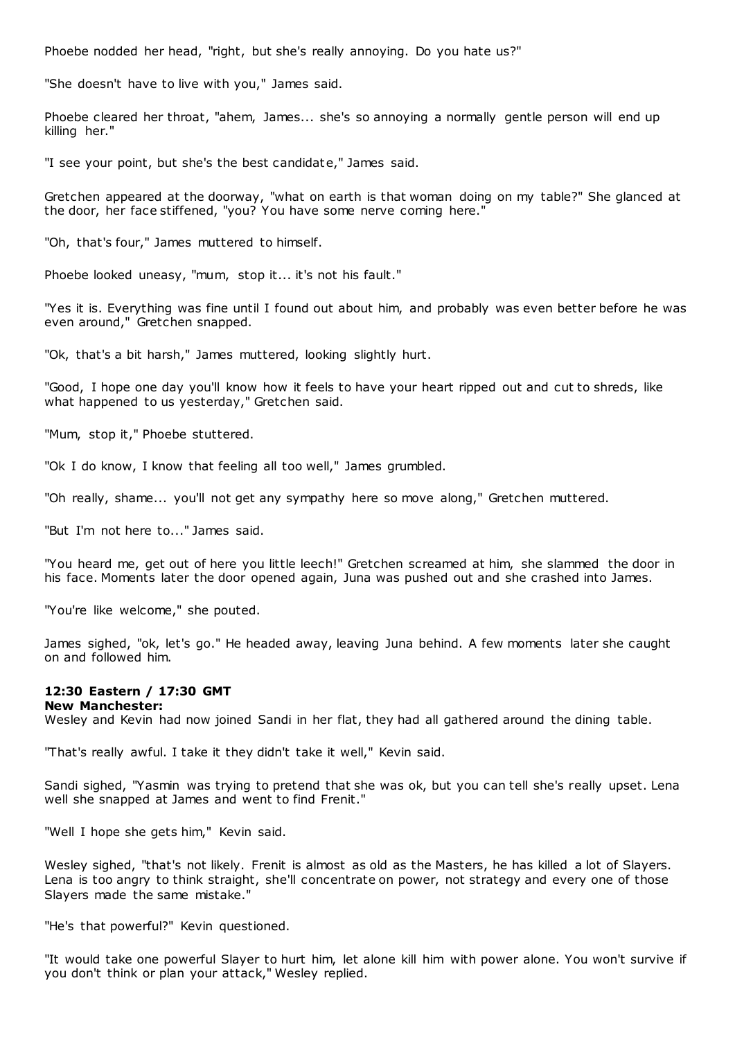Phoebe nodded her head, "right, but she's really annoying. Do you hate us?"

"She doesn't have to live with you," James said.

Phoebe cleared her throat, "ahem, James... she's so annoying a normally gentle person will end up killing her."

"I see your point, but she's the best candidate," James said.

Gretchen appeared at the doorway, "what on earth is that woman doing on my table?" She glanced at the door, her face stiffened, "you? You have some nerve coming here."

"Oh, that's four," James muttered to himself.

Phoebe looked uneasy, "mum, stop it... it's not his fault."

"Yes it is. Everything was fine until I found out about him, and probably was even better before he was even around," Gretchen snapped.

"Ok, that's a bit harsh," James muttered, looking slightly hurt.

"Good, I hope one day you'll know how it feels to have your heart ripped out and cut to shreds, like what happened to us yesterday," Gretchen said.

"Mum, stop it," Phoebe stuttered.

"Ok I do know, I know that feeling all too well," James grumbled.

"Oh really, shame... you'll not get any sympathy here so move along," Gretchen muttered.

"But I'm not here to..." James said.

"You heard me, get out of here you little leech!" Gretchen screamed at him, she slammed the door in his face. Moments later the door opened again, Juna was pushed out and she crashed into James.

"You're like welcome," she pouted.

James sighed, "ok, let's go." He headed away, leaving Juna behind. A few moments later she caught on and followed him.

**12:30 Eastern / 17:30 GMT**
**New Manchester:**
Wesley and Kevin had now joined Sandi in her flat, they had all gathered around the dining table.

"That's really awful. I take it they didn't take it well," Kevin said.

Sandi sighed, "Yasmin was trying to pretend that she was ok, but you can tell she's really upset. Lena well she snapped at James and went to find Frenit."

"Well I hope she gets him," Kevin said.

Wesley sighed, "that's not likely. Frenit is almost as old as the Masters, he has killed a lot of Slayers. Lena is too angry to think straight, she'll concentrate on power, not strategy and every one of those Slayers made the same mistake."

"He's that powerful?" Kevin questioned.

"It would take one powerful Slayer to hurt him, let alone kill him with power alone. You won't survive if you don't think or plan your attack," Wesley replied.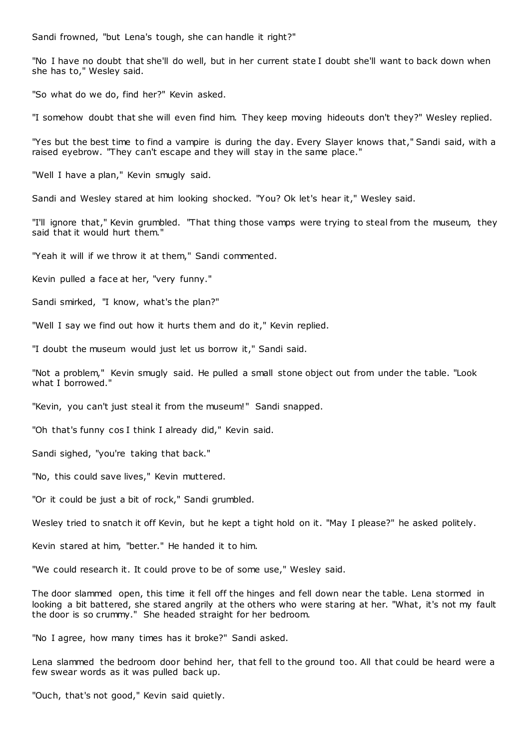Sandi frowned, "but Lena's tough, she can handle it right?"

"No I have no doubt that she'll do well, but in her current state I doubt she'll want to back down when she has to," Wesley said.

"So what do we do, find her?" Kevin asked.

"I somehow doubt that she will even find him. They keep moving hideouts don't they?" Wesley replied.

"Yes but the best time to find a vampire is during the day. Every Slayer knows that," Sandi said, with a raised eyebrow. "They can't escape and they will stay in the same place."

"Well I have a plan," Kevin smugly said.

Sandi and Wesley stared at him looking shocked. "You? Ok let's hear it," Wesley said.

"I'll ignore that," Kevin grumbled. "That thing those vamps were trying to steal from the museum, they said that it would hurt them."

"Yeah it will if we throw it at them," Sandi commented.

Kevin pulled a face at her, "very funny."

Sandi smirked, "I know, what's the plan?"

"Well I say we find out how it hurts them and do it," Kevin replied.

"I doubt the museum would just let us borrow it," Sandi said.

"Not a problem," Kevin smugly said. He pulled a small stone object out from under the table. "Look what I borrowed."

"Kevin, you can't just steal it from the museum!" Sandi snapped.

"Oh that's funny cos I think I already did," Kevin said.

Sandi sighed, "you're taking that back."

"No, this could save lives," Kevin muttered.

"Or it could be just a bit of rock," Sandi grumbled.

Wesley tried to snatch it off Kevin, but he kept a tight hold on it. "May I please?" he asked politely.

Kevin stared at him, "better." He handed it to him.

"We could research it. It could prove to be of some use," Wesley said.

The door slammed open, this time it fell off the hinges and fell down near the table. Lena stormed in looking a bit battered, she stared angrily at the others who were staring at her. "What, it's not my fault the door is so crummy." She headed straight for her bedroom.

"No I agree, how many times has it broke?" Sandi asked.

Lena slammed the bedroom door behind her, that fell to the ground too. All that could be heard were a few swear words as it was pulled back up.

"Ouch, that's not good," Kevin said quietly.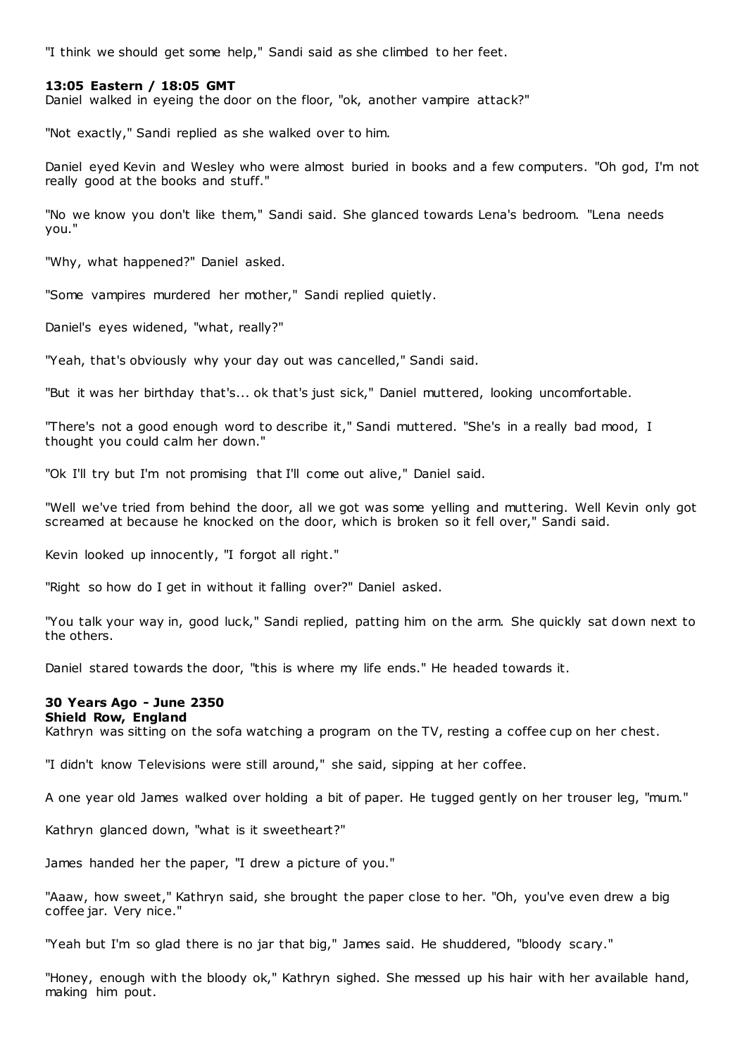"I think we should get some help," Sandi said as she climbed to her feet.

**13:05 Eastern / 18:05 GMT**

Daniel walked in eyeing the door on the floor, "ok, another vampire attack?"

"Not exactly," Sandi replied as she walked over to him.

Daniel eyed Kevin and Wesley who were almost buried in books and a few computers. "Oh god, I'm not really good at the books and stuff."

"No we know you don't like them," Sandi said. She glanced towards Lena's bedroom. "Lena needs you."

"Why, what happened?" Daniel asked.

"Some vampires murdered her mother," Sandi replied quietly.

Daniel's eyes widened, "what, really?"

"Yeah, that's obviously why your day out was cancelled," Sandi said.

"But it was her birthday that's... ok that's just sick," Daniel muttered, looking uncomfortable.

"There's not a good enough word to describe it," Sandi muttered. "She's in a really bad mood, I thought you could calm her down."

"Ok I'll try but I'm not promising that I'll come out alive," Daniel said.

"Well we've tried from behind the door, all we got was some yelling and muttering. Well Kevin only got screamed at because he knocked on the door, which is broken so it fell over," Sandi said.

Kevin looked up innocently, "I forgot all right."

"Right so how do I get in without it falling over?" Daniel asked.

"You talk your way in, good luck," Sandi replied, patting him on the arm. She quickly sat down next to the others.

Daniel stared towards the door, "this is where my life ends." He headed towards it.

**30 Years Ago - June 2350**
**Shield Row, England**

Kathryn was sitting on the sofa watching a program on the TV, resting a coffee cup on her chest.

"I didn't know Televisions were still around," she said, sipping at her coffee.

A one year old James walked over holding a bit of paper. He tugged gently on her trouser leg, "mum."

Kathryn glanced down, "what is it sweetheart?"

James handed her the paper, "I drew a picture of you."

"Aaaw, how sweet," Kathryn said, she brought the paper close to her. "Oh, you've even drew a big coffee jar. Very nice."

"Yeah but I'm so glad there is no jar that big," James said. He shuddered, "bloody scary."

"Honey, enough with the bloody ok," Kathryn sighed. She messed up his hair with her available hand, making him pout.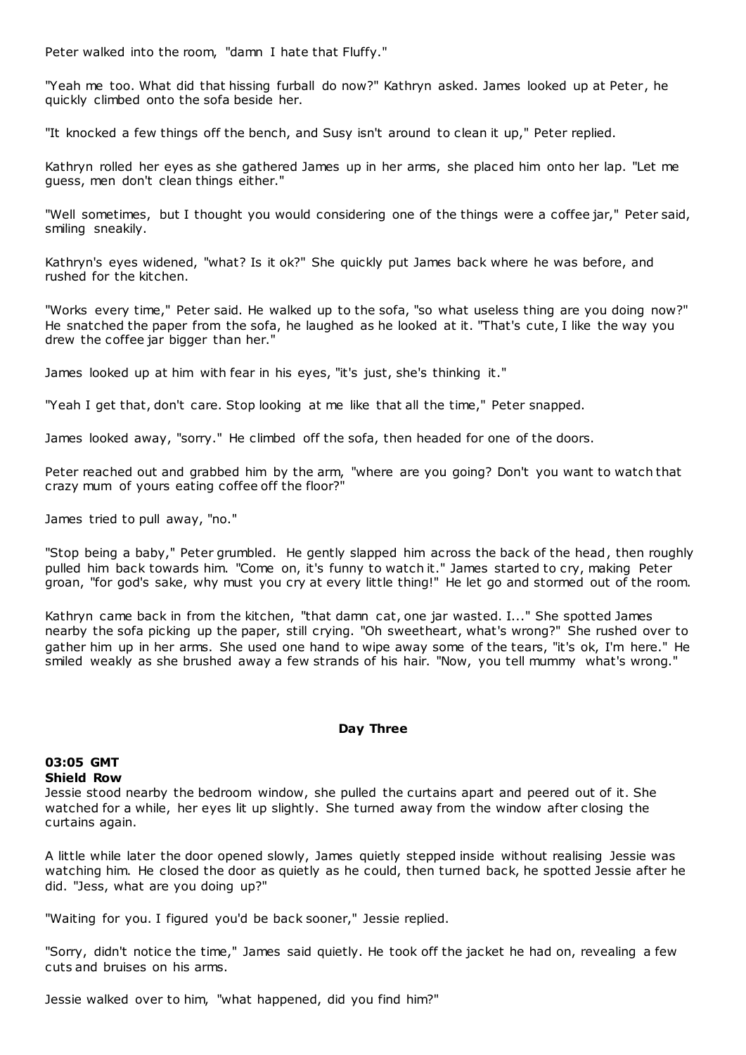Peter walked into the room, "damn I hate that Fluffy."

"Yeah me too. What did that hissing furball do now?" Kathryn asked. James looked up at Peter, he quickly climbed onto the sofa beside her.

"It knocked a few things off the bench, and Susy isn't around to clean it up," Peter replied.

Kathryn rolled her eyes as she gathered James up in her arms, she placed him onto her lap. "Let me guess, men don't clean things either."

"Well sometimes, but I thought you would considering one of the things were a coffee jar," Peter said, smiling sneakily.

Kathryn's eyes widened, "what? Is it ok?" She quickly put James back where he was before, and rushed for the kitchen.

"Works every time," Peter said. He walked up to the sofa, "so what useless thing are you doing now?" He snatched the paper from the sofa, he laughed as he looked at it. "That's cute, I like the way you drew the coffee jar bigger than her."

James looked up at him with fear in his eyes, "it's just, she's thinking it."

"Yeah I get that, don't care. Stop looking at me like that all the time," Peter snapped.

James looked away, "sorry." He climbed off the sofa, then headed for one of the doors.

Peter reached out and grabbed him by the arm, "where are you going? Don't you want to watch that crazy mum of yours eating coffee off the floor?"

James tried to pull away, "no."

"Stop being a baby," Peter grumbled. He gently slapped him across the back of the head, then roughly pulled him back towards him. "Come on, it's funny to watch it." James started to cry, making Peter groan, "for god's sake, why must you cry at every little thing!" He let go and stormed out of the room.

Kathryn came back in from the kitchen, "that damn cat, one jar wasted. I..." She spotted James nearby the sofa picking up the paper, still crying. "Oh sweetheart, what's wrong?" She rushed over to gather him up in her arms. She used one hand to wipe away some of the tears, "it's ok, I'm here." He smiled weakly as she brushed away a few strands of his hair. "Now, you tell mummy what's wrong."

**Day Three**

**03:05 GMT**
**Shield Row**

Jessie stood nearby the bedroom window, she pulled the curtains apart and peered out of it. She watched for a while, her eyes lit up slightly. She turned away from the window after closing the curtains again.

A little while later the door opened slowly, James quietly stepped inside without realising Jessie was watching him. He closed the door as quietly as he could, then turned back, he spotted Jessie after he did. "Jess, what are you doing up?"

"Waiting for you. I figured you'd be back sooner," Jessie replied.

"Sorry, didn't notice the time," James said quietly. He took off the jacket he had on, revealing a few cuts and bruises on his arms.

Jessie walked over to him, "what happened, did you find him?"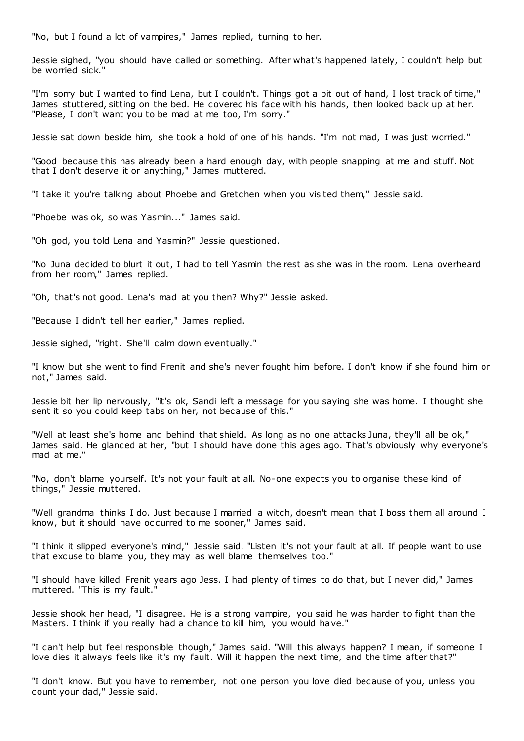"No, but I found a lot of vampires," James replied, turning to her.

Jessie sighed, "you should have called or something. After what's happened lately, I couldn't help but be worried sick."

"I'm sorry but I wanted to find Lena, but I couldn't. Things got a bit out of hand, I lost track of time," James stuttered, sitting on the bed. He covered his face with his hands, then looked back up at her. "Please, I don't want you to be mad at me too, I'm sorry."

Jessie sat down beside him, she took a hold of one of his hands. "I'm not mad, I was just worried."

"Good because this has already been a hard enough day, with people snapping at me and stuff. Not that I don't deserve it or anything," James muttered.

"I take it you're talking about Phoebe and Gretchen when you visited them," Jessie said.

"Phoebe was ok, so was Yasmin..." James said.

"Oh god, you told Lena and Yasmin?" Jessie questioned.

"No Juna decided to blurt it out, I had to tell Yasmin the rest as she was in the room. Lena overheard from her room," James replied.

"Oh, that's not good. Lena's mad at you then? Why?" Jessie asked.

"Because I didn't tell her earlier," James replied.

Jessie sighed, "right. She'll calm down eventually."

"I know but she went to find Frenit and she's never fought him before. I don't know if she found him or not," James said.

Jessie bit her lip nervously, "it's ok, Sandi left a message for you saying she was home. I thought she sent it so you could keep tabs on her, not because of this."

"Well at least she's home and behind that shield. As long as no one attacks Juna, they'll all be ok," James said. He glanced at her, "but I should have done this ages ago. That's obviously why everyone's mad at me."

"No, don't blame yourself. It's not your fault at all. No-one expects you to organise these kind of things," Jessie muttered.

"Well grandma thinks I do. Just because I married a witch, doesn't mean that I boss them all around I know, but it should have occurred to me sooner," James said.

"I think it slipped everyone's mind," Jessie said. "Listen it's not your fault at all. If people want to use that excuse to blame you, they may as well blame themselves too."

"I should have killed Frenit years ago Jess. I had plenty of times to do that, but I never did," James muttered. "This is my fault."

Jessie shook her head, "I disagree. He is a strong vampire, you said he was harder to fight than the Masters. I think if you really had a chance to kill him, you would have."

"I can't help but feel responsible though," James said. "Will this always happen? I mean, if someone I love dies it always feels like it's my fault. Will it happen the next time, and the time after that?"

"I don't know. But you have to remember, not one person you love died because of you, unless you count your dad," Jessie said.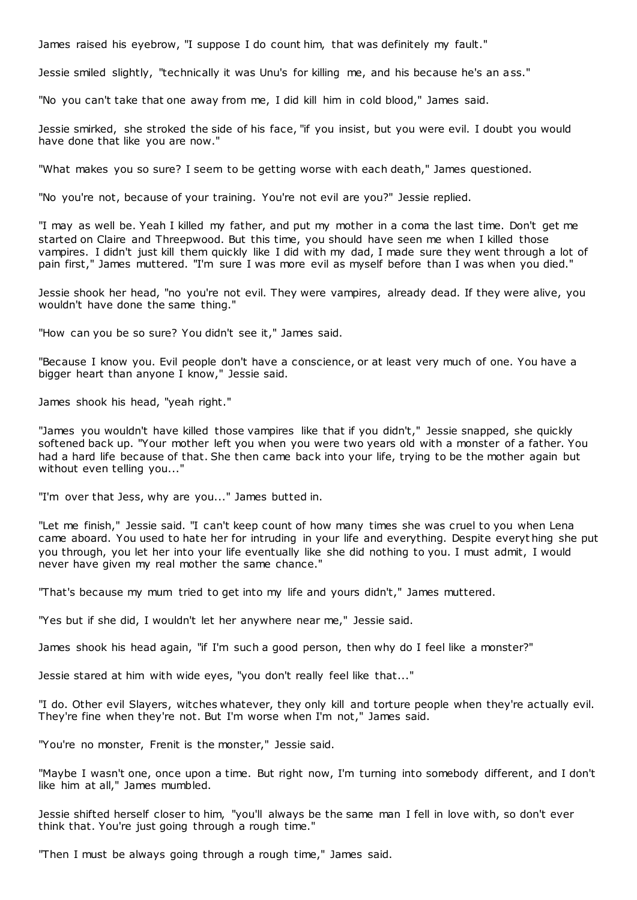James raised his eyebrow, "I suppose I do count him, that was definitely my fault."

Jessie smiled slightly, "technically it was Unu's for killing me, and his because he's an ass."

"No you can't take that one away from me, I did kill him in cold blood," James said.

Jessie smirked, she stroked the side of his face, "if you insist, but you were evil. I doubt you would have done that like you are now."

"What makes you so sure? I seem to be getting worse with each death," James questioned.

"No you're not, because of your training. You're not evil are you?" Jessie replied.

"I may as well be. Yeah I killed my father, and put my mother in a coma the last time. Don't get me started on Claire and Threepwood. But this time, you should have seen me when I killed those vampires. I didn't just kill them quickly like I did with my dad, I made sure they went through a lot of pain first," James muttered. "I'm sure I was more evil as myself before than I was when you died."

Jessie shook her head, "no you're not evil. They were vampires, already dead. If they were alive, you wouldn't have done the same thing."

"How can you be so sure? You didn't see it," James said.

"Because I know you. Evil people don't have a conscience, or at least very much of one. You have a bigger heart than anyone I know," Jessie said.

James shook his head, "yeah right."

"James you wouldn't have killed those vampires like that if you didn't," Jessie snapped, she quickly softened back up. "Your mother left you when you were two years old with a monster of a father. You had a hard life because of that. She then came back into your life, trying to be the mother again but without even telling you..."

"I'm over that Jess, why are you..." James butted in.

"Let me finish," Jessie said. "I can't keep count of how many times she was cruel to you when Lena came aboard. You used to hate her for intruding in your life and everything. Despite everything she put you through, you let her into your life eventually like she did nothing to you. I must admit, I would never have given my real mother the same chance."

"That's because my mum tried to get into my life and yours didn't," James muttered.

"Yes but if she did, I wouldn't let her anywhere near me," Jessie said.

James shook his head again, "if I'm such a good person, then why do I feel like a monster?"

Jessie stared at him with wide eyes, "you don't really feel like that..."

"I do. Other evil Slayers, witches whatever, they only kill and torture people when they're actually evil. They're fine when they're not. But I'm worse when I'm not," James said.

"You're no monster, Frenit is the monster," Jessie said.

"Maybe I wasn't one, once upon a time. But right now, I'm turning into somebody different, and I don't like him at all," James mumbled.

Jessie shifted herself closer to him, "you'll always be the same man I fell in love with, so don't ever think that. You're just going through a rough time."

"Then I must be always going through a rough time," James said.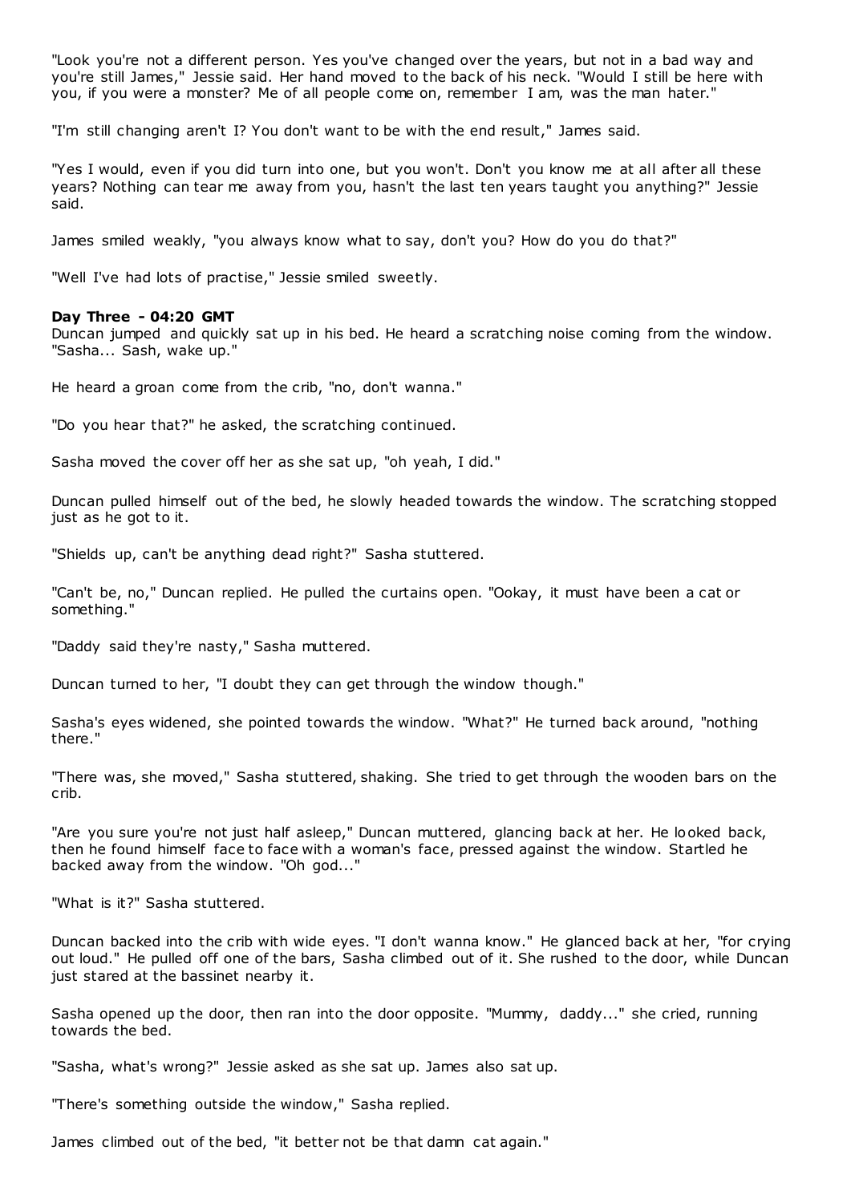"Look you're not a different person. Yes you've changed over the years, but not in a bad way and you're still James," Jessie said. Her hand moved to the back of his neck. "Would I still be here with you, if you were a monster? Me of all people come on, remember I am, was the man hater."

"I'm still changing aren't I? You don't want to be with the end result," James said.

"Yes I would, even if you did turn into one, but you won't. Don't you know me at all after all these years? Nothing can tear me away from you, hasn't the last ten years taught you anything?" Jessie said.

James smiled weakly, "you always know what to say, don't you? How do you do that?"

"Well I've had lots of practise," Jessie smiled sweetly.

**Day Three - 04:20 GMT**
Duncan jumped and quickly sat up in his bed. He heard a scratching noise coming from the window. "Sasha... Sash, wake up."

He heard a groan come from the crib, "no, don't wanna."

"Do you hear that?" he asked, the scratching continued.

Sasha moved the cover off her as she sat up, "oh yeah, I did."

Duncan pulled himself out of the bed, he slowly headed towards the window. The scratching stopped just as he got to it.

"Shields up, can't be anything dead right?" Sasha stuttered.

"Can't be, no," Duncan replied. He pulled the curtains open. "Ookay, it must have been a cat or something."

"Daddy said they're nasty," Sasha muttered.

Duncan turned to her, "I doubt they can get through the window though."

Sasha's eyes widened, she pointed towards the window. "What?" He turned back around, "nothing there."

"There was, she moved," Sasha stuttered, shaking. She tried to get through the wooden bars on the crib.

"Are you sure you're not just half asleep," Duncan muttered, glancing back at her. He looked back, then he found himself face to face with a woman's face, pressed against the window. Startled he backed away from the window. "Oh god..."

"What is it?" Sasha stuttered.

Duncan backed into the crib with wide eyes. "I don't wanna know." He glanced back at her, "for crying out loud." He pulled off one of the bars, Sasha climbed out of it. She rushed to the door, while Duncan just stared at the bassinet nearby it.

Sasha opened up the door, then ran into the door opposite. "Mummy, daddy..." she cried, running towards the bed.

"Sasha, what's wrong?" Jessie asked as she sat up. James also sat up.

"There's something outside the window," Sasha replied.

James climbed out of the bed, "it better not be that damn cat again."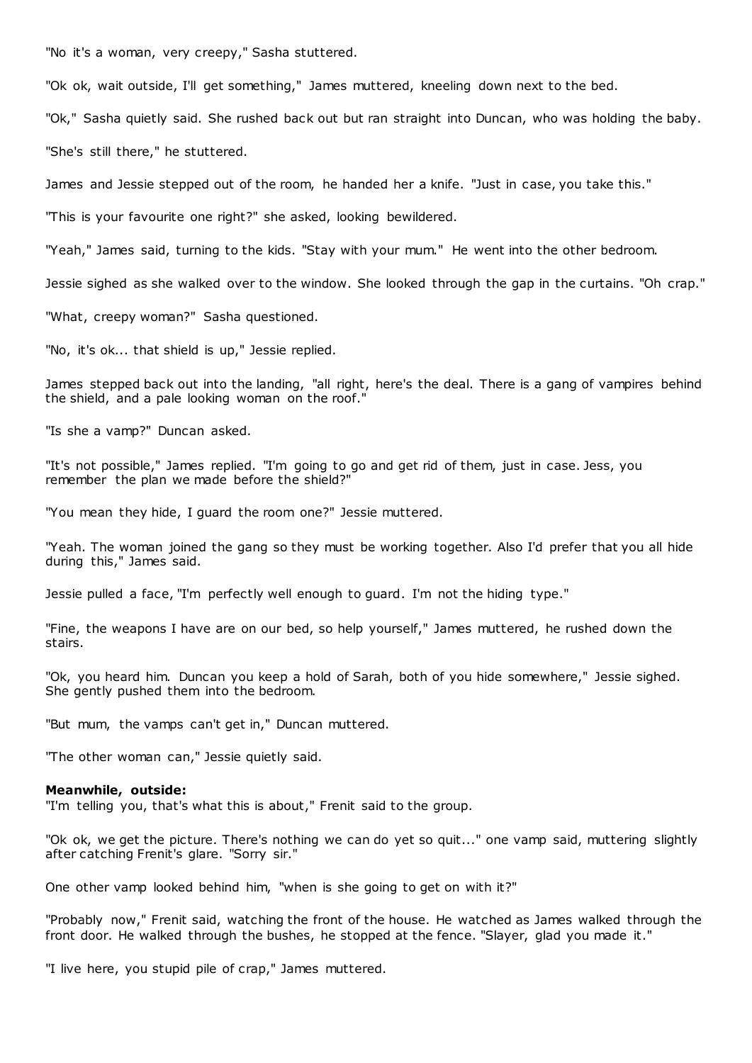"No it's a woman, very creepy," Sasha stuttered.

"Ok ok, wait outside, I'll get something," James muttered, kneeling down next to the bed.

"Ok," Sasha quietly said. She rushed back out but ran straight into Duncan, who was holding the baby.

"She's still there," he stuttered.

James and Jessie stepped out of the room, he handed her a knife. "Just in case, you take this."

"This is your favourite one right?" she asked, looking bewildered.

"Yeah," James said, turning to the kids. "Stay with your mum." He went into the other bedroom.

Jessie sighed as she walked over to the window. She looked through the gap in the curtains. "Oh crap."

"What, creepy woman?" Sasha questioned.

"No, it's ok... that shield is up," Jessie replied.

James stepped back out into the landing, "all right, here's the deal. There is a gang of vampires behind the shield, and a pale looking woman on the roof."

"Is she a vamp?" Duncan asked.

"It's not possible," James replied. "I'm going to go and get rid of them, just in case. Jess, you remember the plan we made before the shield?"

"You mean they hide, I guard the room one?" Jessie muttered.

"Yeah. The woman joined the gang so they must be working together. Also I'd prefer that you all hide during this," James said.

Jessie pulled a face, "I'm perfectly well enough to guard. I'm not the hiding type."

"Fine, the weapons I have are on our bed, so help yourself," James muttered, he rushed down the stairs.

"Ok, you heard him. Duncan you keep a hold of Sarah, both of you hide somewhere," Jessie sighed. She gently pushed them into the bedroom.

"But mum, the vamps can't get in," Duncan muttered.

"The other woman can," Jessie quietly said.

**Meanwhile, outside:**
"I'm telling you, that's what this is about," Frenit said to the group.

"Ok ok, we get the picture. There's nothing we can do yet so quit..." one vamp said, muttering slightly after catching Frenit's glare. "Sorry sir."

One other vamp looked behind him, "when is she going to get on with it?"

"Probably now," Frenit said, watching the front of the house. He watched as James walked through the front door. He walked through the bushes, he stopped at the fence. "Slayer, glad you made it."

"I live here, you stupid pile of crap," James muttered.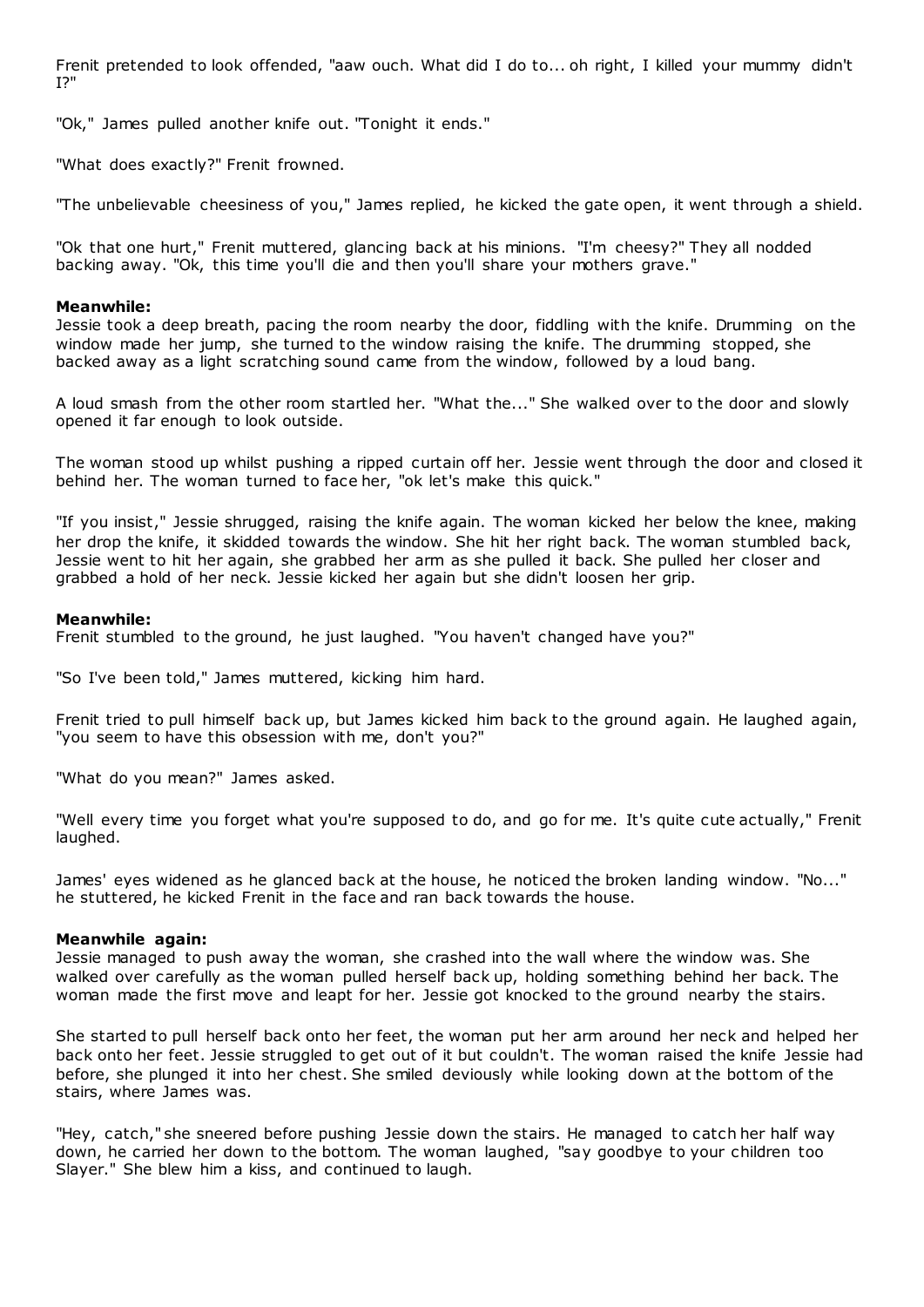Frenit pretended to look offended, "aaw ouch. What did I do to... oh right, I killed your mummy didn't I?"

"Ok," James pulled another knife out. "Tonight it ends."

"What does exactly?" Frenit frowned.

"The unbelievable cheesiness of you," James replied, he kicked the gate open, it went through a shield.

"Ok that one hurt," Frenit muttered, glancing back at his minions. "I'm cheesy?" They all nodded backing away. "Ok, this time you'll die and then you'll share your mothers grave."

**Meanwhile:**
Jessie took a deep breath, pacing the room nearby the door, fiddling with the knife. Drumming on the window made her jump, she turned to the window raising the knife. The drumming stopped, she backed away as a light scratching sound came from the window, followed by a loud bang.

A loud smash from the other room startled her. "What the..." She walked over to the door and slowly opened it far enough to look outside.

The woman stood up whilst pushing a ripped curtain off her. Jessie went through the door and closed it behind her. The woman turned to face her, "ok let's make this quick."

"If you insist," Jessie shrugged, raising the knife again. The woman kicked her below the knee, making her drop the knife, it skidded towards the window. She hit her right back. The woman stumbled back, Jessie went to hit her again, she grabbed her arm as she pulled it back. She pulled her closer and grabbed a hold of her neck. Jessie kicked her again but she didn't loosen her grip.

**Meanwhile:**
Frenit stumbled to the ground, he just laughed. "You haven't changed have you?"

"So I've been told," James muttered, kicking him hard.

Frenit tried to pull himself back up, but James kicked him back to the ground again. He laughed again, "you seem to have this obsession with me, don't you?"

"What do you mean?" James asked.

"Well every time you forget what you're supposed to do, and go for me. It's quite cute actually," Frenit laughed.

James' eyes widened as he glanced back at the house, he noticed the broken landing window. "No..." he stuttered, he kicked Frenit in the face and ran back towards the house.

**Meanwhile again:**
Jessie managed to push away the woman, she crashed into the wall where the window was. She walked over carefully as the woman pulled herself back up, holding something behind her back. The woman made the first move and leapt for her. Jessie got knocked to the ground nearby the stairs.

She started to pull herself back onto her feet, the woman put her arm around her neck and helped her back onto her feet. Jessie struggled to get out of it but couldn't. The woman raised the knife Jessie had before, she plunged it into her chest. She smiled deviously while looking down at the bottom of the stairs, where James was.

"Hey, catch," she sneered before pushing Jessie down the stairs. He managed to catch her half way down, he carried her down to the bottom. The woman laughed, "say goodbye to your children too Slayer." She blew him a kiss, and continued to laugh.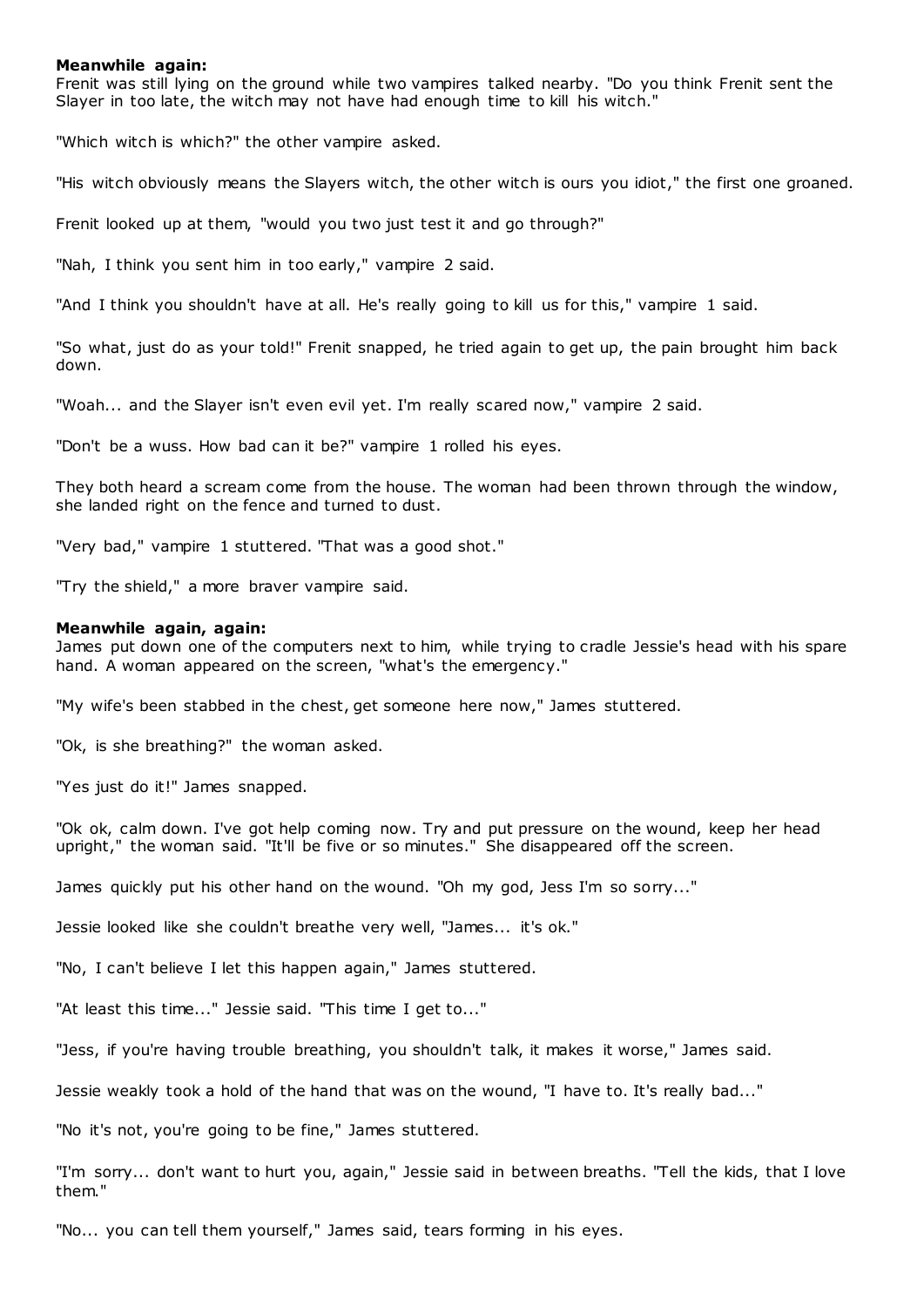**Meanwhile again:**

Frenit was still lying on the ground while two vampires talked nearby. "Do you think Frenit sent the Slayer in too late, the witch may not have had enough time to kill his witch."

"Which witch is which?" the other vampire asked.

"His witch obviously means the Slayers witch, the other witch is ours you idiot," the first one groaned.

Frenit looked up at them, "would you two just test it and go through?"

"Nah, I think you sent him in too early," vampire 2 said.

"And I think you shouldn't have at all. He's really going to kill us for this," vampire 1 said.

"So what, just do as your told!" Frenit snapped, he tried again to get up, the pain brought him back down.

"Woah... and the Slayer isn't even evil yet. I'm really scared now," vampire 2 said.

"Don't be a wuss. How bad can it be?" vampire 1 rolled his eyes.

They both heard a scream come from the house. The woman had been thrown through the window, she landed right on the fence and turned to dust.

"Very bad," vampire 1 stuttered. "That was a good shot."

"Try the shield," a more braver vampire said.

**Meanwhile again, again:**

James put down one of the computers next to him, while trying to cradle Jessie's head with his spare hand. A woman appeared on the screen, "what's the emergency."

"My wife's been stabbed in the chest, get someone here now," James stuttered.

"Ok, is she breathing?" the woman asked.

"Yes just do it!" James snapped.

"Ok ok, calm down. I've got help coming now. Try and put pressure on the wound, keep her head upright," the woman said. "It'll be five or so minutes." She disappeared off the screen.

James quickly put his other hand on the wound. "Oh my god, Jess I'm so sorry..."

Jessie looked like she couldn't breathe very well, "James... it's ok."

"No, I can't believe I let this happen again," James stuttered.

"At least this time..." Jessie said. "This time I get to..."

"Jess, if you're having trouble breathing, you shouldn't talk, it makes it worse," James said.

Jessie weakly took a hold of the hand that was on the wound, "I have to. It's really bad..."

"No it's not, you're going to be fine," James stuttered.

"I'm sorry... don't want to hurt you, again," Jessie said in between breaths. "Tell the kids, that I love them."

"No... you can tell them yourself," James said, tears forming in his eyes.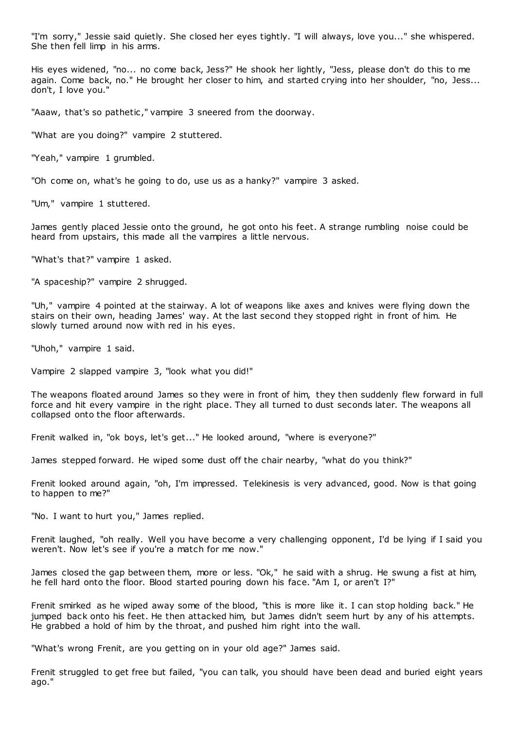"I'm sorry," Jessie said quietly. She closed her eyes tightly. "I will always, love you..." she whispered. She then fell limp in his arms.

His eyes widened, "no... no come back, Jess?" He shook her lightly, "Jess, please don't do this to me again. Come back, no." He brought her closer to him, and started crying into her shoulder, "no, Jess... don't, I love you."

"Aaaw, that's so pathetic," vampire 3 sneered from the doorway.

"What are you doing?" vampire 2 stuttered.

"Yeah," vampire 1 grumbled.

"Oh come on, what's he going to do, use us as a hanky?" vampire 3 asked.

"Um," vampire 1 stuttered.

James gently placed Jessie onto the ground, he got onto his feet. A strange rumbling noise could be heard from upstairs, this made all the vampires a little nervous.

"What's that?" vampire 1 asked.

"A spaceship?" vampire 2 shrugged.

"Uh," vampire 4 pointed at the stairway. A lot of weapons like axes and knives were flying down the stairs on their own, heading James' way. At the last second they stopped right in front of him. He slowly turned around now with red in his eyes.

"Uhoh," vampire 1 said.

Vampire 2 slapped vampire 3, "look what you did!"

The weapons floated around James so they were in front of him, they then suddenly flew forward in full force and hit every vampire in the right place. They all turned to dust seconds later. The weapons all collapsed onto the floor afterwards.

Frenit walked in, "ok boys, let's get..." He looked around, "where is everyone?"

James stepped forward. He wiped some dust off the chair nearby, "what do you think?"

Frenit looked around again, "oh, I'm impressed. Telekinesis is very advanced, good. Now is that going to happen to me?"

"No. I want to hurt you," James replied.

Frenit laughed, "oh really. Well you have become a very challenging opponent, I'd be lying if I said you weren't. Now let's see if you're a match for me now."

James closed the gap between them, more or less. "Ok," he said with a shrug. He swung a fist at him, he fell hard onto the floor. Blood started pouring down his face. "Am I, or aren't I?"

Frenit smirked as he wiped away some of the blood, "this is more like it. I can stop holding back." He jumped back onto his feet. He then attacked him, but James didn't seem hurt by any of his attempts. He grabbed a hold of him by the throat, and pushed him right into the wall.

"What's wrong Frenit, are you getting on in your old age?" James said.

Frenit struggled to get free but failed, "you can talk, you should have been dead and buried eight years ago."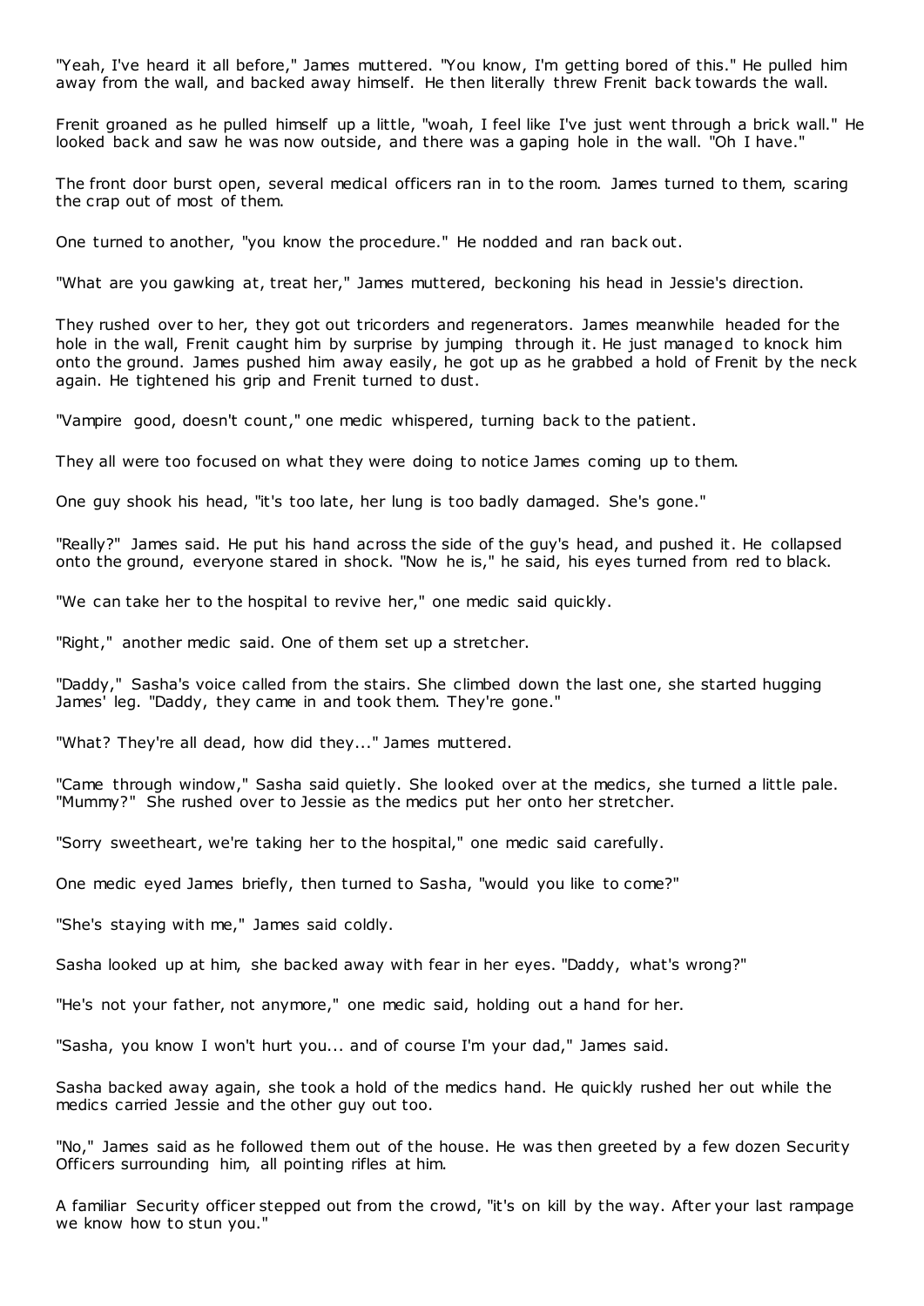"Yeah, I've heard it all before," James muttered. "You know, I'm getting bored of this." He pulled him away from the wall, and backed away himself. He then literally threw Frenit back towards the wall.

Frenit groaned as he pulled himself up a little, "woah, I feel like I've just went through a brick wall." He looked back and saw he was now outside, and there was a gaping hole in the wall. "Oh I have."

The front door burst open, several medical officers ran in to the room. James turned to them, scaring the crap out of most of them.

One turned to another, "you know the procedure." He nodded and ran back out.

"What are you gawking at, treat her," James muttered, beckoning his head in Jessie's direction.

They rushed over to her, they got out tricorders and regenerators. James meanwhile headed for the hole in the wall, Frenit caught him by surprise by jumping through it. He just managed to knock him onto the ground. James pushed him away easily, he got up as he grabbed a hold of Frenit by the neck again. He tightened his grip and Frenit turned to dust.

"Vampire good, doesn't count," one medic whispered, turning back to the patient.

They all were too focused on what they were doing to notice James coming up to them.

One guy shook his head, "it's too late, her lung is too badly damaged. She's gone."

"Really?" James said. He put his hand across the side of the guy's head, and pushed it. He collapsed onto the ground, everyone stared in shock. "Now he is," he said, his eyes turned from red to black.

"We can take her to the hospital to revive her," one medic said quickly.

"Right," another medic said. One of them set up a stretcher.

"Daddy," Sasha's voice called from the stairs. She climbed down the last one, she started hugging James' leg. "Daddy, they came in and took them. They're gone."

"What? They're all dead, how did they..." James muttered.

"Came through window," Sasha said quietly. She looked over at the medics, she turned a little pale. "Mummy?" She rushed over to Jessie as the medics put her onto her stretcher.

"Sorry sweetheart, we're taking her to the hospital," one medic said carefully.

One medic eyed James briefly, then turned to Sasha, "would you like to come?"

"She's staying with me," James said coldly.

Sasha looked up at him, she backed away with fear in her eyes. "Daddy, what's wrong?"

"He's not your father, not anymore," one medic said, holding out a hand for her.

"Sasha, you know I won't hurt you... and of course I'm your dad," James said.

Sasha backed away again, she took a hold of the medics hand. He quickly rushed her out while the medics carried Jessie and the other guy out too.

"No," James said as he followed them out of the house. He was then greeted by a few dozen Security Officers surrounding him, all pointing rifles at him.

A familiar Security officer stepped out from the crowd, "it's on kill by the way. After your last rampage we know how to stun you."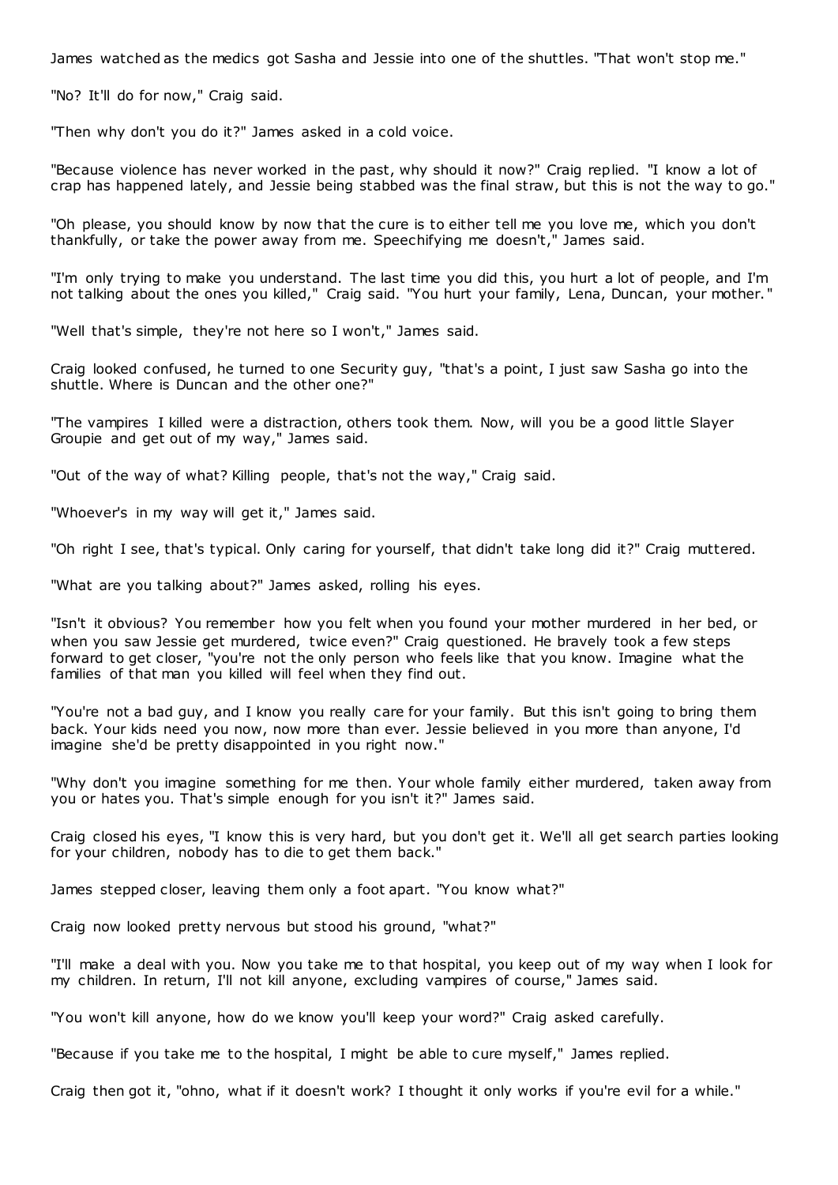James watched as the medics got Sasha and Jessie into one of the shuttles. "That won't stop me."

"No? It'll do for now," Craig said.

"Then why don't you do it?" James asked in a cold voice.

"Because violence has never worked in the past, why should it now?" Craig replied. "I know a lot of crap has happened lately, and Jessie being stabbed was the final straw, but this is not the way to go."

"Oh please, you should know by now that the cure is to either tell me you love me, which you don't thankfully, or take the power away from me. Speechifying me doesn't," James said.

"I'm only trying to make you understand. The last time you did this, you hurt a lot of people, and I'm not talking about the ones you killed," Craig said. "You hurt your family, Lena, Duncan, your mother."

"Well that's simple, they're not here so I won't," James said.

Craig looked confused, he turned to one Security guy, "that's a point, I just saw Sasha go into the shuttle. Where is Duncan and the other one?"

"The vampires I killed were a distraction, others took them. Now, will you be a good little Slayer Groupie and get out of my way," James said.

"Out of the way of what? Killing people, that's not the way," Craig said.

"Whoever's in my way will get it," James said.

"Oh right I see, that's typical. Only caring for yourself, that didn't take long did it?" Craig muttered.

"What are you talking about?" James asked, rolling his eyes.

"Isn't it obvious? You remember how you felt when you found your mother murdered in her bed, or when you saw Jessie get murdered, twice even?" Craig questioned. He bravely took a few steps forward to get closer, "you're not the only person who feels like that you know. Imagine what the families of that man you killed will feel when they find out.

"You're not a bad guy, and I know you really care for your family. But this isn't going to bring them back. Your kids need you now, now more than ever. Jessie believed in you more than anyone, I'd imagine she'd be pretty disappointed in you right now."

"Why don't you imagine something for me then. Your whole family either murdered, taken away from you or hates you. That's simple enough for you isn't it?" James said.

Craig closed his eyes, "I know this is very hard, but you don't get it. We'll all get search parties looking for your children, nobody has to die to get them back."

James stepped closer, leaving them only a foot apart. "You know what?"

Craig now looked pretty nervous but stood his ground, "what?"

"I'll make a deal with you. Now you take me to that hospital, you keep out of my way when I look for my children. In return, I'll not kill anyone, excluding vampires of course," James said.

"You won't kill anyone, how do we know you'll keep your word?" Craig asked carefully.

"Because if you take me to the hospital, I might be able to cure myself," James replied.

Craig then got it, "ohno, what if it doesn't work? I thought it only works if you're evil for a while."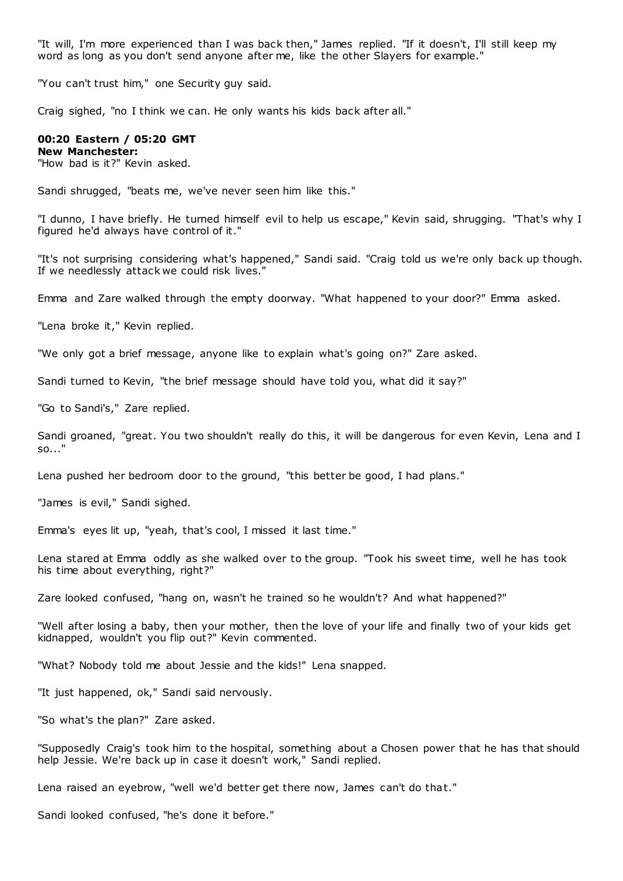"It will, I'm more experienced than I was back then," James replied. "If it doesn't, I'll still keep my word as long as you don't send anyone after me, like the other Slayers for example."

"You can't trust him," one Security guy said.

Craig sighed, "no I think we can. He only wants his kids back after all."

**00:20 Eastern / 05:20 GMT**
**New Manchester:**
"How bad is it?" Kevin asked.

Sandi shrugged, "beats me, we've never seen him like this."

"I dunno, I have briefly. He turned himself evil to help us escape," Kevin said, shrugging. "That's why I figured he'd always have control of it."

"It's not surprising considering what's happened," Sandi said. "Craig told us we're only back up though. If we needlessly attack we could risk lives."

Emma and Zare walked through the empty doorway. "What happened to your door?" Emma asked.

"Lena broke it," Kevin replied.

"We only got a brief message, anyone like to explain what's going on?" Zare asked.

Sandi turned to Kevin, "the brief message should have told you, what did it say?"

"Go to Sandi's," Zare replied.

Sandi groaned, "great. You two shouldn't really do this, it will be dangerous for even Kevin, Lena and I so..."

Lena pushed her bedroom door to the ground, "this better be good, I had plans."

"James is evil," Sandi sighed.

Emma's eyes lit up, "yeah, that's cool, I missed it last time."

Lena stared at Emma oddly as she walked over to the group. "Took his sweet time, well he has took his time about everything, right?"

Zare looked confused, "hang on, wasn't he trained so he wouldn't? And what happened?"

"Well after losing a baby, then your mother, then the love of your life and finally two of your kids get kidnapped, wouldn't you flip out?" Kevin commented.

"What? Nobody told me about Jessie and the kids!" Lena snapped.

"It just happened, ok," Sandi said nervously.

"So what's the plan?" Zare asked.

"Supposedly Craig's took him to the hospital, something about a Chosen power that he has that should help Jessie. We're back up in case it doesn't work," Sandi replied.

Lena raised an eyebrow, "well we'd better get there now, James can't do that."

Sandi looked confused, "he's done it before."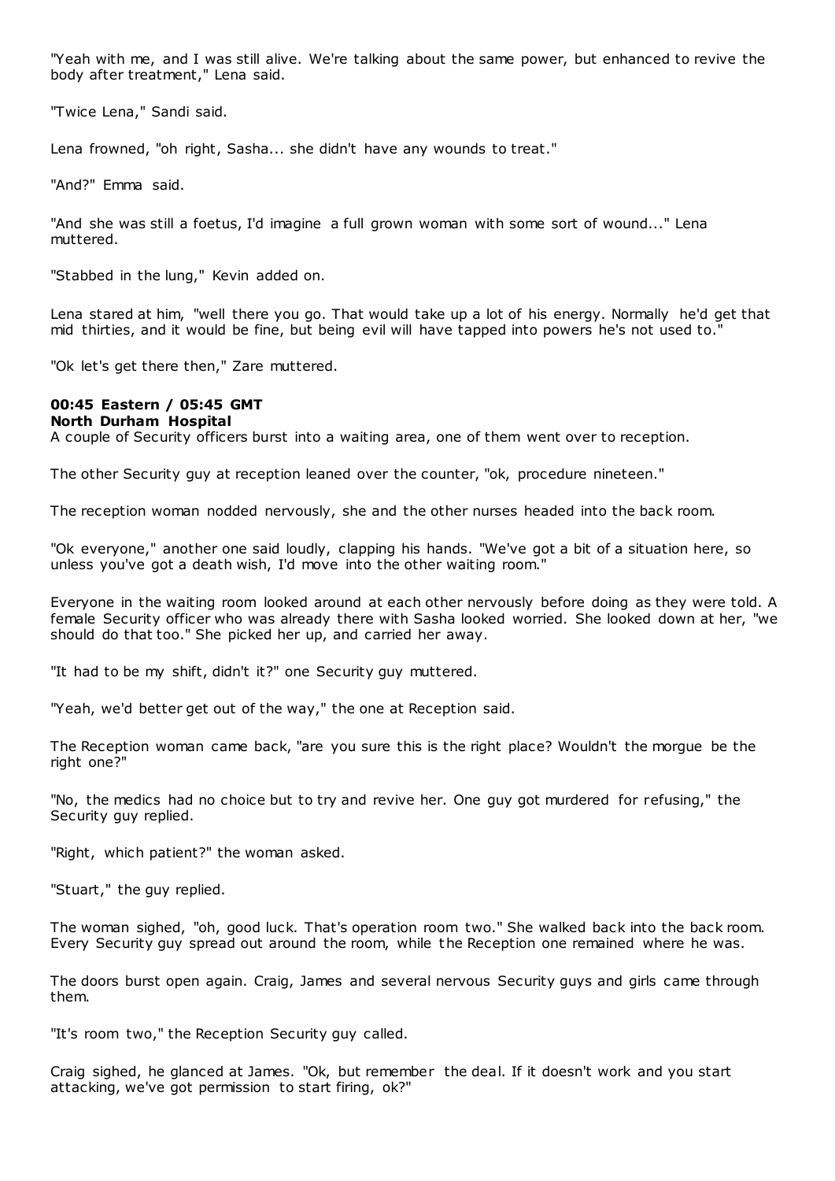"Yeah with me, and I was still alive. We're talking about the same power, but enhanced to revive the body after treatment," Lena said.

"Twice Lena," Sandi said.

Lena frowned, "oh right, Sasha... she didn't have any wounds to treat."

"And?" Emma said.

"And she was still a foetus, I'd imagine a full grown woman with some sort of wound..." Lena muttered.

"Stabbed in the lung," Kevin added on.

Lena stared at him, "well there you go. That would take up a lot of his energy. Normally he'd get that mid thirties, and it would be fine, but being evil will have tapped into powers he's not used to."

"Ok let's get there then," Zare muttered.

**00:45 Eastern / 05:45 GMT**
**North Durham Hospital**

A couple of Security officers burst into a waiting area, one of them went over to reception.

The other Security guy at reception leaned over the counter, "ok, procedure nineteen."

The reception woman nodded nervously, she and the other nurses headed into the back room.

"Ok everyone," another one said loudly, clapping his hands. "We've got a bit of a situation here, so unless you've got a death wish, I'd move into the other waiting room."

Everyone in the waiting room looked around at each other nervously before doing as they were told. A female Security officer who was already there with Sasha looked worried. She looked down at her, "we should do that too." She picked her up, and carried her away.

"It had to be my shift, didn't it?" one Security guy muttered.

"Yeah, we'd better get out of the way," the one at Reception said.

The Reception woman came back, "are you sure this is the right place? Wouldn't the morgue be the right one?"

"No, the medics had no choice but to try and revive her. One guy got murdered for refusing," the Security guy replied.

"Right, which patient?" the woman asked.

"Stuart," the guy replied.

The woman sighed, "oh, good luck. That's operation room two." She walked back into the back room. Every Security guy spread out around the room, while the Reception one remained where he was.

The doors burst open again. Craig, James and several nervous Security guys and girls came through them.

"It's room two," the Reception Security guy called.

Craig sighed, he glanced at James. "Ok, but remember the deal. If it doesn't work and you start attacking, we've got permission to start firing, ok?"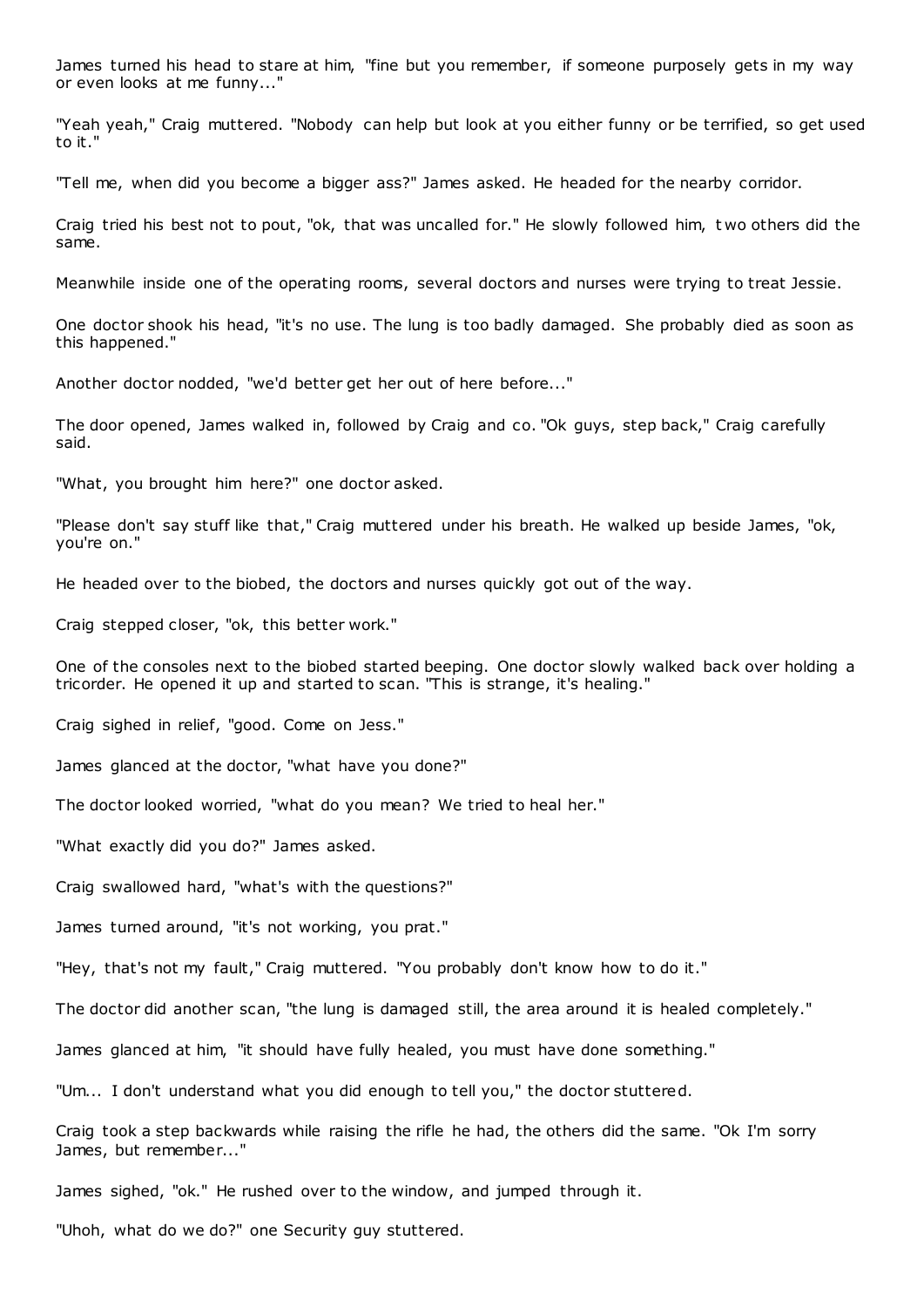James turned his head to stare at him, "fine but you remember, if someone purposely gets in my way or even looks at me funny..."

"Yeah yeah," Craig muttered. "Nobody can help but look at you either funny or be terrified, so get used to it."

"Tell me, when did you become a bigger ass?" James asked. He headed for the nearby corridor.

Craig tried his best not to pout, "ok, that was uncalled for." He slowly followed him, two others did the same.

Meanwhile inside one of the operating rooms, several doctors and nurses were trying to treat Jessie.

One doctor shook his head, "it's no use. The lung is too badly damaged. She probably died as soon as this happened."

Another doctor nodded, "we'd better get her out of here before..."

The door opened, James walked in, followed by Craig and co. "Ok guys, step back," Craig carefully said.

"What, you brought him here?" one doctor asked.

"Please don't say stuff like that," Craig muttered under his breath. He walked up beside James, "ok, you're on."

He headed over to the biobed, the doctors and nurses quickly got out of the way.

Craig stepped closer, "ok, this better work."

One of the consoles next to the biobed started beeping. One doctor slowly walked back over holding a tricorder. He opened it up and started to scan. "This is strange, it's healing."

Craig sighed in relief, "good. Come on Jess."

James glanced at the doctor, "what have you done?"

The doctor looked worried, "what do you mean? We tried to heal her."

"What exactly did you do?" James asked.

Craig swallowed hard, "what's with the questions?"

James turned around, "it's not working, you prat."

"Hey, that's not my fault," Craig muttered. "You probably don't know how to do it."

The doctor did another scan, "the lung is damaged still, the area around it is healed completely."

James glanced at him, "it should have fully healed, you must have done something."

"Um... I don't understand what you did enough to tell you," the doctor stuttered.

Craig took a step backwards while raising the rifle he had, the others did the same. "Ok I'm sorry James, but remember..."

James sighed, "ok." He rushed over to the window, and jumped through it.

"Uhoh, what do we do?" one Security guy stuttered.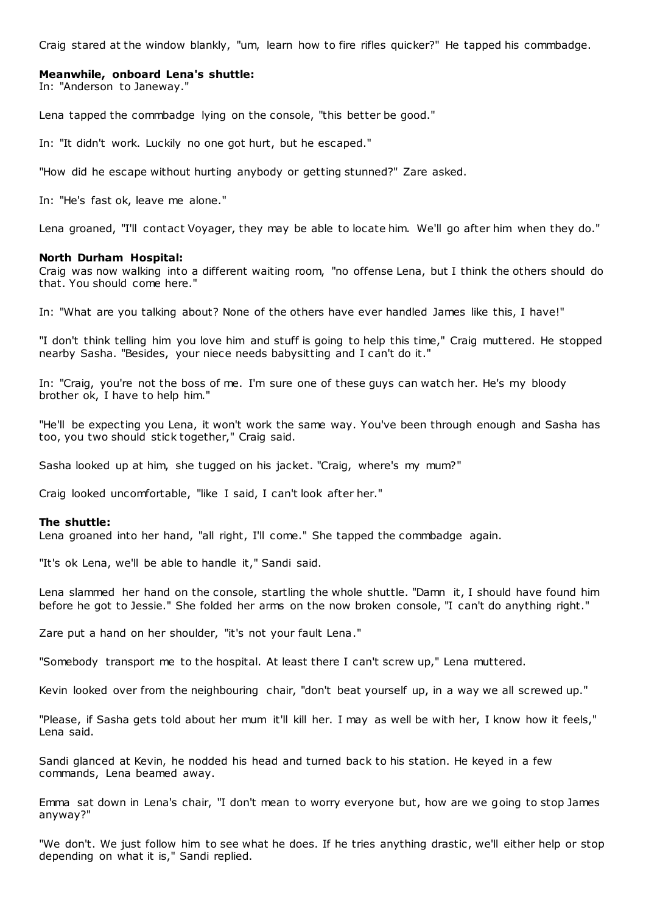Craig stared at the window blankly, "um, learn how to fire rifles quicker?" He tapped his commbadge.

**Meanwhile, onboard Lena's shuttle:**
In: "Anderson to Janeway."

Lena tapped the commbadge lying on the console, "this better be good."

In: "It didn't work. Luckily no one got hurt, but he escaped."

"How did he escape without hurting anybody or getting stunned?" Zare asked.

In: "He's fast ok, leave me alone."

Lena groaned, "I'll contact Voyager, they may be able to locate him. We'll go after him when they do."

**North Durham Hospital:**
Craig was now walking into a different waiting room, "no offense Lena, but I think the others should do that. You should come here."

In: "What are you talking about? None of the others have ever handled James like this, I have!"

"I don't think telling him you love him and stuff is going to help this time," Craig muttered. He stopped nearby Sasha. "Besides, your niece needs babysitting and I can't do it."

In: "Craig, you're not the boss of me. I'm sure one of these guys can watch her. He's my bloody brother ok, I have to help him."

"He'll be expecting you Lena, it won't work the same way. You've been through enough and Sasha has too, you two should stick together," Craig said.

Sasha looked up at him, she tugged on his jacket. "Craig, where's my mum?"

Craig looked uncomfortable, "like I said, I can't look after her."

**The shuttle:**
Lena groaned into her hand, "all right, I'll come." She tapped the commbadge again.

"It's ok Lena, we'll be able to handle it," Sandi said.

Lena slammed her hand on the console, startling the whole shuttle. "Damn it, I should have found him before he got to Jessie." She folded her arms on the now broken console, "I can't do anything right."

Zare put a hand on her shoulder, "it's not your fault Lena."

"Somebody transport me to the hospital. At least there I can't screw up," Lena muttered.

Kevin looked over from the neighbouring chair, "don't beat yourself up, in a way we all screwed up."

"Please, if Sasha gets told about her mum it'll kill her. I may as well be with her, I know how it feels," Lena said.

Sandi glanced at Kevin, he nodded his head and turned back to his station. He keyed in a few commands, Lena beamed away.

Emma sat down in Lena's chair, "I don't mean to worry everyone but, how are we going to stop James anyway?"

"We don't. We just follow him to see what he does. If he tries anything drastic, we'll either help or stop depending on what it is," Sandi replied.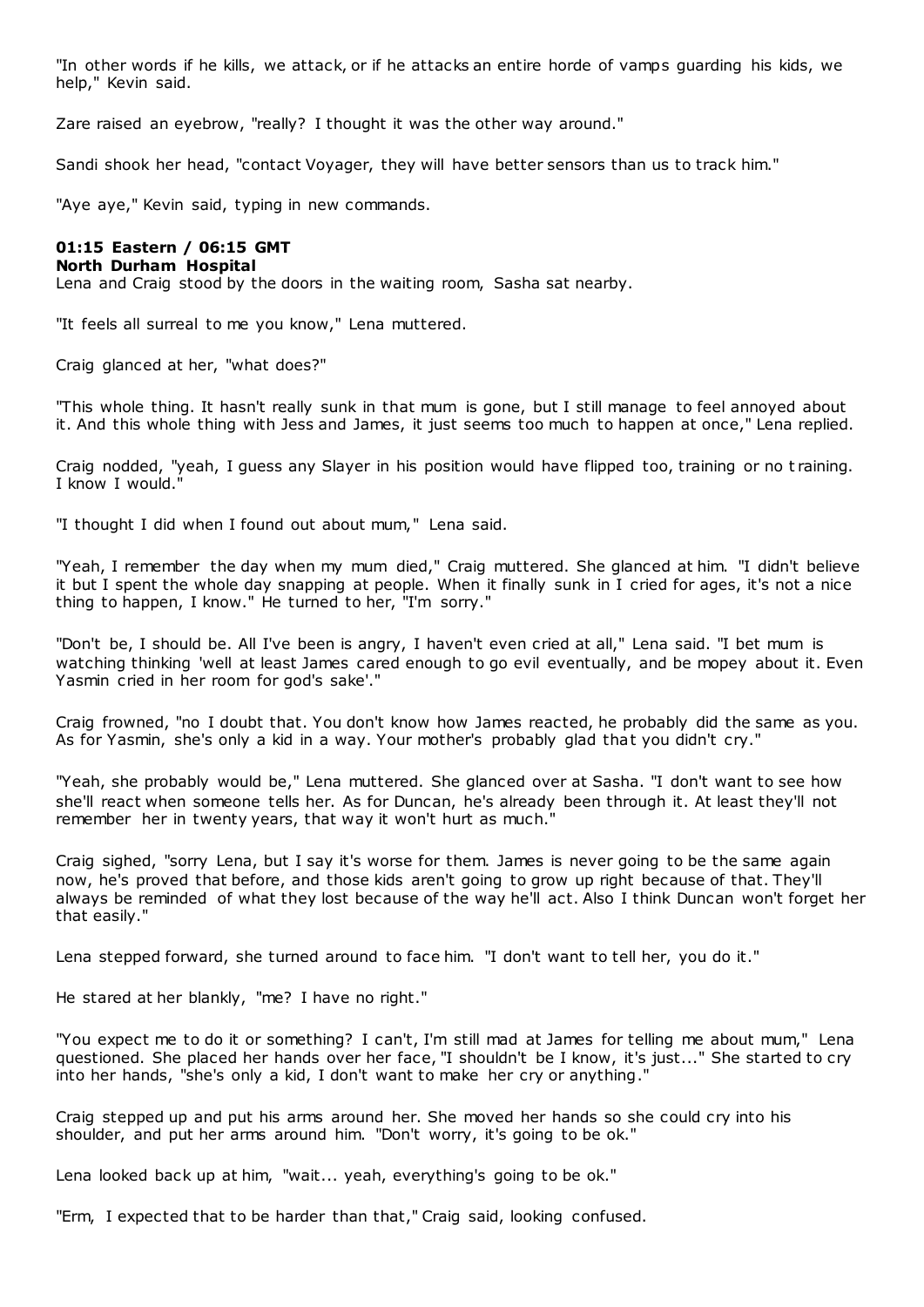"In other words if he kills, we attack, or if he attacks an entire horde of vamps guarding his kids, we help," Kevin said.

Zare raised an eyebrow, "really? I thought it was the other way around."

Sandi shook her head, "contact Voyager, they will have better sensors than us to track him."

"Aye aye," Kevin said, typing in new commands.

**01:15 Eastern / 06:15 GMT**
**North Durham Hospital**

Lena and Craig stood by the doors in the waiting room, Sasha sat nearby.

"It feels all surreal to me you know," Lena muttered.

Craig glanced at her, "what does?"

"This whole thing. It hasn't really sunk in that mum is gone, but I still manage to feel annoyed about it. And this whole thing with Jess and James, it just seems too much to happen at once," Lena replied.

Craig nodded, "yeah, I guess any Slayer in his position would have flipped too, training or no training. I know I would."

"I thought I did when I found out about mum," Lena said.

"Yeah, I remember the day when my mum died," Craig muttered. She glanced at him. "I didn't believe it but I spent the whole day snapping at people. When it finally sunk in I cried for ages, it's not a nice thing to happen, I know." He turned to her, "I'm sorry."

"Don't be, I should be. All I've been is angry, I haven't even cried at all," Lena said. "I bet mum is watching thinking 'well at least James cared enough to go evil eventually, and be mopey about it. Even Yasmin cried in her room for god's sake'."

Craig frowned, "no I doubt that. You don't know how James reacted, he probably did the same as you. As for Yasmin, she's only a kid in a way. Your mother's probably glad that you didn't cry."

"Yeah, she probably would be," Lena muttered. She glanced over at Sasha. "I don't want to see how she'll react when someone tells her. As for Duncan, he's already been through it. At least they'll not remember her in twenty years, that way it won't hurt as much."

Craig sighed, "sorry Lena, but I say it's worse for them. James is never going to be the same again now, he's proved that before, and those kids aren't going to grow up right because of that. They'll always be reminded of what they lost because of the way he'll act. Also I think Duncan won't forget her that easily."

Lena stepped forward, she turned around to face him. "I don't want to tell her, you do it."

He stared at her blankly, "me? I have no right."

"You expect me to do it or something? I can't, I'm still mad at James for telling me about mum," Lena questioned. She placed her hands over her face, "I shouldn't be I know, it's just..." She started to cry into her hands, "she's only a kid, I don't want to make her cry or anything."

Craig stepped up and put his arms around her. She moved her hands so she could cry into his shoulder, and put her arms around him. "Don't worry, it's going to be ok."

Lena looked back up at him, "wait... yeah, everything's going to be ok."

"Erm, I expected that to be harder than that," Craig said, looking confused.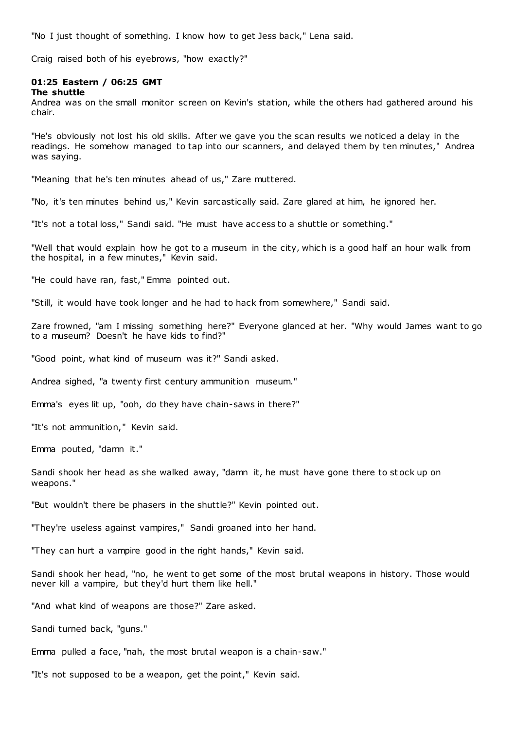"No I just thought of something. I know how to get Jess back," Lena said.

Craig raised both of his eyebrows, "how exactly?"

**01:25 Eastern / 06:25 GMT**
**The shuttle**

Andrea was on the small monitor screen on Kevin's station, while the others had gathered around his chair.

"He's obviously not lost his old skills. After we gave you the scan results we noticed a delay in the readings. He somehow managed to tap into our scanners, and delayed them by ten minutes," Andrea was saying.

"Meaning that he's ten minutes ahead of us," Zare muttered.

"No, it's ten minutes behind us," Kevin sarcastically said. Zare glared at him, he ignored her.

"It's not a total loss," Sandi said. "He must have access to a shuttle or something."

"Well that would explain how he got to a museum in the city, which is a good half an hour walk from the hospital, in a few minutes," Kevin said.

"He could have ran, fast," Emma pointed out.

"Still, it would have took longer and he had to hack from somewhere," Sandi said.

Zare frowned, "am I missing something here?" Everyone glanced at her. "Why would James want to go to a museum? Doesn't he have kids to find?"

"Good point, what kind of museum was it?" Sandi asked.

Andrea sighed, "a twenty first century ammunition museum."

Emma's eyes lit up, "ooh, do they have chain-saws in there?"

"It's not ammunition," Kevin said.

Emma pouted, "damn it."

Sandi shook her head as she walked away, "damn it, he must have gone there to stock up on weapons."

"But wouldn't there be phasers in the shuttle?" Kevin pointed out.

"They're useless against vampires," Sandi groaned into her hand.

"They can hurt a vampire good in the right hands," Kevin said.

Sandi shook her head, "no, he went to get some of the most brutal weapons in history. Those would never kill a vampire, but they'd hurt them like hell."

"And what kind of weapons are those?" Zare asked.

Sandi turned back, "guns."

Emma pulled a face, "nah, the most brutal weapon is a chain-saw."

"It's not supposed to be a weapon, get the point," Kevin said.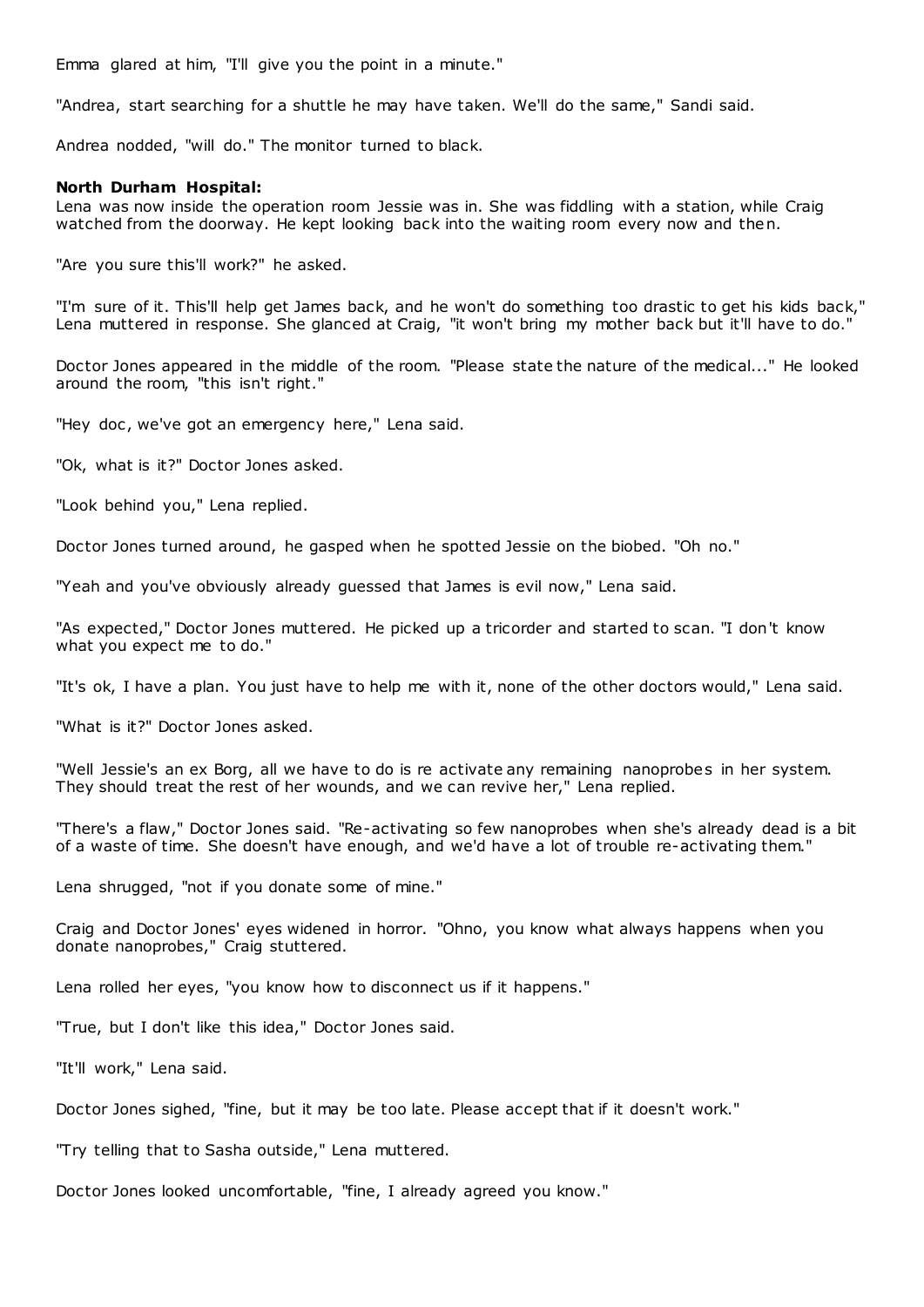Emma glared at him, "I'll give you the point in a minute."

"Andrea, start searching for a shuttle he may have taken. We'll do the same," Sandi said.

Andrea nodded, "will do." The monitor turned to black.

**North Durham Hospital:**

Lena was now inside the operation room Jessie was in. She was fiddling with a station, while Craig watched from the doorway. He kept looking back into the waiting room every now and then.

"Are you sure this'll work?" he asked.

"I'm sure of it. This'll help get James back, and he won't do something too drastic to get his kids back," Lena muttered in response. She glanced at Craig, "it won't bring my mother back but it'll have to do."

Doctor Jones appeared in the middle of the room. "Please state the nature of the medical..." He looked around the room, "this isn't right."

"Hey doc, we've got an emergency here," Lena said.

"Ok, what is it?" Doctor Jones asked.

"Look behind you," Lena replied.

Doctor Jones turned around, he gasped when he spotted Jessie on the biobed. "Oh no."

"Yeah and you've obviously already guessed that James is evil now," Lena said.

"As expected," Doctor Jones muttered. He picked up a tricorder and started to scan. "I don't know what you expect me to do."

"It's ok, I have a plan. You just have to help me with it, none of the other doctors would," Lena said.

"What is it?" Doctor Jones asked.

"Well Jessie's an ex Borg, all we have to do is re activate any remaining nanoprobes in her system. They should treat the rest of her wounds, and we can revive her," Lena replied.

"There's a flaw," Doctor Jones said. "Re-activating so few nanoprobes when she's already dead is a bit of a waste of time. She doesn't have enough, and we'd have a lot of trouble re-activating them."

Lena shrugged, "not if you donate some of mine."

Craig and Doctor Jones' eyes widened in horror. "Ohno, you know what always happens when you donate nanoprobes," Craig stuttered.

Lena rolled her eyes, "you know how to disconnect us if it happens."

"True, but I don't like this idea," Doctor Jones said.

"It'll work," Lena said.

Doctor Jones sighed, "fine, but it may be too late. Please accept that if it doesn't work."

"Try telling that to Sasha outside," Lena muttered.

Doctor Jones looked uncomfortable, "fine, I already agreed you know."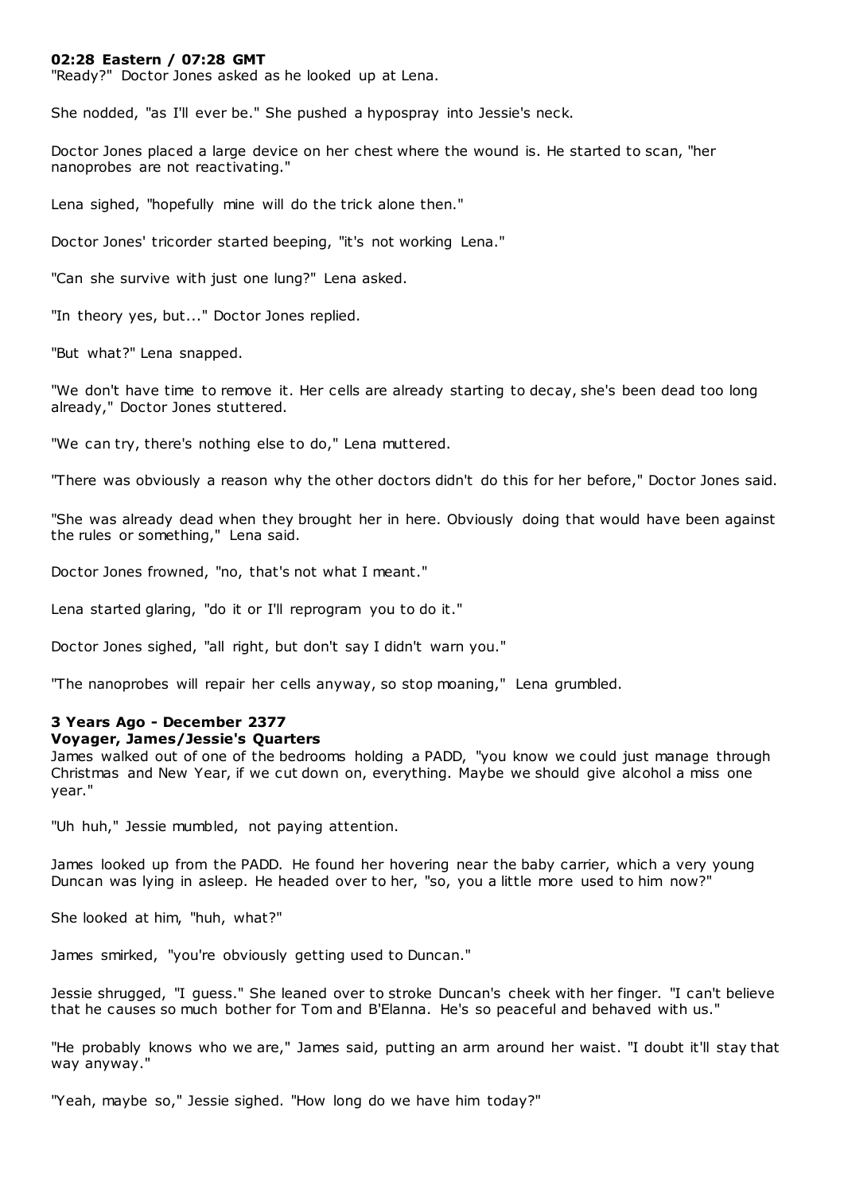**02:28 Eastern / 07:28 GMT**

"Ready?" Doctor Jones asked as he looked up at Lena.

She nodded, "as I'll ever be." She pushed a hypospray into Jessie's neck.

Doctor Jones placed a large device on her chest where the wound is. He started to scan, "her nanoprobes are not reactivating."

Lena sighed, "hopefully mine will do the trick alone then."

Doctor Jones' tricorder started beeping, "it's not working Lena."

"Can she survive with just one lung?" Lena asked.

"In theory yes, but..." Doctor Jones replied.

"But what?" Lena snapped.

"We don't have time to remove it. Her cells are already starting to decay, she's been dead too long already," Doctor Jones stuttered.

"We can try, there's nothing else to do," Lena muttered.

"There was obviously a reason why the other doctors didn't do this for her before," Doctor Jones said.

"She was already dead when they brought her in here. Obviously doing that would have been against the rules or something," Lena said.

Doctor Jones frowned, "no, that's not what I meant."

Lena started glaring, "do it or I'll reprogram you to do it."

Doctor Jones sighed, "all right, but don't say I didn't warn you."

"The nanoprobes will repair her cells anyway, so stop moaning," Lena grumbled.

**3 Years Ago - December 2377**
**Voyager, James/Jessie's Quarters**

James walked out of one of the bedrooms holding a PADD, "you know we could just manage through Christmas and New Year, if we cut down on, everything. Maybe we should give alcohol a miss one year."

"Uh huh," Jessie mumbled, not paying attention.

James looked up from the PADD. He found her hovering near the baby carrier, which a very young Duncan was lying in asleep. He headed over to her, "so, you a little more used to him now?"

She looked at him, "huh, what?"

James smirked, "you're obviously getting used to Duncan."

Jessie shrugged, "I guess." She leaned over to stroke Duncan's cheek with her finger. "I can't believe that he causes so much bother for Tom and B'Elanna. He's so peaceful and behaved with us."

"He probably knows who we are," James said, putting an arm around her waist. "I doubt it'll stay that way anyway."

"Yeah, maybe so," Jessie sighed. "How long do we have him today?"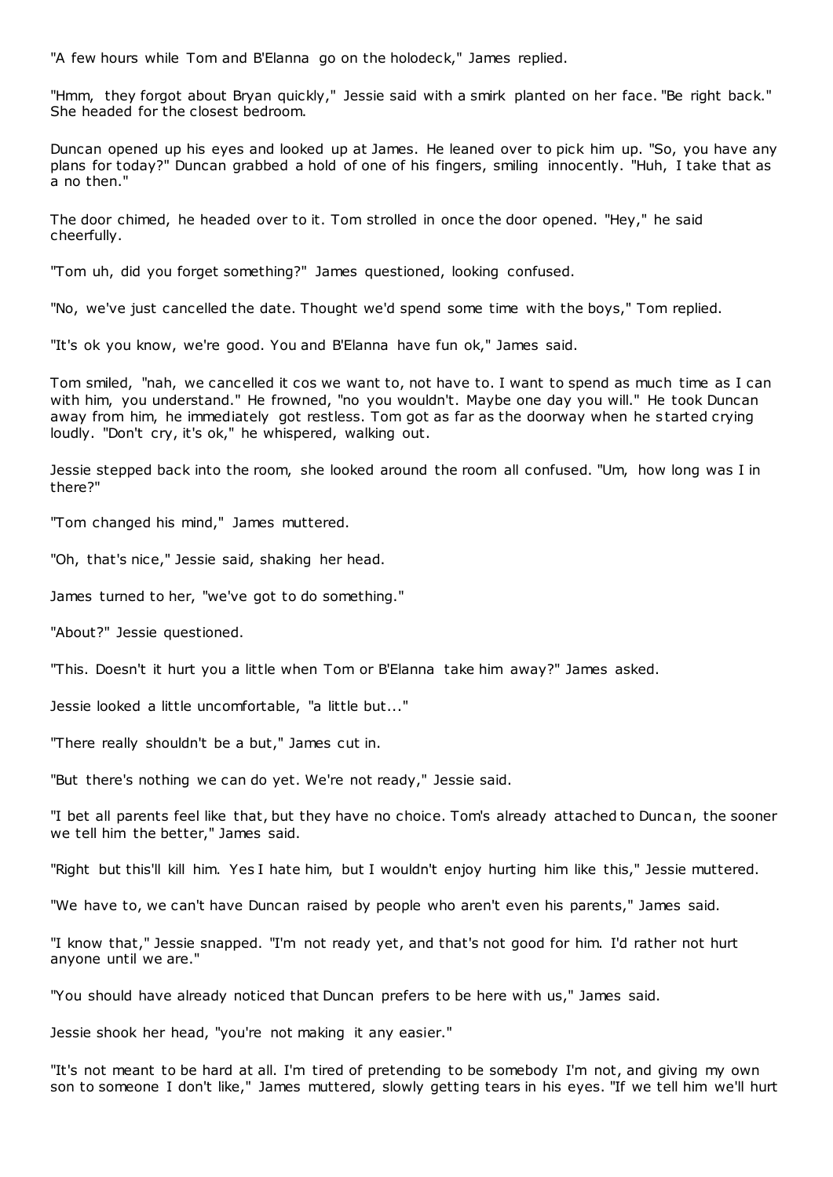"A few hours while Tom and B'Elanna go on the holodeck," James replied.

"Hmm, they forgot about Bryan quickly," Jessie said with a smirk planted on her face. "Be right back." She headed for the closest bedroom.

Duncan opened up his eyes and looked up at James. He leaned over to pick him up. "So, you have any plans for today?" Duncan grabbed a hold of one of his fingers, smiling innocently. "Huh, I take that as a no then."

The door chimed, he headed over to it. Tom strolled in once the door opened. "Hey," he said cheerfully.

"Tom uh, did you forget something?" James questioned, looking confused.

"No, we've just cancelled the date. Thought we'd spend some time with the boys," Tom replied.

"It's ok you know, we're good. You and B'Elanna have fun ok," James said.

Tom smiled, "nah, we cancelled it cos we want to, not have to. I want to spend as much time as I can with him, you understand." He frowned, "no you wouldn't. Maybe one day you will." He took Duncan away from him, he immediately got restless. Tom got as far as the doorway when he started crying loudly. "Don't cry, it's ok," he whispered, walking out.

Jessie stepped back into the room, she looked around the room all confused. "Um, how long was I in there?"

"Tom changed his mind," James muttered.

"Oh, that's nice," Jessie said, shaking her head.

James turned to her, "we've got to do something."

"About?" Jessie questioned.

"This. Doesn't it hurt you a little when Tom or B'Elanna take him away?" James asked.

Jessie looked a little uncomfortable, "a little but..."

"There really shouldn't be a but," James cut in.

"But there's nothing we can do yet. We're not ready," Jessie said.

"I bet all parents feel like that, but they have no choice. Tom's already attached to Duncan, the sooner we tell him the better," James said.

"Right but this'll kill him. Yes I hate him, but I wouldn't enjoy hurting him like this," Jessie muttered.

"We have to, we can't have Duncan raised by people who aren't even his parents," James said.

"I know that," Jessie snapped. "I'm not ready yet, and that's not good for him. I'd rather not hurt anyone until we are."

"You should have already noticed that Duncan prefers to be here with us," James said.

Jessie shook her head, "you're not making it any easier."

"It's not meant to be hard at all. I'm tired of pretending to be somebody I'm not, and giving my own son to someone I don't like," James muttered, slowly getting tears in his eyes. "If we tell him we'll hurt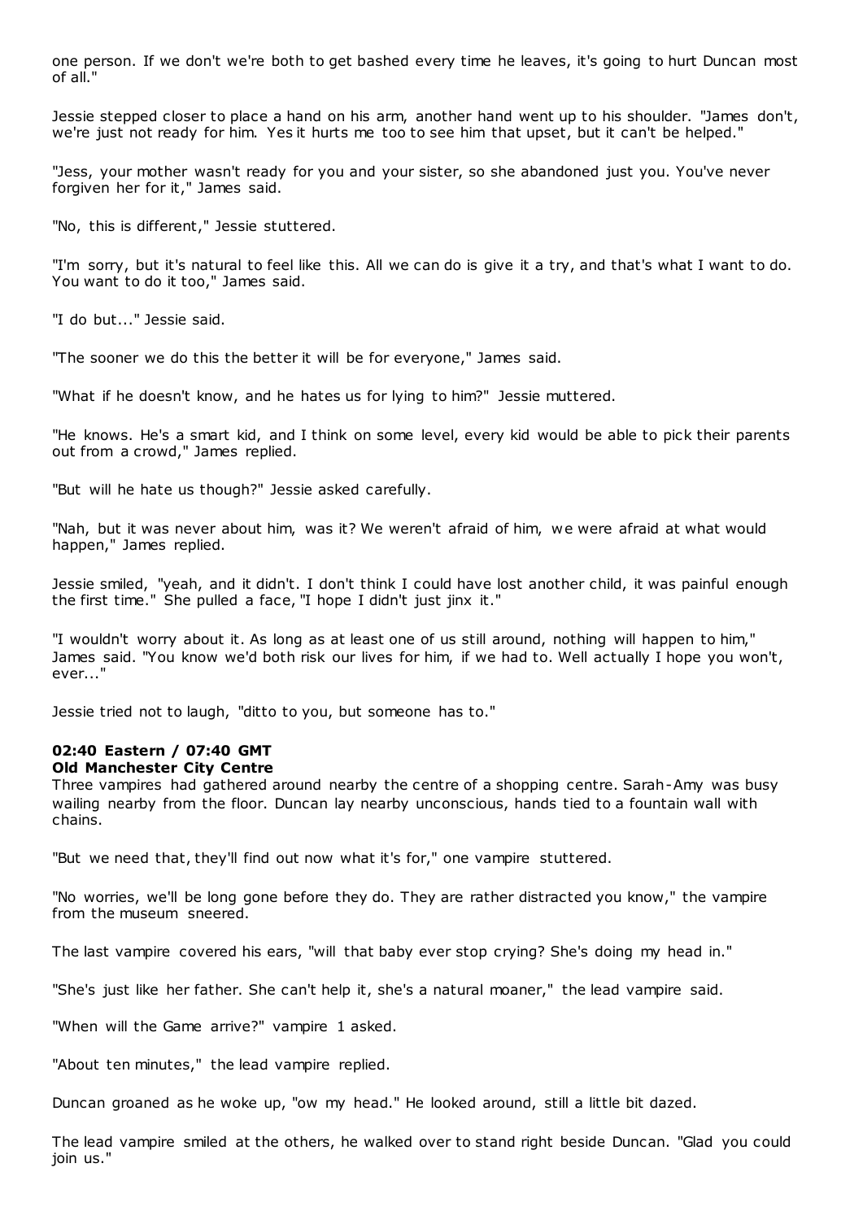one person. If we don't we're both to get bashed every time he leaves, it's going to hurt Duncan most of all."

Jessie stepped closer to place a hand on his arm, another hand went up to his shoulder. "James don't, we're just not ready for him. Yes it hurts me too to see him that upset, but it can't be helped."

"Jess, your mother wasn't ready for you and your sister, so she abandoned just you. You've never forgiven her for it," James said.

"No, this is different," Jessie stuttered.

"I'm sorry, but it's natural to feel like this. All we can do is give it a try, and that's what I want to do. You want to do it too," James said.

"I do but..." Jessie said.

"The sooner we do this the better it will be for everyone," James said.

"What if he doesn't know, and he hates us for lying to him?" Jessie muttered.

"He knows. He's a smart kid, and I think on some level, every kid would be able to pick their parents out from a crowd," James replied.

"But will he hate us though?" Jessie asked carefully.

"Nah, but it was never about him, was it? We weren't afraid of him, we were afraid at what would happen," James replied.

Jessie smiled, "yeah, and it didn't. I don't think I could have lost another child, it was painful enough the first time." She pulled a face, "I hope I didn't just jinx it."

"I wouldn't worry about it. As long as at least one of us still around, nothing will happen to him," James said. "You know we'd both risk our lives for him, if we had to. Well actually I hope you won't, ever..."

Jessie tried not to laugh, "ditto to you, but someone has to."

**02:40 Eastern / 07:40 GMT**
**Old Manchester City Centre**

Three vampires had gathered around nearby the centre of a shopping centre. Sarah-Amy was busy wailing nearby from the floor. Duncan lay nearby unconscious, hands tied to a fountain wall with chains.

"But we need that, they'll find out now what it's for," one vampire stuttered.

"No worries, we'll be long gone before they do. They are rather distracted you know," the vampire from the museum sneered.

The last vampire covered his ears, "will that baby ever stop crying? She's doing my head in."

"She's just like her father. She can't help it, she's a natural moaner," the lead vampire said.

"When will the Game arrive?" vampire 1 asked.

"About ten minutes," the lead vampire replied.

Duncan groaned as he woke up, "ow my head." He looked around, still a little bit dazed.

The lead vampire smiled at the others, he walked over to stand right beside Duncan. "Glad you could join us."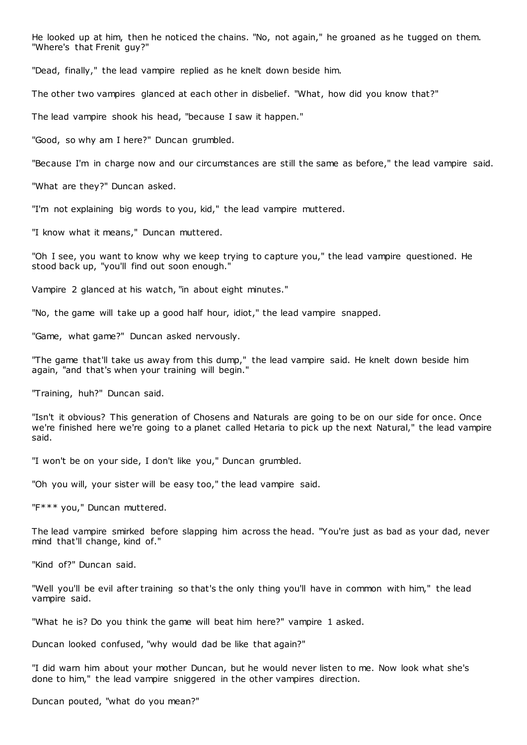He looked up at him, then he noticed the chains. "No, not again," he groaned as he tugged on them. "Where's that Frenit guy?"

"Dead, finally," the lead vampire replied as he knelt down beside him.

The other two vampires glanced at each other in disbelief. "What, how did you know that?"

The lead vampire shook his head, "because I saw it happen."

"Good, so why am I here?" Duncan grumbled.

"Because I'm in charge now and our circumstances are still the same as before," the lead vampire said.

"What are they?" Duncan asked.

"I'm not explaining big words to you, kid," the lead vampire muttered.

"I know what it means," Duncan muttered.

"Oh I see, you want to know why we keep trying to capture you," the lead vampire questioned. He stood back up, "you'll find out soon enough."

Vampire 2 glanced at his watch, "in about eight minutes."

"No, the game will take up a good half hour, idiot," the lead vampire snapped.

"Game, what game?" Duncan asked nervously.

"The game that'll take us away from this dump," the lead vampire said. He knelt down beside him again, "and that's when your training will begin."

"Training, huh?" Duncan said.

"Isn't it obvious? This generation of Chosens and Naturals are going to be on our side for once. Once we're finished here we're going to a planet called Hetaria to pick up the next Natural," the lead vampire said.

"I won't be on your side, I don't like you," Duncan grumbled.

"Oh you will, your sister will be easy too," the lead vampire said.

"F*** you," Duncan muttered.

The lead vampire smirked before slapping him across the head. "You're just as bad as your dad, never mind that'll change, kind of."

"Kind of?" Duncan said.

"Well you'll be evil after training so that's the only thing you'll have in common with him," the lead vampire said.

"What he is? Do you think the game will beat him here?" vampire 1 asked.

Duncan looked confused, "why would dad be like that again?"

"I did warn him about your mother Duncan, but he would never listen to me. Now look what she's done to him," the lead vampire sniggered in the other vampires direction.

Duncan pouted, "what do you mean?"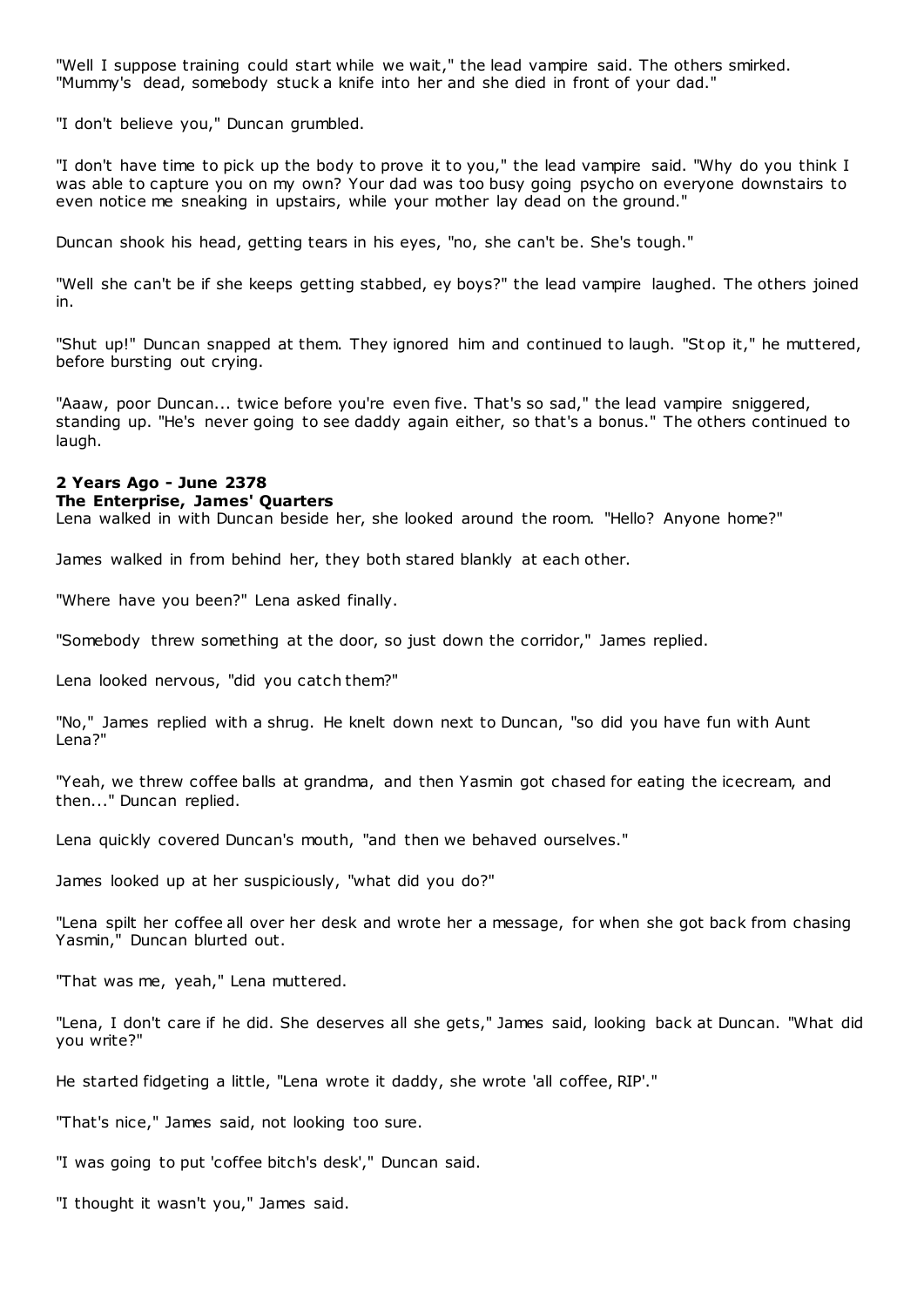"Well I suppose training could start while we wait," the lead vampire said. The others smirked. "Mummy's dead, somebody stuck a knife into her and she died in front of your dad."

"I don't believe you," Duncan grumbled.

"I don't have time to pick up the body to prove it to you," the lead vampire said. "Why do you think I was able to capture you on my own? Your dad was too busy going psycho on everyone downstairs to even notice me sneaking in upstairs, while your mother lay dead on the ground."

Duncan shook his head, getting tears in his eyes, "no, she can't be. She's tough."

"Well she can't be if she keeps getting stabbed, ey boys?" the lead vampire laughed. The others joined in.

"Shut up!" Duncan snapped at them. They ignored him and continued to laugh. "Stop it," he muttered, before bursting out crying.

"Aaaw, poor Duncan... twice before you're even five. That's so sad," the lead vampire sniggered, standing up. "He's never going to see daddy again either, so that's a bonus." The others continued to laugh.

**2 Years Ago - June 2378**
**The Enterprise, James' Quarters**

Lena walked in with Duncan beside her, she looked around the room. "Hello? Anyone home?"

James walked in from behind her, they both stared blankly at each other.

"Where have you been?" Lena asked finally.

"Somebody threw something at the door, so just down the corridor," James replied.

Lena looked nervous, "did you catch them?"

"No," James replied with a shrug. He knelt down next to Duncan, "so did you have fun with Aunt Lena?"

"Yeah, we threw coffee balls at grandma, and then Yasmin got chased for eating the icecream, and then..." Duncan replied.

Lena quickly covered Duncan's mouth, "and then we behaved ourselves."

James looked up at her suspiciously, "what did you do?"

"Lena spilt her coffee all over her desk and wrote her a message, for when she got back from chasing Yasmin," Duncan blurted out.

"That was me, yeah," Lena muttered.

"Lena, I don't care if he did. She deserves all she gets," James said, looking back at Duncan. "What did you write?"

He started fidgeting a little, "Lena wrote it daddy, she wrote 'all coffee, RIP'."

"That's nice," James said, not looking too sure.

"I was going to put 'coffee bitch's desk'," Duncan said.

"I thought it wasn't you," James said.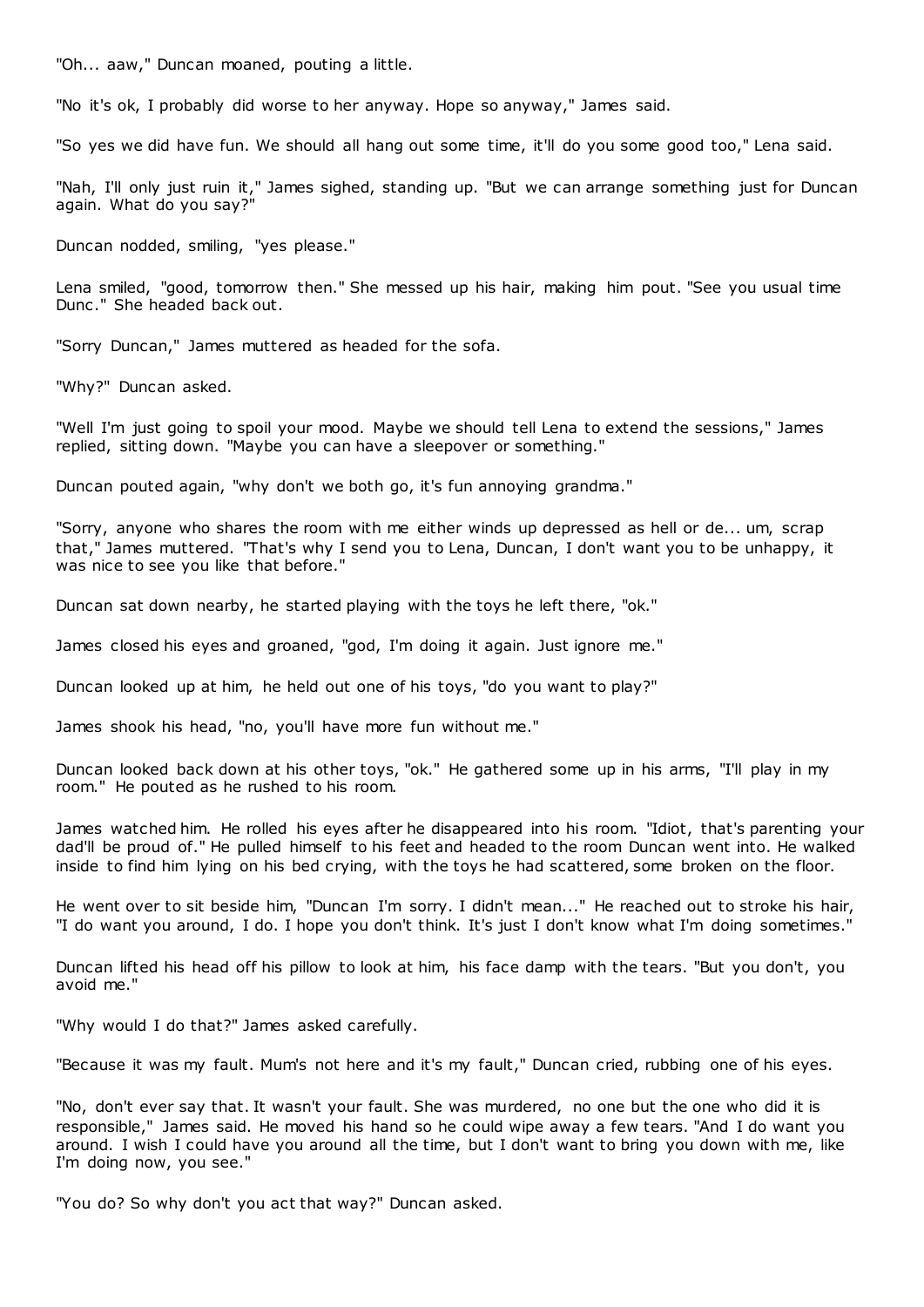"Oh... aaw," Duncan moaned, pouting a little.

"No it's ok, I probably did worse to her anyway. Hope so anyway," James said.

"So yes we did have fun. We should all hang out some time, it'll do you some good too," Lena said.

"Nah, I'll only just ruin it," James sighed, standing up. "But we can arrange something just for Duncan again. What do you say?"

Duncan nodded, smiling, "yes please."

Lena smiled, "good, tomorrow then." She messed up his hair, making him pout. "See you usual time Dunc." She headed back out.

"Sorry Duncan," James muttered as headed for the sofa.

"Why?" Duncan asked.

"Well I'm just going to spoil your mood. Maybe we should tell Lena to extend the sessions," James replied, sitting down. "Maybe you can have a sleepover or something."

Duncan pouted again, "why don't we both go, it's fun annoying grandma."

"Sorry, anyone who shares the room with me either winds up depressed as hell or de... um, scrap that," James muttered. "That's why I send you to Lena, Duncan, I don't want you to be unhappy, it was nice to see you like that before."

Duncan sat down nearby, he started playing with the toys he left there, "ok."

James closed his eyes and groaned, "god, I'm doing it again. Just ignore me."

Duncan looked up at him, he held out one of his toys, "do you want to play?"

James shook his head, "no, you'll have more fun without me."

Duncan looked back down at his other toys, "ok." He gathered some up in his arms, "I'll play in my room." He pouted as he rushed to his room.

James watched him. He rolled his eyes after he disappeared into his room. "Idiot, that's parenting your dad'll be proud of." He pulled himself to his feet and headed to the room Duncan went into. He walked inside to find him lying on his bed crying, with the toys he had scattered, some broken on the floor.

He went over to sit beside him, "Duncan I'm sorry. I didn't mean..." He reached out to stroke his hair, "I do want you around, I do. I hope you don't think. It's just I don't know what I'm doing sometimes."

Duncan lifted his head off his pillow to look at him, his face damp with the tears. "But you don't, you avoid me."

"Why would I do that?" James asked carefully.

"Because it was my fault. Mum's not here and it's my fault," Duncan cried, rubbing one of his eyes.

"No, don't ever say that. It wasn't your fault. She was murdered, no one but the one who did it is responsible," James said. He moved his hand so he could wipe away a few tears. "And I do want you around. I wish I could have you around all the time, but I don't want to bring you down with me, like I'm doing now, you see."

"You do? So why don't you act that way?" Duncan asked.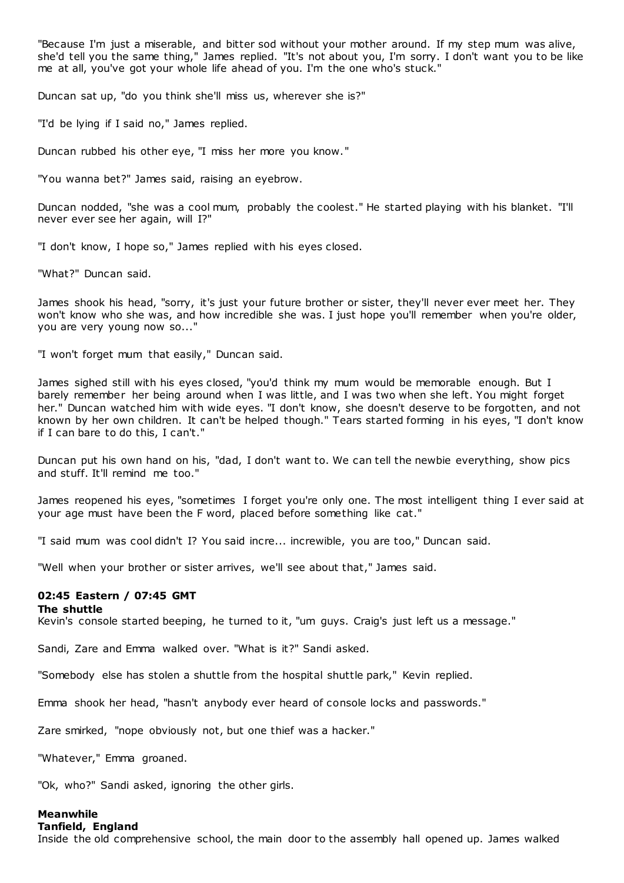"Because I'm just a miserable, and bitter sod without your mother around. If my step mum was alive, she'd tell you the same thing," James replied. "It's not about you, I'm sorry. I don't want you to be like me at all, you've got your whole life ahead of you. I'm the one who's stuck."

Duncan sat up, "do you think she'll miss us, wherever she is?"

"I'd be lying if I said no," James replied.

Duncan rubbed his other eye, "I miss her more you know."

"You wanna bet?" James said, raising an eyebrow.

Duncan nodded, "she was a cool mum, probably the coolest." He started playing with his blanket. "I'll never ever see her again, will I?"

"I don't know, I hope so," James replied with his eyes closed.

"What?" Duncan said.

James shook his head, "sorry, it's just your future brother or sister, they'll never ever meet her. They won't know who she was, and how incredible she was. I just hope you'll remember when you're older, you are very young now so..."

"I won't forget mum that easily," Duncan said.

James sighed still with his eyes closed, "you'd think my mum would be memorable enough. But I barely remember her being around when I was little, and I was two when she left. You might forget her." Duncan watched him with wide eyes. "I don't know, she doesn't deserve to be forgotten, and not known by her own children. It can't be helped though." Tears started forming in his eyes, "I don't know if I can bare to do this, I can't."

Duncan put his own hand on his, "dad, I don't want to. We can tell the newbie everything, show pics and stuff. It'll remind me too."

James reopened his eyes, "sometimes I forget you're only one. The most intelligent thing I ever said at your age must have been the F word, placed before something like cat."

"I said mum was cool didn't I? You said incre... increwible, you are too," Duncan said.

"Well when your brother or sister arrives, we'll see about that," James said.

**02:45 Eastern / 07:45 GMT**
**The shuttle**
Kevin's console started beeping, he turned to it, "um guys. Craig's just left us a message."

Sandi, Zare and Emma walked over. "What is it?" Sandi asked.

"Somebody else has stolen a shuttle from the hospital shuttle park," Kevin replied.

Emma shook her head, "hasn't anybody ever heard of console locks and passwords."

Zare smirked, "nope obviously not, but one thief was a hacker."

"Whatever," Emma groaned.

"Ok, who?" Sandi asked, ignoring the other girls.

**Meanwhile**
**Tanfield, England**
Inside the old comprehensive school, the main door to the assembly hall opened up. James walked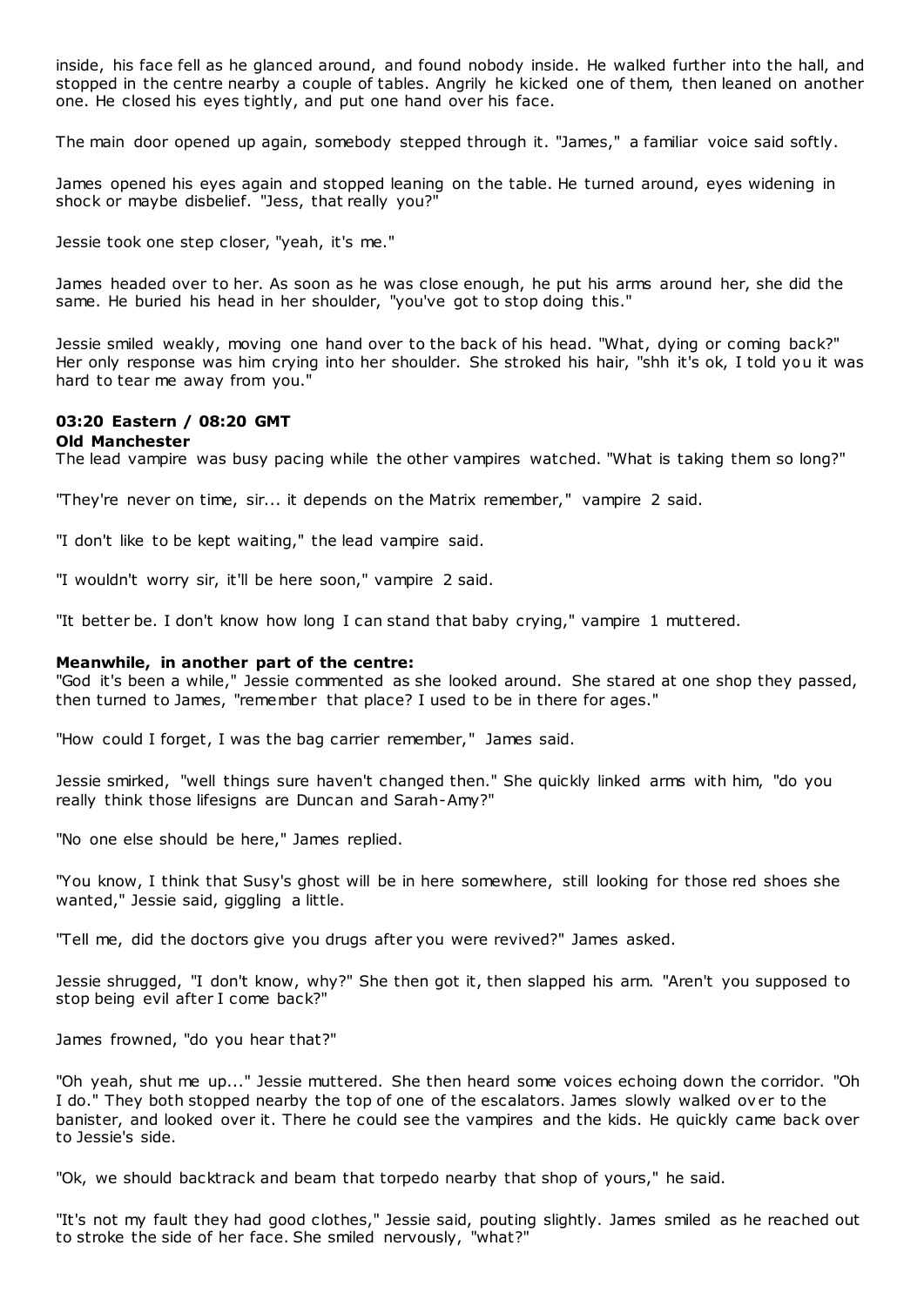inside, his face fell as he glanced around, and found nobody inside. He walked further into the hall, and stopped in the centre nearby a couple of tables. Angrily he kicked one of them, then leaned on another one. He closed his eyes tightly, and put one hand over his face.

The main door opened up again, somebody stepped through it. "James," a familiar voice said softly.

James opened his eyes again and stopped leaning on the table. He turned around, eyes widening in shock or maybe disbelief. "Jess, that really you?"

Jessie took one step closer, "yeah, it's me."

James headed over to her. As soon as he was close enough, he put his arms around her, she did the same. He buried his head in her shoulder, "you've got to stop doing this."

Jessie smiled weakly, moving one hand over to the back of his head. "What, dying or coming back?" Her only response was him crying into her shoulder. She stroked his hair, "shh it's ok, I told you it was hard to tear me away from you."

**03:20 Eastern / 08:20 GMT**
**Old Manchester**

The lead vampire was busy pacing while the other vampires watched. "What is taking them so long?"

"They're never on time, sir... it depends on the Matrix remember," vampire 2 said.

"I don't like to be kept waiting," the lead vampire said.

"I wouldn't worry sir, it'll be here soon," vampire 2 said.

"It better be. I don't know how long I can stand that baby crying," vampire 1 muttered.

**Meanwhile, in another part of the centre:**

"God it's been a while," Jessie commented as she looked around. She stared at one shop they passed, then turned to James, "remember that place? I used to be in there for ages."

"How could I forget, I was the bag carrier remember," James said.

Jessie smirked, "well things sure haven't changed then." She quickly linked arms with him, "do you really think those lifesigns are Duncan and Sarah-Amy?"

"No one else should be here," James replied.

"You know, I think that Susy's ghost will be in here somewhere, still looking for those red shoes she wanted," Jessie said, giggling a little.

"Tell me, did the doctors give you drugs after you were revived?" James asked.

Jessie shrugged, "I don't know, why?" She then got it, then slapped his arm. "Aren't you supposed to stop being evil after I come back?"

James frowned, "do you hear that?"

"Oh yeah, shut me up..." Jessie muttered. She then heard some voices echoing down the corridor. "Oh I do." They both stopped nearby the top of one of the escalators. James slowly walked over to the banister, and looked over it. There he could see the vampires and the kids. He quickly came back over to Jessie's side.

"Ok, we should backtrack and beam that torpedo nearby that shop of yours," he said.

"It's not my fault they had good clothes," Jessie said, pouting slightly. James smiled as he reached out to stroke the side of her face. She smiled nervously, "what?"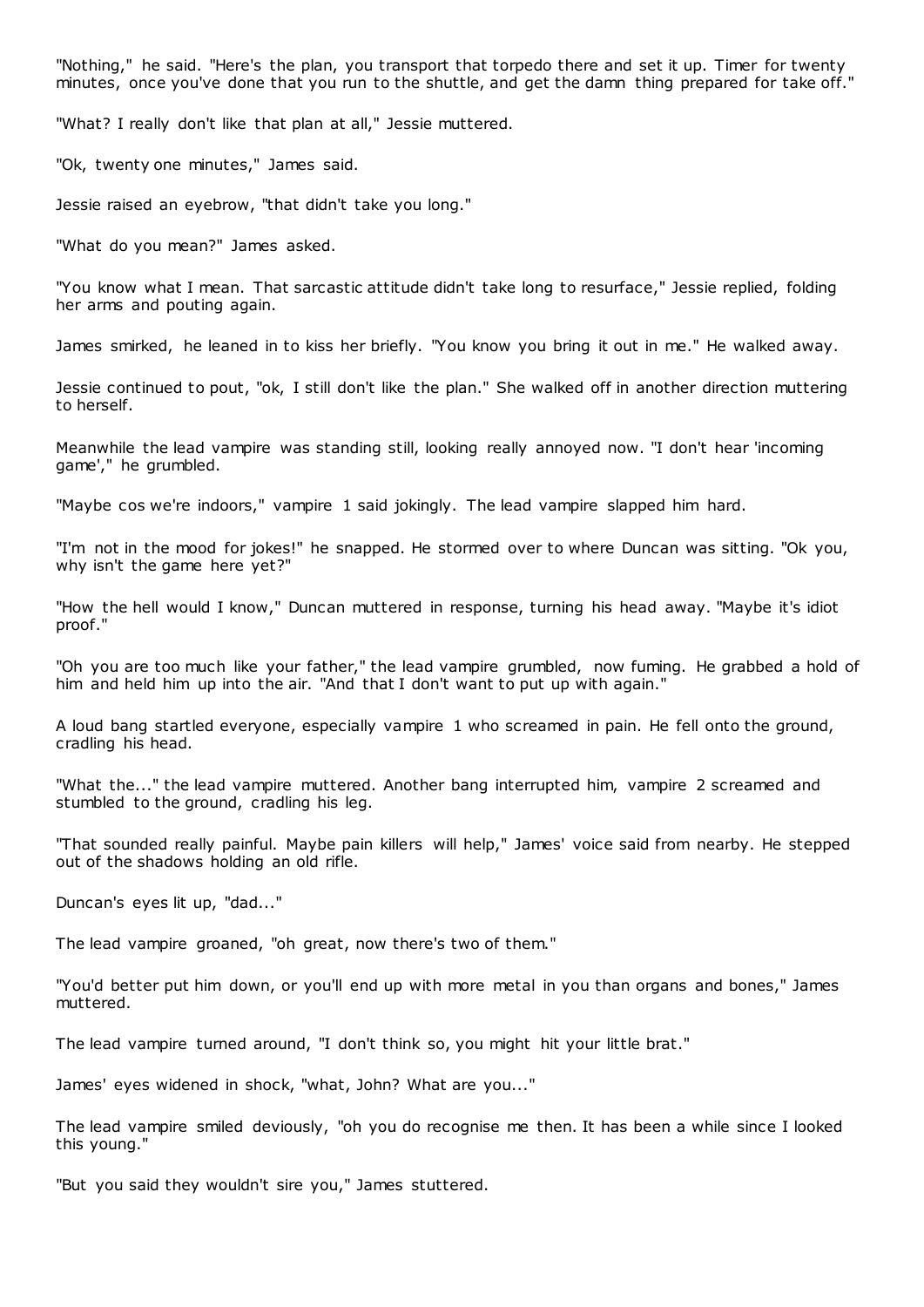"Nothing," he said. "Here's the plan, you transport that torpedo there and set it up. Timer for twenty minutes, once you've done that you run to the shuttle, and get the damn thing prepared for take off."

"What? I really don't like that plan at all," Jessie muttered.

"Ok, twenty one minutes," James said.

Jessie raised an eyebrow, "that didn't take you long."

"What do you mean?" James asked.

"You know what I mean. That sarcastic attitude didn't take long to resurface," Jessie replied, folding her arms and pouting again.

James smirked, he leaned in to kiss her briefly. "You know you bring it out in me." He walked away.

Jessie continued to pout, "ok, I still don't like the plan." She walked off in another direction muttering to herself.

Meanwhile the lead vampire was standing still, looking really annoyed now. "I don't hear 'incoming game'," he grumbled.

"Maybe cos we're indoors," vampire 1 said jokingly. The lead vampire slapped him hard.

"I'm not in the mood for jokes!" he snapped. He stormed over to where Duncan was sitting. "Ok you, why isn't the game here yet?"

"How the hell would I know," Duncan muttered in response, turning his head away. "Maybe it's idiot proof."

"Oh you are too much like your father," the lead vampire grumbled, now fuming. He grabbed a hold of him and held him up into the air. "And that I don't want to put up with again."

A loud bang startled everyone, especially vampire 1 who screamed in pain. He fell onto the ground, cradling his head.

"What the..." the lead vampire muttered. Another bang interrupted him, vampire 2 screamed and stumbled to the ground, cradling his leg.

"That sounded really painful. Maybe pain killers will help," James' voice said from nearby. He stepped out of the shadows holding an old rifle.

Duncan's eyes lit up, "dad..."

The lead vampire groaned, "oh great, now there's two of them."

"You'd better put him down, or you'll end up with more metal in you than organs and bones," James muttered.

The lead vampire turned around, "I don't think so, you might hit your little brat."

James' eyes widened in shock, "what, John? What are you..."

The lead vampire smiled deviously, "oh you do recognise me then. It has been a while since I looked this young."

"But you said they wouldn't sire you," James stuttered.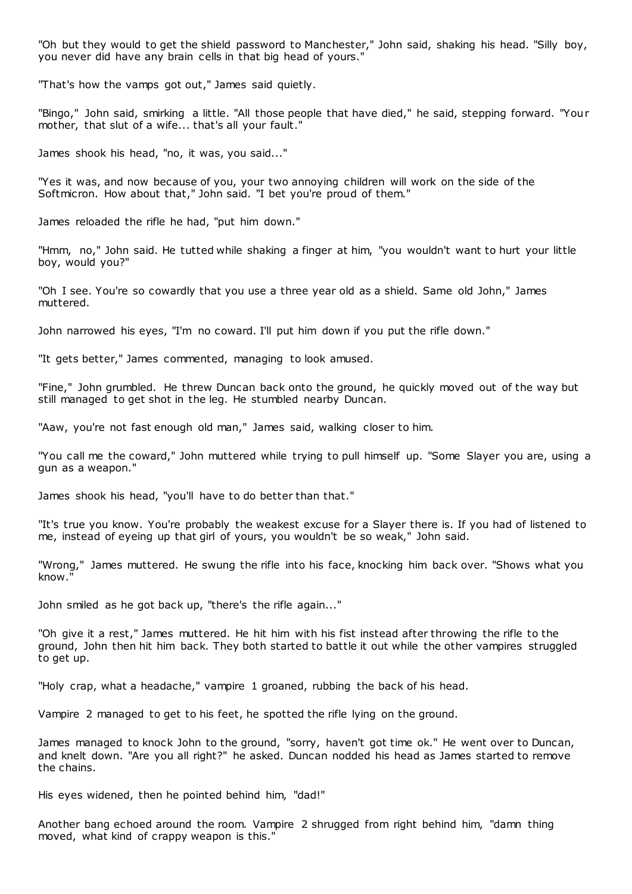"Oh but they would to get the shield password to Manchester," John said, shaking his head. "Silly boy, you never did have any brain cells in that big head of yours."

"That's how the vamps got out," James said quietly.

"Bingo," John said, smirking a little. "All those people that have died," he said, stepping forward. "Your mother, that slut of a wife... that's all your fault."

James shook his head, "no, it was, you said..."

"Yes it was, and now because of you, your two annoying children will work on the side of the Softmicron. How about that," John said. "I bet you're proud of them."

James reloaded the rifle he had, "put him down."

"Hmm, no," John said. He tutted while shaking a finger at him, "you wouldn't want to hurt your little boy, would you?"

"Oh I see. You're so cowardly that you use a three year old as a shield. Same old John," James muttered.

John narrowed his eyes, "I'm no coward. I'll put him down if you put the rifle down."

"It gets better," James commented, managing to look amused.

"Fine," John grumbled. He threw Duncan back onto the ground, he quickly moved out of the way but still managed to get shot in the leg. He stumbled nearby Duncan.

"Aaw, you're not fast enough old man," James said, walking closer to him.

"You call me the coward," John muttered while trying to pull himself up. "Some Slayer you are, using a gun as a weapon."

James shook his head, "you'll have to do better than that."

"It's true you know. You're probably the weakest excuse for a Slayer there is. If you had of listened to me, instead of eyeing up that girl of yours, you wouldn't be so weak," John said.

"Wrong," James muttered. He swung the rifle into his face, knocking him back over. "Shows what you know."

John smiled as he got back up, "there's the rifle again..."

"Oh give it a rest," James muttered. He hit him with his fist instead after throwing the rifle to the ground, John then hit him back. They both started to battle it out while the other vampires struggled to get up.

"Holy crap, what a headache," vampire 1 groaned, rubbing the back of his head.

Vampire 2 managed to get to his feet, he spotted the rifle lying on the ground.

James managed to knock John to the ground, "sorry, haven't got time ok." He went over to Duncan, and knelt down. "Are you all right?" he asked. Duncan nodded his head as James started to remove the chains.

His eyes widened, then he pointed behind him, "dad!"

Another bang echoed around the room. Vampire 2 shrugged from right behind him, "damn thing moved, what kind of crappy weapon is this."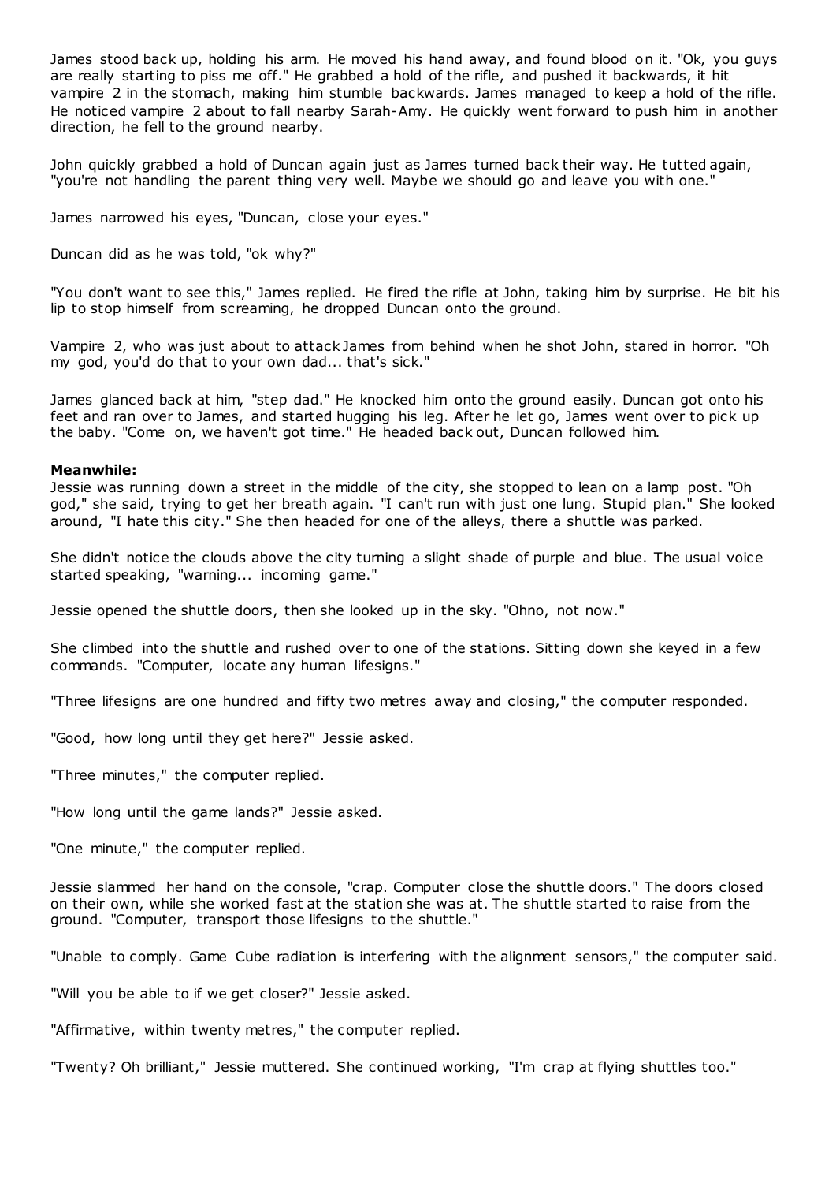James stood back up, holding his arm. He moved his hand away, and found blood on it. "Ok, you guys are really starting to piss me off." He grabbed a hold of the rifle, and pushed it backwards, it hit vampire 2 in the stomach, making him stumble backwards. James managed to keep a hold of the rifle. He noticed vampire 2 about to fall nearby Sarah-Amy. He quickly went forward to push him in another direction, he fell to the ground nearby.

John quickly grabbed a hold of Duncan again just as James turned back their way. He tutted again, "you're not handling the parent thing very well. Maybe we should go and leave you with one."

James narrowed his eyes, "Duncan, close your eyes."

Duncan did as he was told, "ok why?"

"You don't want to see this," James replied. He fired the rifle at John, taking him by surprise. He bit his lip to stop himself from screaming, he dropped Duncan onto the ground.

Vampire 2, who was just about to attack James from behind when he shot John, stared in horror. "Oh my god, you'd do that to your own dad... that's sick."

James glanced back at him, "step dad." He knocked him onto the ground easily. Duncan got onto his feet and ran over to James, and started hugging his leg. After he let go, James went over to pick up the baby. "Come on, we haven't got time." He headed back out, Duncan followed him.

**Meanwhile:**
Jessie was running down a street in the middle of the city, she stopped to lean on a lamp post. "Oh god," she said, trying to get her breath again. "I can't run with just one lung. Stupid plan." She looked around, "I hate this city." She then headed for one of the alleys, there a shuttle was parked.

She didn't notice the clouds above the city turning a slight shade of purple and blue. The usual voice started speaking, "warning... incoming game."

Jessie opened the shuttle doors, then she looked up in the sky. "Ohno, not now."

She climbed into the shuttle and rushed over to one of the stations. Sitting down she keyed in a few commands. "Computer, locate any human lifesigns."

"Three lifesigns are one hundred and fifty two metres away and closing," the computer responded.

"Good, how long until they get here?" Jessie asked.

"Three minutes," the computer replied.

"How long until the game lands?" Jessie asked.

"One minute," the computer replied.

Jessie slammed her hand on the console, "crap. Computer close the shuttle doors." The doors closed on their own, while she worked fast at the station she was at. The shuttle started to raise from the ground. "Computer, transport those lifesigns to the shuttle."

"Unable to comply. Game Cube radiation is interfering with the alignment sensors," the computer said.

"Will you be able to if we get closer?" Jessie asked.

"Affirmative, within twenty metres," the computer replied.

"Twenty? Oh brilliant," Jessie muttered. She continued working, "I'm crap at flying shuttles too."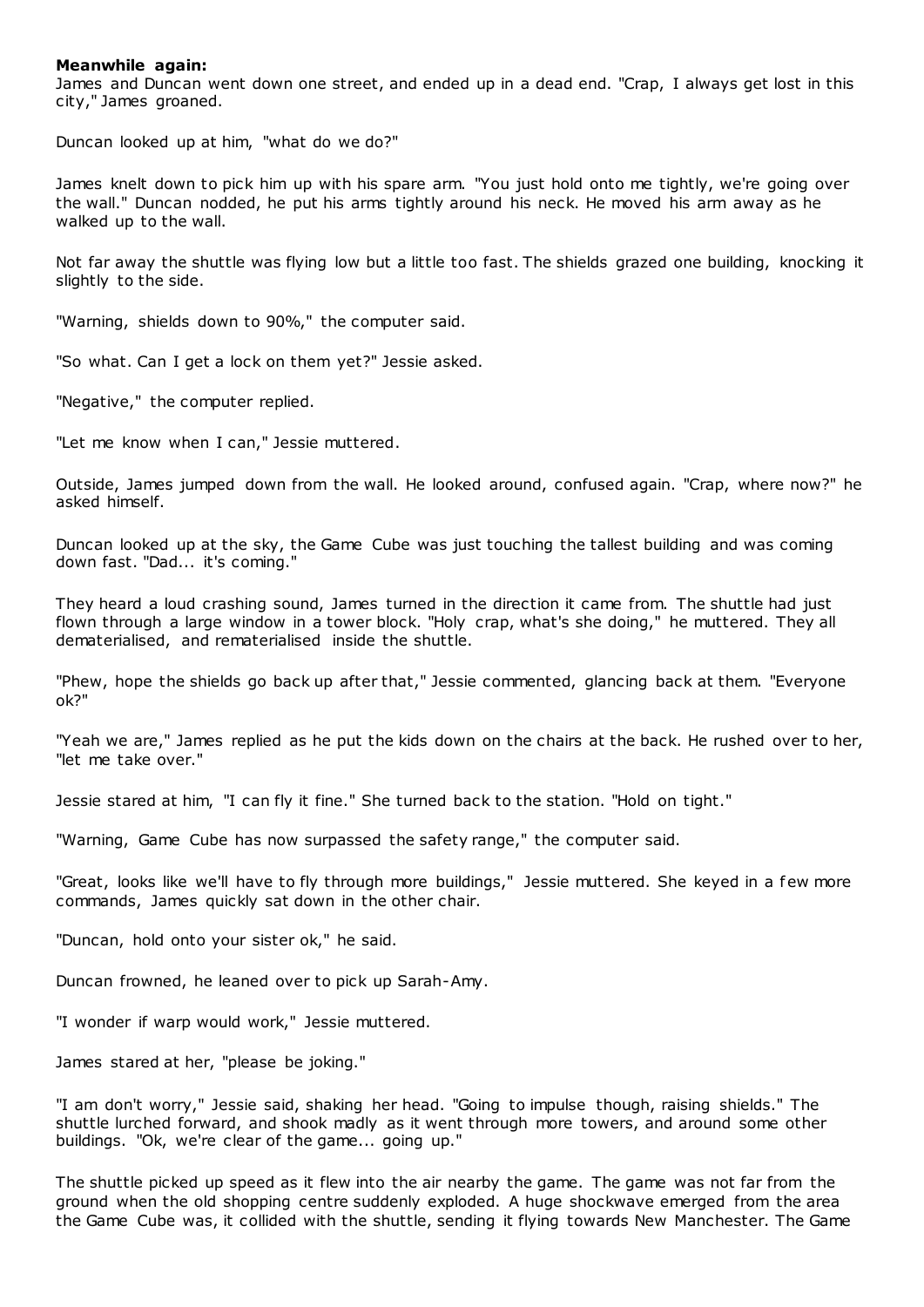**Meanwhile again:**

James and Duncan went down one street, and ended up in a dead end. "Crap, I always get lost in this city," James groaned.

Duncan looked up at him, "what do we do?"

James knelt down to pick him up with his spare arm. "You just hold onto me tightly, we're going over the wall." Duncan nodded, he put his arms tightly around his neck. He moved his arm away as he walked up to the wall.

Not far away the shuttle was flying low but a little too fast. The shields grazed one building, knocking it slightly to the side.

"Warning, shields down to 90%," the computer said.

"So what. Can I get a lock on them yet?" Jessie asked.

"Negative," the computer replied.

"Let me know when I can," Jessie muttered.

Outside, James jumped down from the wall. He looked around, confused again. "Crap, where now?" he asked himself.

Duncan looked up at the sky, the Game Cube was just touching the tallest building and was coming down fast. "Dad... it's coming."

They heard a loud crashing sound, James turned in the direction it came from. The shuttle had just flown through a large window in a tower block. "Holy crap, what's she doing," he muttered. They all dematerialised, and rematerialised inside the shuttle.

"Phew, hope the shields go back up after that," Jessie commented, glancing back at them. "Everyone ok?"

"Yeah we are," James replied as he put the kids down on the chairs at the back. He rushed over to her, "let me take over."

Jessie stared at him, "I can fly it fine." She turned back to the station. "Hold on tight."

"Warning, Game Cube has now surpassed the safety range," the computer said.

"Great, looks like we'll have to fly through more buildings," Jessie muttered. She keyed in a few more commands, James quickly sat down in the other chair.

"Duncan, hold onto your sister ok," he said.

Duncan frowned, he leaned over to pick up Sarah-Amy.

"I wonder if warp would work," Jessie muttered.

James stared at her, "please be joking."

"I am don't worry," Jessie said, shaking her head. "Going to impulse though, raising shields." The shuttle lurched forward, and shook madly as it went through more towers, and around some other buildings. "Ok, we're clear of the game... going up."

The shuttle picked up speed as it flew into the air nearby the game. The game was not far from the ground when the old shopping centre suddenly exploded. A huge shockwave emerged from the area the Game Cube was, it collided with the shuttle, sending it flying towards New Manchester. The Game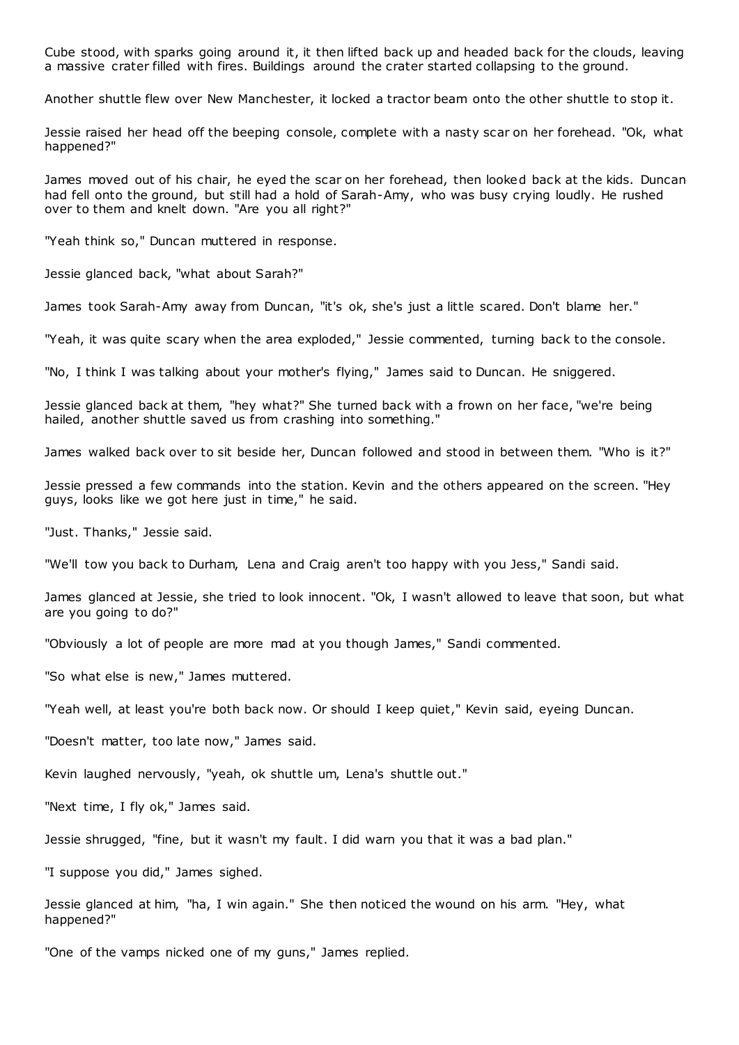Cube stood, with sparks going around it, it then lifted back up and headed back for the clouds, leaving a massive crater filled with fires. Buildings around the crater started collapsing to the ground.

Another shuttle flew over New Manchester, it locked a tractor beam onto the other shuttle to stop it.

Jessie raised her head off the beeping console, complete with a nasty scar on her forehead. "Ok, what happened?"

James moved out of his chair, he eyed the scar on her forehead, then looked back at the kids. Duncan had fell onto the ground, but still had a hold of Sarah-Amy, who was busy crying loudly. He rushed over to them and knelt down. "Are you all right?"

"Yeah think so," Duncan muttered in response.

Jessie glanced back, "what about Sarah?"

James took Sarah-Amy away from Duncan, "it's ok, she's just a little scared. Don't blame her."

"Yeah, it was quite scary when the area exploded," Jessie commented, turning back to the console.

"No, I think I was talking about your mother's flying," James said to Duncan. He sniggered.

Jessie glanced back at them, "hey what?" She turned back with a frown on her face, "we're being hailed, another shuttle saved us from crashing into something."

James walked back over to sit beside her, Duncan followed and stood in between them. "Who is it?"

Jessie pressed a few commands into the station. Kevin and the others appeared on the screen. "Hey guys, looks like we got here just in time," he said.

"Just. Thanks," Jessie said.

"We'll tow you back to Durham, Lena and Craig aren't too happy with you Jess," Sandi said.

James glanced at Jessie, she tried to look innocent. "Ok, I wasn't allowed to leave that soon, but what are you going to do?"

"Obviously a lot of people are more mad at you though James," Sandi commented.

"So what else is new," James muttered.

"Yeah well, at least you're both back now. Or should I keep quiet," Kevin said, eyeing Duncan.

"Doesn't matter, too late now," James said.

Kevin laughed nervously, "yeah, ok shuttle um, Lena's shuttle out."

"Next time, I fly ok," James said.

Jessie shrugged, "fine, but it wasn't my fault. I did warn you that it was a bad plan."

"I suppose you did," James sighed.

Jessie glanced at him, "ha, I win again." She then noticed the wound on his arm. "Hey, what happened?"

"One of the vamps nicked one of my guns," James replied.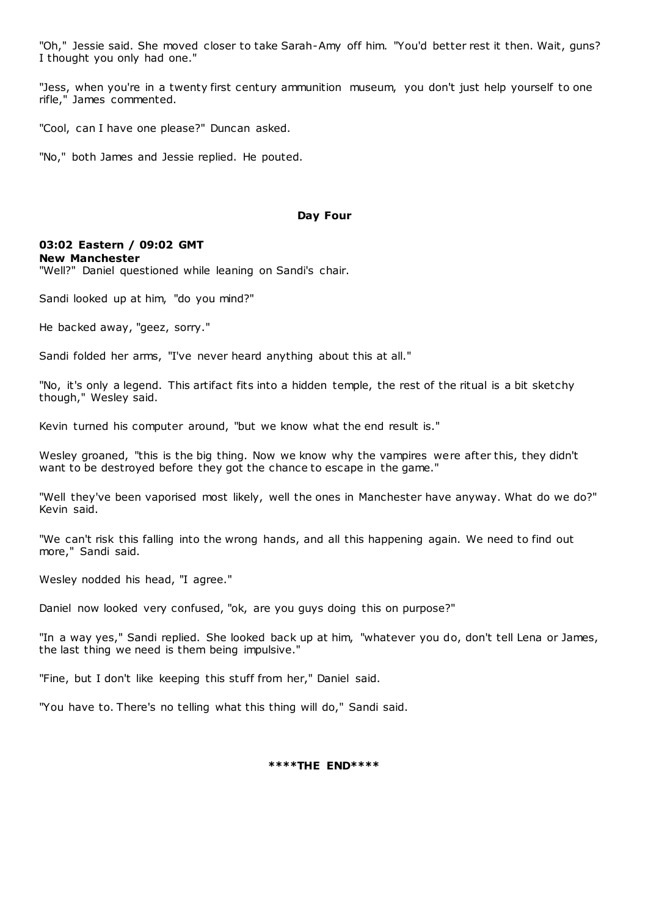"Oh," Jessie said. She moved closer to take Sarah-Amy off him. "You'd better rest it then. Wait, guns? I thought you only had one."

"Jess, when you're in a twenty first century ammunition museum, you don't just help yourself to one rifle," James commented.

"Cool, can I have one please?" Duncan asked.

"No," both James and Jessie replied. He pouted.

**Day Four**

**03:02 Eastern / 09:02 GMT**
**New Manchester**

"Well?" Daniel questioned while leaning on Sandi's chair.

Sandi looked up at him, "do you mind?"

He backed away, "geez, sorry."

Sandi folded her arms, "I've never heard anything about this at all."

"No, it's only a legend. This artifact fits into a hidden temple, the rest of the ritual is a bit sketchy though," Wesley said.

Kevin turned his computer around, "but we know what the end result is."

Wesley groaned, "this is the big thing. Now we know why the vampires were after this, they didn't want to be destroyed before they got the chance to escape in the game."

"Well they've been vaporised most likely, well the ones in Manchester have anyway. What do we do?" Kevin said.

"We can't risk this falling into the wrong hands, and all this happening again. We need to find out more," Sandi said.

Wesley nodded his head, "I agree."

Daniel now looked very confused, "ok, are you guys doing this on purpose?"

"In a way yes," Sandi replied. She looked back up at him, "whatever you do, don't tell Lena or James, the last thing we need is them being impulsive."

"Fine, but I don't like keeping this stuff from her," Daniel said.

"You have to. There's no telling what this thing will do," Sandi said.

**\*\*\*\*THE END\*\*\*\***